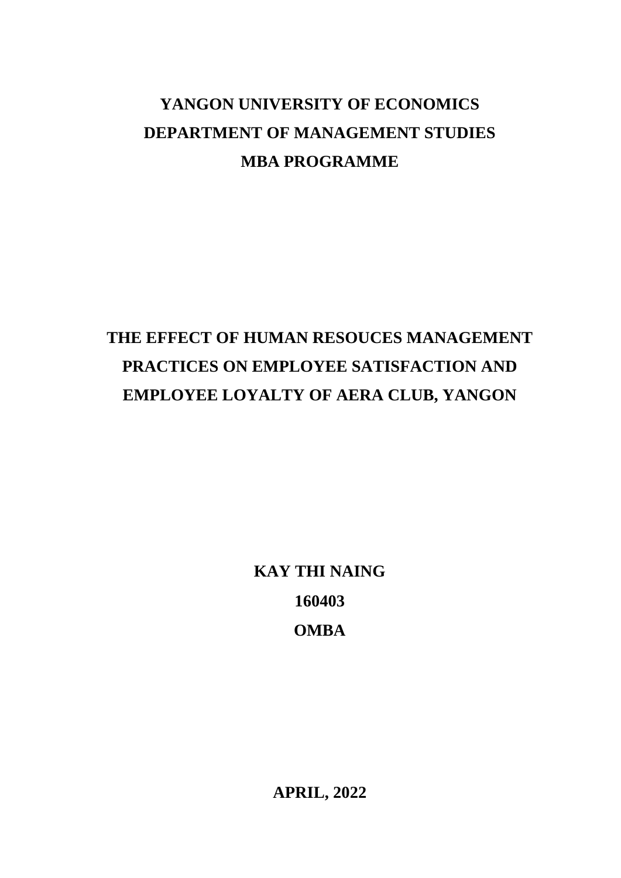**YANGON UNIVERSITY OF ECONOMICS**

**DEPARTMENT OF MANAGEMENT STUDIES**

**MBA PROGRAMME**

# THE EFFECT OF HUMAN RESOUCES MANAGEMENT PRACTICES ON EMPLOYEE SATISFACTION AND EMPLOYEE LOYALTY OF AERA CLUB, YANGON

**KAY THI NAING**

**160403**

**OMBA**

**APRIL, 2022**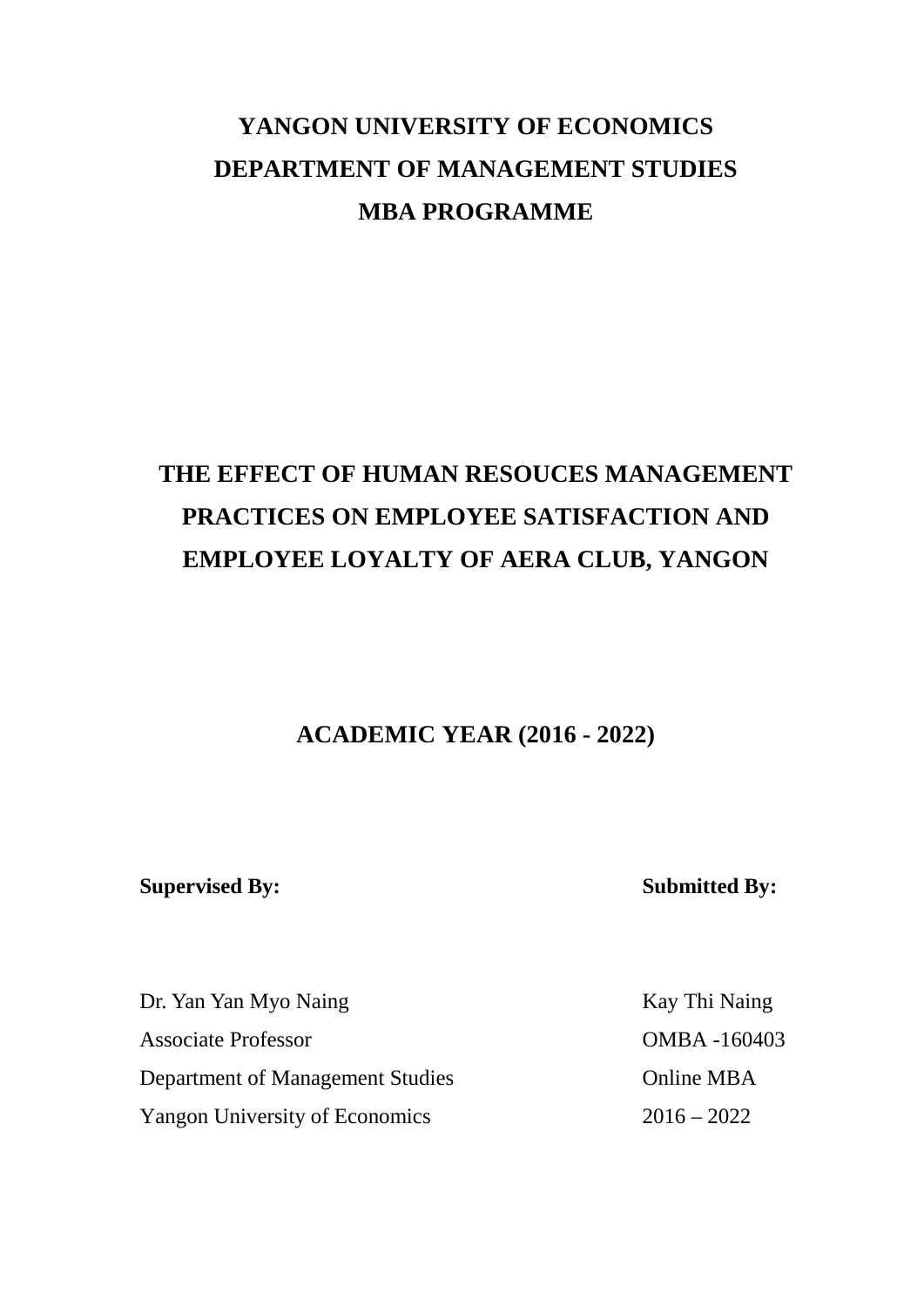# YANGON UNIVERSITY OF ECONOMICS
# DEPARTMENT OF MANAGEMENT STUDIES
# MBA PROGRAMME

# THE EFFECT OF HUMAN RESOUCES MANAGEMENT PRACTICES ON EMPLOYEE SATISFACTION AND EMPLOYEE LOYALTY OF AERA CLUB, YANGON

## ACADEMIC YEAR (2016 - 2022)

**Supervised By:**

Dr. Yan Yan Myo Naing
Associate Professor
Department of Management Studies
Yangon University of Economics

**Submitted By:**

Kay Thi Naing
OMBA -160403
Online MBA
2016 – 2022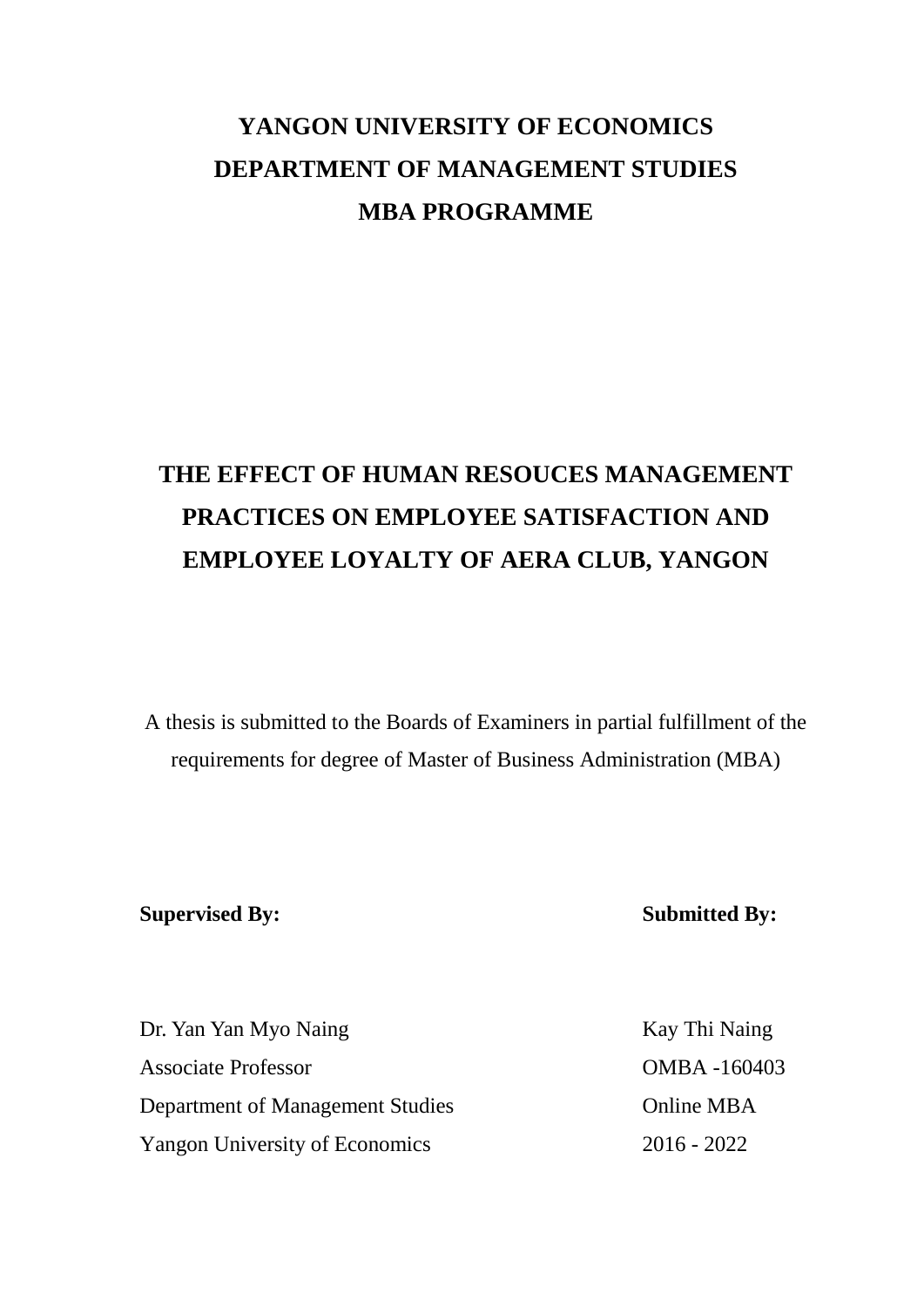# YANGON UNIVERSITY OF ECONOMICS
# DEPARTMENT OF MANAGEMENT STUDIES
# MBA PROGRAMME

# THE EFFECT OF HUMAN RESOUCES MANAGEMENT PRACTICES ON EMPLOYEE SATISFACTION AND EMPLOYEE LOYALTY OF AERA CLUB, YANGON

A thesis is submitted to the Boards of Examiners in partial fulfillment of the requirements for degree of Master of Business Administration (MBA)

| **Supervised By:** | **Submitted By:** |
|---|---|
| Dr. Yan Yan Myo Naing | Kay Thi Naing |
| Associate Professor | OMBA -160403 |
| Department of Management Studies | Online MBA |
| Yangon University of Economics | 2016 - 2022 |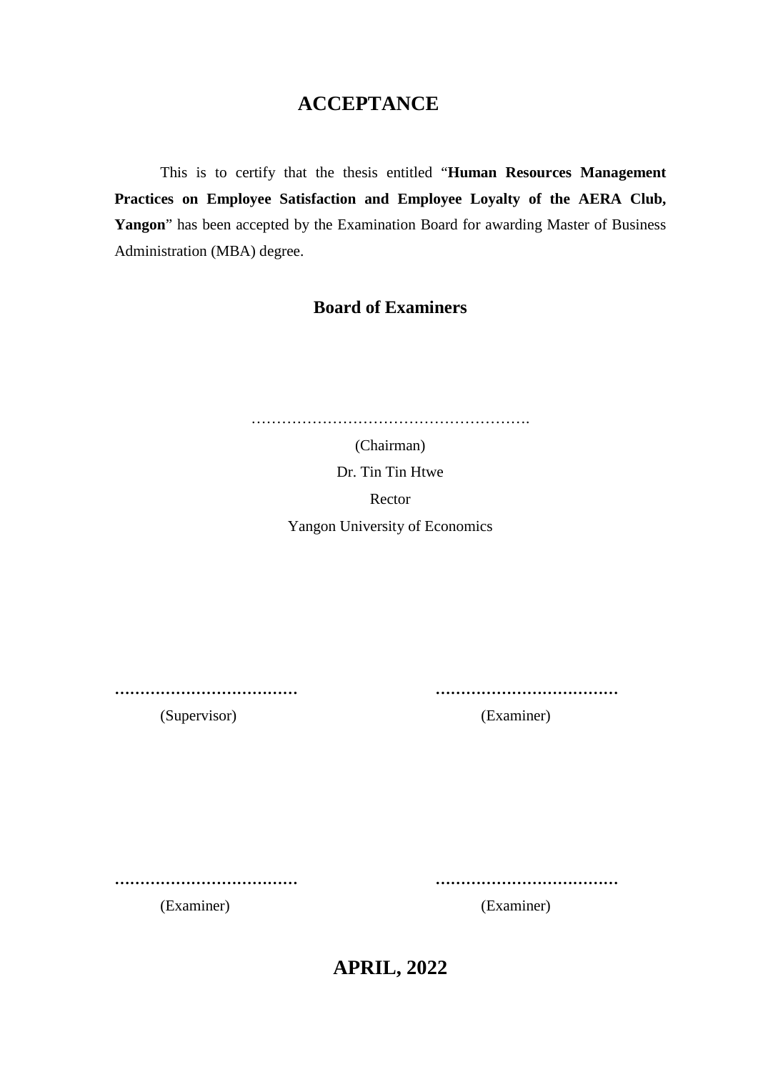# ACCEPTANCE

This is to certify that the thesis entitled "**Human Resources Management Practices on Employee Satisfaction and Employee Loyalty of the AERA Club, Yangon**" has been accepted by the Examination Board for awarding Master of Business Administration (MBA) degree.

## Board of Examiners

……………………………………………….

(Chairman)

Dr. Tin Tin Htwe

Rector

Yangon University of Economics

……………………………… ………………………………

(Supervisor) (Examiner)

……………………………… ………………………………

(Examiner) (Examiner)

**APRIL, 2022**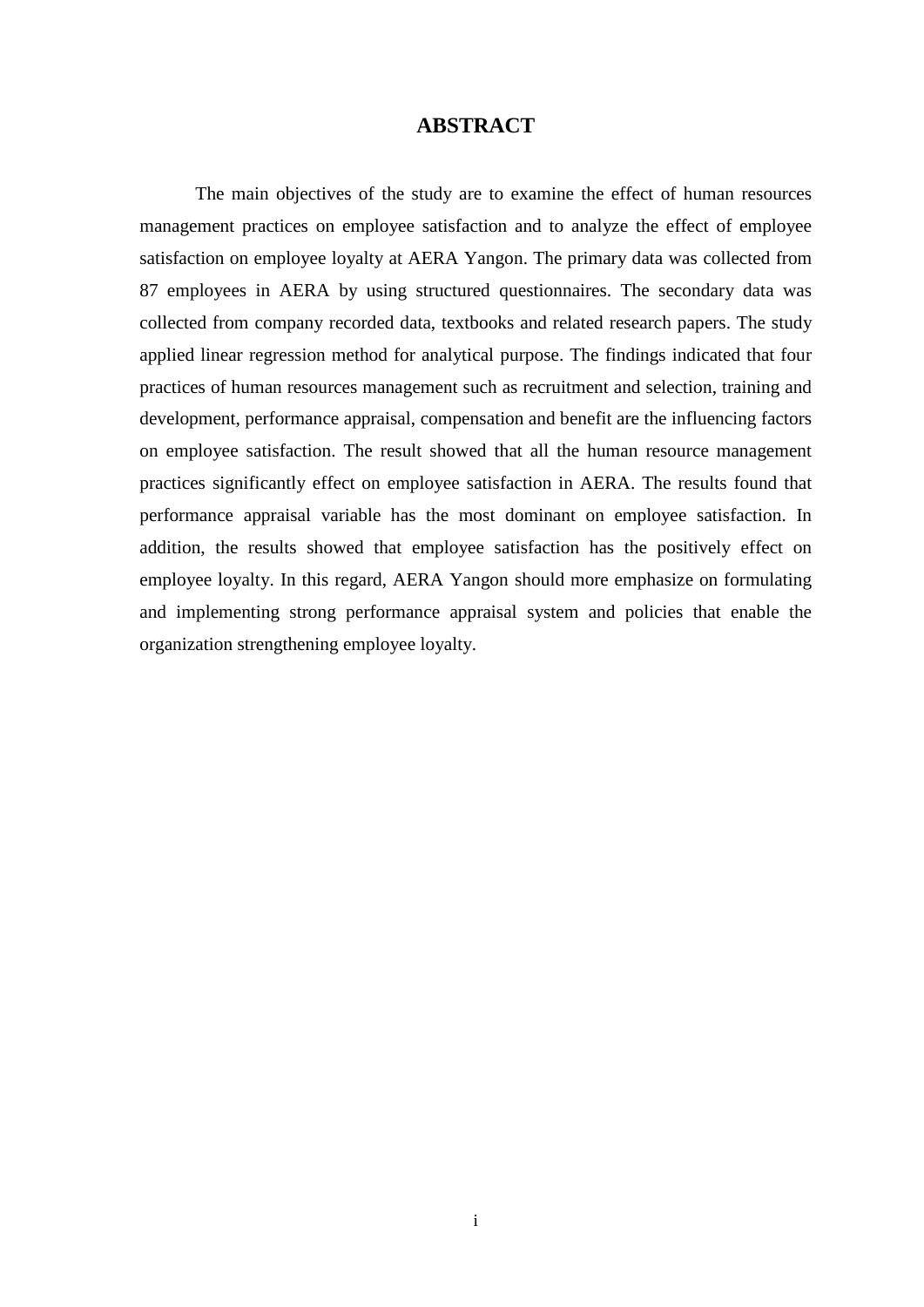# ABSTRACT

The main objectives of the study are to examine the effect of human resources management practices on employee satisfaction and to analyze the effect of employee satisfaction on employee loyalty at AERA Yangon. The primary data was collected from 87 employees in AERA by using structured questionnaires. The secondary data was collected from company recorded data, textbooks and related research papers. The study applied linear regression method for analytical purpose. The findings indicated that four practices of human resources management such as recruitment and selection, training and development, performance appraisal, compensation and benefit are the influencing factors on employee satisfaction. The result showed that all the human resource management practices significantly effect on employee satisfaction in AERA. The results found that performance appraisal variable has the most dominant on employee satisfaction. In addition, the results showed that employee satisfaction has the positively effect on employee loyalty. In this regard, AERA Yangon should more emphasize on formulating and implementing strong performance appraisal system and policies that enable the organization strengthening employee loyalty.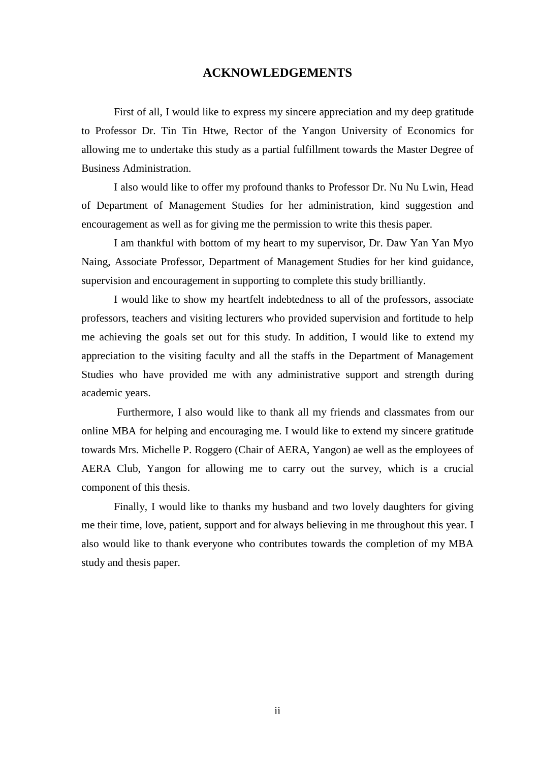# ACKNOWLEDGEMENTS

First of all, I would like to express my sincere appreciation and my deep gratitude to Professor Dr. Tin Tin Htwe, Rector of the Yangon University of Economics for allowing me to undertake this study as a partial fulfillment towards the Master Degree of Business Administration.

I also would like to offer my profound thanks to Professor Dr. Nu Nu Lwin, Head of Department of Management Studies for her administration, kind suggestion and encouragement as well as for giving me the permission to write this thesis paper.

I am thankful with bottom of my heart to my supervisor, Dr. Daw Yan Yan Myo Naing, Associate Professor, Department of Management Studies for her kind guidance, supervision and encouragement in supporting to complete this study brilliantly.

I would like to show my heartfelt indebtedness to all of the professors, associate professors, teachers and visiting lecturers who provided supervision and fortitude to help me achieving the goals set out for this study. In addition, I would like to extend my appreciation to the visiting faculty and all the staffs in the Department of Management Studies who have provided me with any administrative support and strength during academic years.

Furthermore, I also would like to thank all my friends and classmates from our online MBA for helping and encouraging me. I would like to extend my sincere gratitude towards Mrs. Michelle P. Roggero (Chair of AERA, Yangon) ae well as the employees of AERA Club, Yangon for allowing me to carry out the survey, which is a crucial component of this thesis.

Finally, I would like to thanks my husband and two lovely daughters for giving me their time, love, patient, support and for always believing in me throughout this year. I also would like to thank everyone who contributes towards the completion of my MBA study and thesis paper.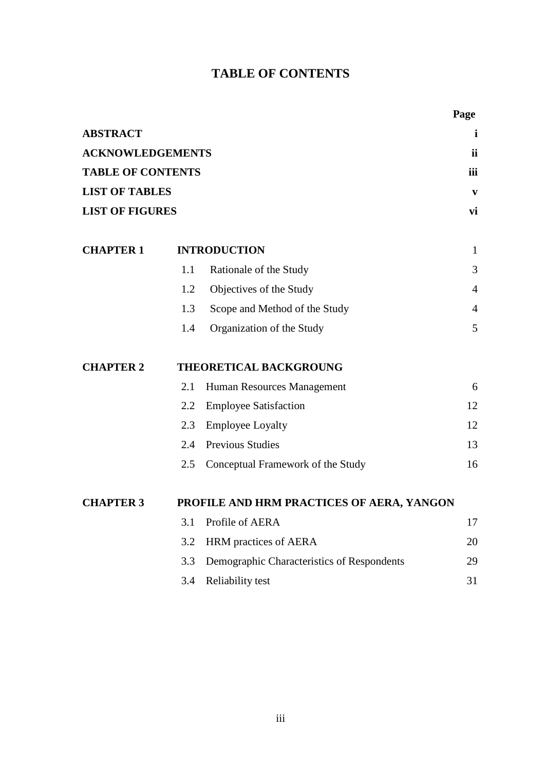# TABLE OF CONTENTS

| | | | Page |
|---|---|---|---|
| **ABSTRACT** | | | **i** |
| **ACKNOWLEDGEMENTS** | | | **ii** |
| **TABLE OF CONTENTS** | | | **iii** |
| **LIST OF TABLES** | | | **v** |
| **LIST OF FIGURES** | | | **vi** |
| **CHAPTER 1** | **INTRODUCTION** | | 1 |
| | 1.1 | Rationale of the Study | 3 |
| | 1.2 | Objectives of the Study | 4 |
| | 1.3 | Scope and Method of the Study | 4 |
| | 1.4 | Organization of the Study | 5 |
| **CHAPTER 2** | **THEORETICAL BACKGROUNG** | | |
| | 2.1 | Human Resources Management | 6 |
| | 2.2 | Employee Satisfaction | 12 |
| | 2.3 | Employee Loyalty | 12 |
| | 2.4 | Previous Studies | 13 |
| | 2.5 | Conceptual Framework of the Study | 16 |
| **CHAPTER 3** | **PROFILE AND HRM PRACTICES OF AERA, YANGON** | | |
| | 3.1 | Profile of AERA | 17 |
| | 3.2 | HRM practices of AERA | 20 |
| | 3.3 | Demographic Characteristics of Respondents | 29 |
| | 3.4 | Reliability test | 31 |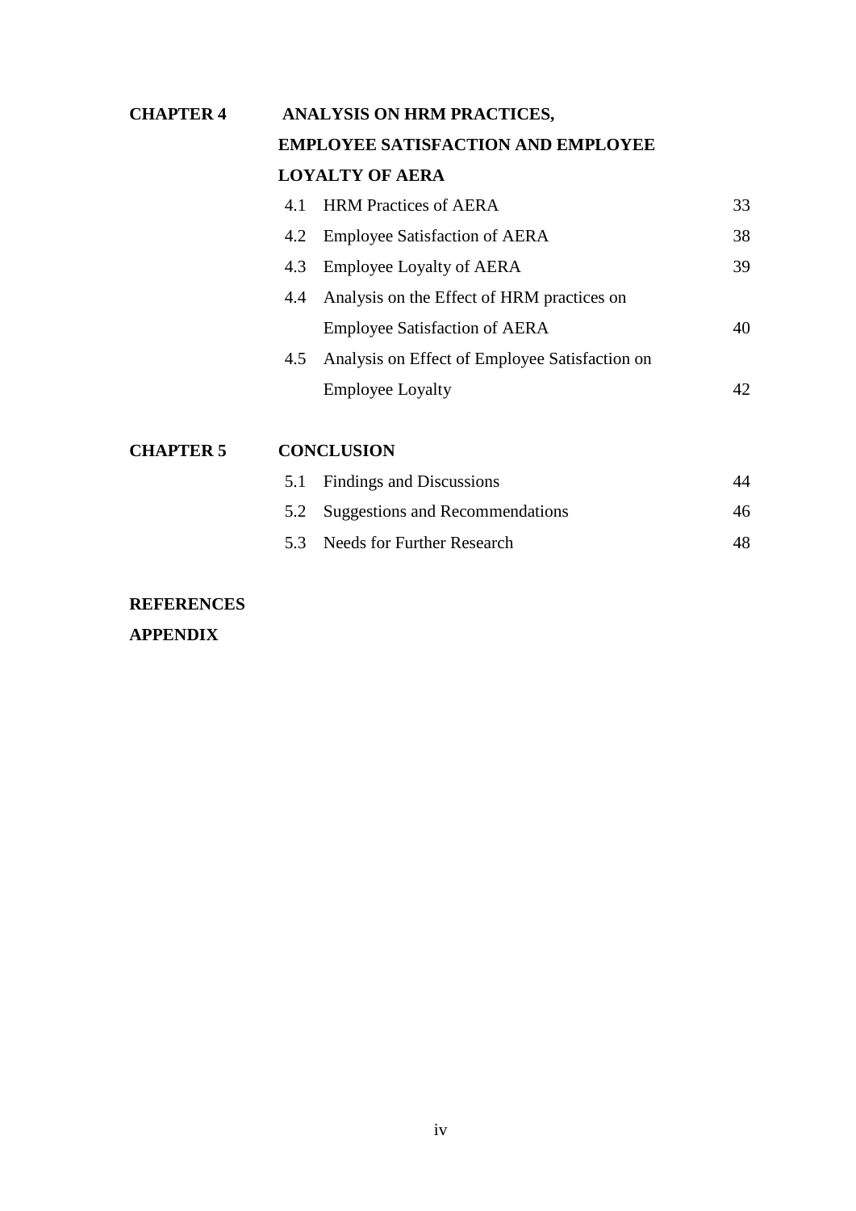| | | |
|---|---|---|
| **CHAPTER 4** | **ANALYSIS ON HRM PRACTICES, EMPLOYEE SATISFACTION AND EMPLOYEE LOYALTY OF AERA** | |
| | 4.1 HRM Practices of AERA | 33 |
| | 4.2 Employee Satisfaction of AERA | 38 |
| | 4.3 Employee Loyalty of AERA | 39 |
| | 4.4 Analysis on the Effect of HRM practices on Employee Satisfaction of AERA | 40 |
| | 4.5 Analysis on Effect of Employee Satisfaction on Employee Loyalty | 42 |
| **CHAPTER 5** | **CONCLUSION** | |
| | 5.1 Findings and Discussions | 44 |
| | 5.2 Suggestions and Recommendations | 46 |
| | 5.3 Needs for Further Research | 48 |

**REFERENCES**

**APPENDIX**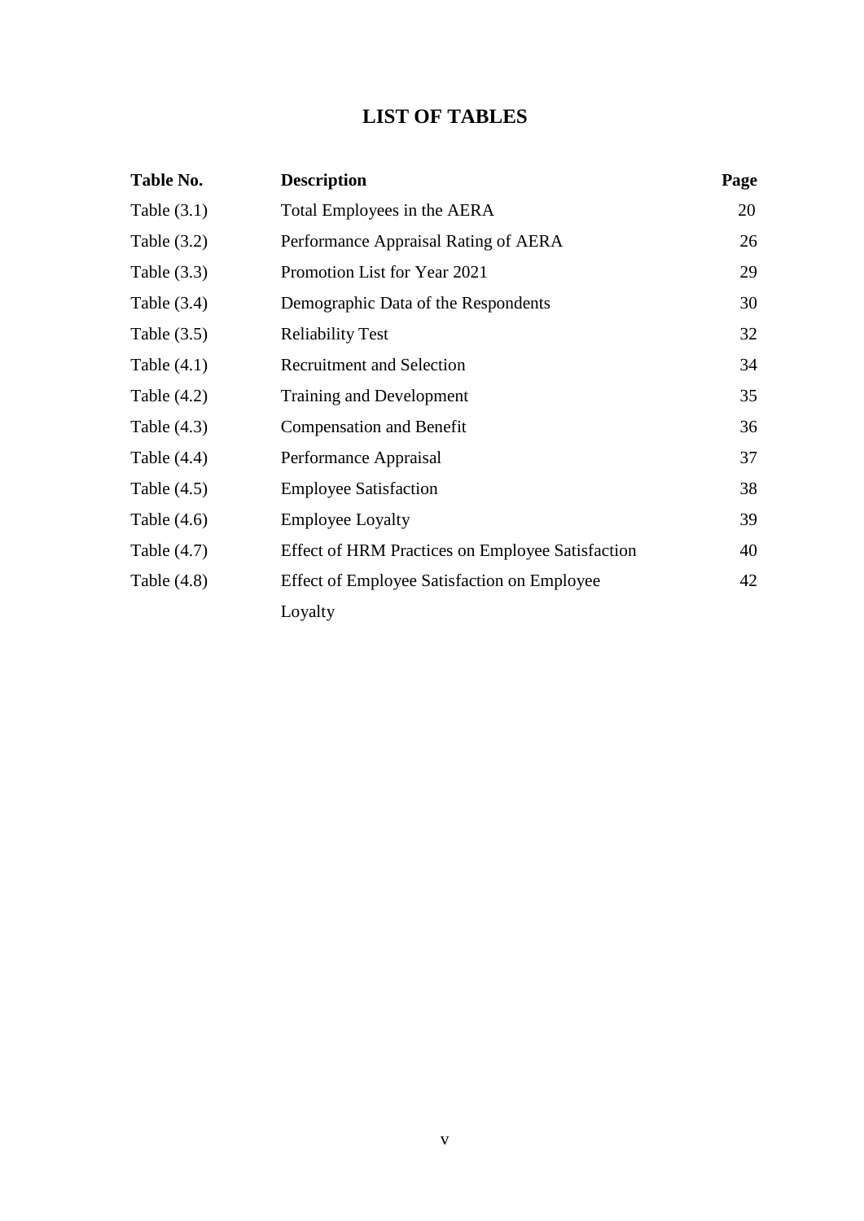# LIST OF TABLES

| Table No. | Description | Page |
|---|---|---|
| Table (3.1) | Total Employees in the AERA | 20 |
| Table (3.2) | Performance Appraisal Rating of AERA | 26 |
| Table (3.3) | Promotion List for Year 2021 | 29 |
| Table (3.4) | Demographic Data of the Respondents | 30 |
| Table (3.5) | Reliability Test | 32 |
| Table (4.1) | Recruitment and Selection | 34 |
| Table (4.2) | Training and Development | 35 |
| Table (4.3) | Compensation and Benefit | 36 |
| Table (4.4) | Performance Appraisal | 37 |
| Table (4.5) | Employee Satisfaction | 38 |
| Table (4.6) | Employee Loyalty | 39 |
| Table (4.7) | Effect of HRM Practices on Employee Satisfaction | 40 |
| Table (4.8) | Effect of Employee Satisfaction on Employee Loyalty | 42 |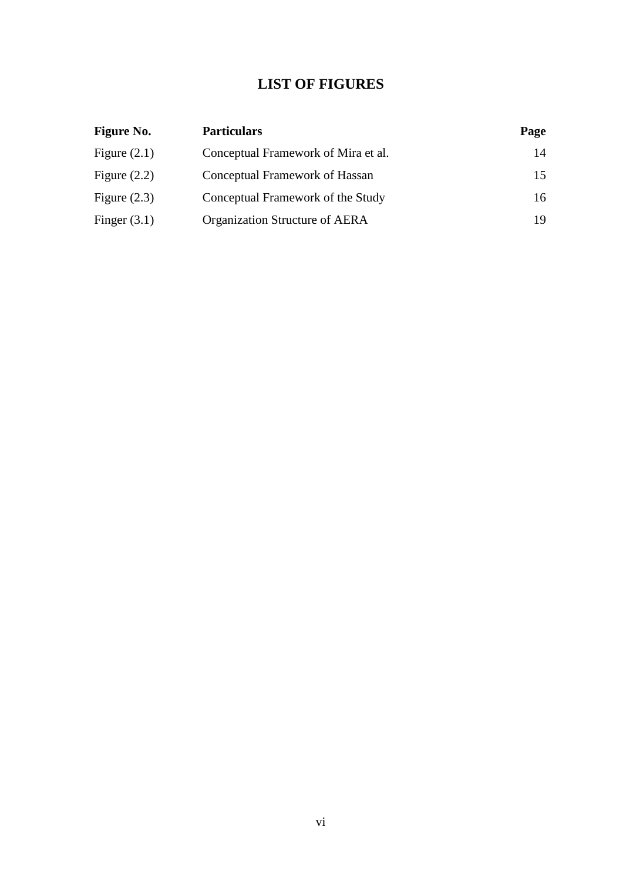# LIST OF FIGURES

| Figure No. | Particulars | Page |
|---|---|---|
| Figure (2.1) | Conceptual Framework of Mira et al. | 14 |
| Figure (2.2) | Conceptual Framework of Hassan | 15 |
| Figure (2.3) | Conceptual Framework of the Study | 16 |
| Finger (3.1) | Organization Structure of AERA | 19 |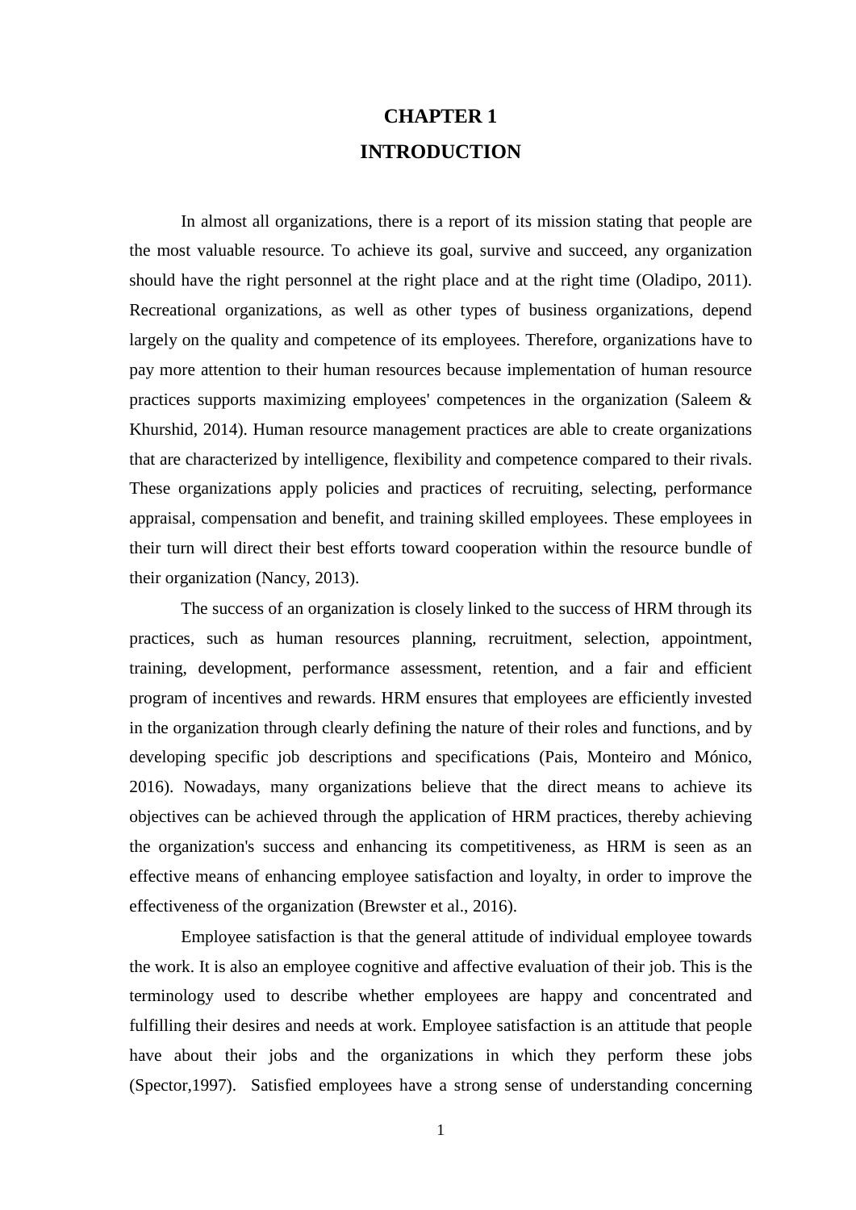# CHAPTER 1
# INTRODUCTION

In almost all organizations, there is a report of its mission stating that people are the most valuable resource. To achieve its goal, survive and succeed, any organization should have the right personnel at the right place and at the right time (Oladipo, 2011). Recreational organizations, as well as other types of business organizations, depend largely on the quality and competence of its employees. Therefore, organizations have to pay more attention to their human resources because implementation of human resource practices supports maximizing employees' competences in the organization (Saleem & Khurshid, 2014). Human resource management practices are able to create organizations that are characterized by intelligence, flexibility and competence compared to their rivals. These organizations apply policies and practices of recruiting, selecting, performance appraisal, compensation and benefit, and training skilled employees. These employees in their turn will direct their best efforts toward cooperation within the resource bundle of their organization (Nancy, 2013).

The success of an organization is closely linked to the success of HRM through its practices, such as human resources planning, recruitment, selection, appointment, training, development, performance assessment, retention, and a fair and efficient program of incentives and rewards. HRM ensures that employees are efficiently invested in the organization through clearly defining the nature of their roles and functions, and by developing specific job descriptions and specifications (Pais, Monteiro and Mónico, 2016). Nowadays, many organizations believe that the direct means to achieve its objectives can be achieved through the application of HRM practices, thereby achieving the organization's success and enhancing its competitiveness, as HRM is seen as an effective means of enhancing employee satisfaction and loyalty, in order to improve the effectiveness of the organization (Brewster et al., 2016).

Employee satisfaction is that the general attitude of individual employee towards the work. It is also an employee cognitive and affective evaluation of their job. This is the terminology used to describe whether employees are happy and concentrated and fulfilling their desires and needs at work. Employee satisfaction is an attitude that people have about their jobs and the organizations in which they perform these jobs (Spector,1997). Satisfied employees have a strong sense of understanding concerning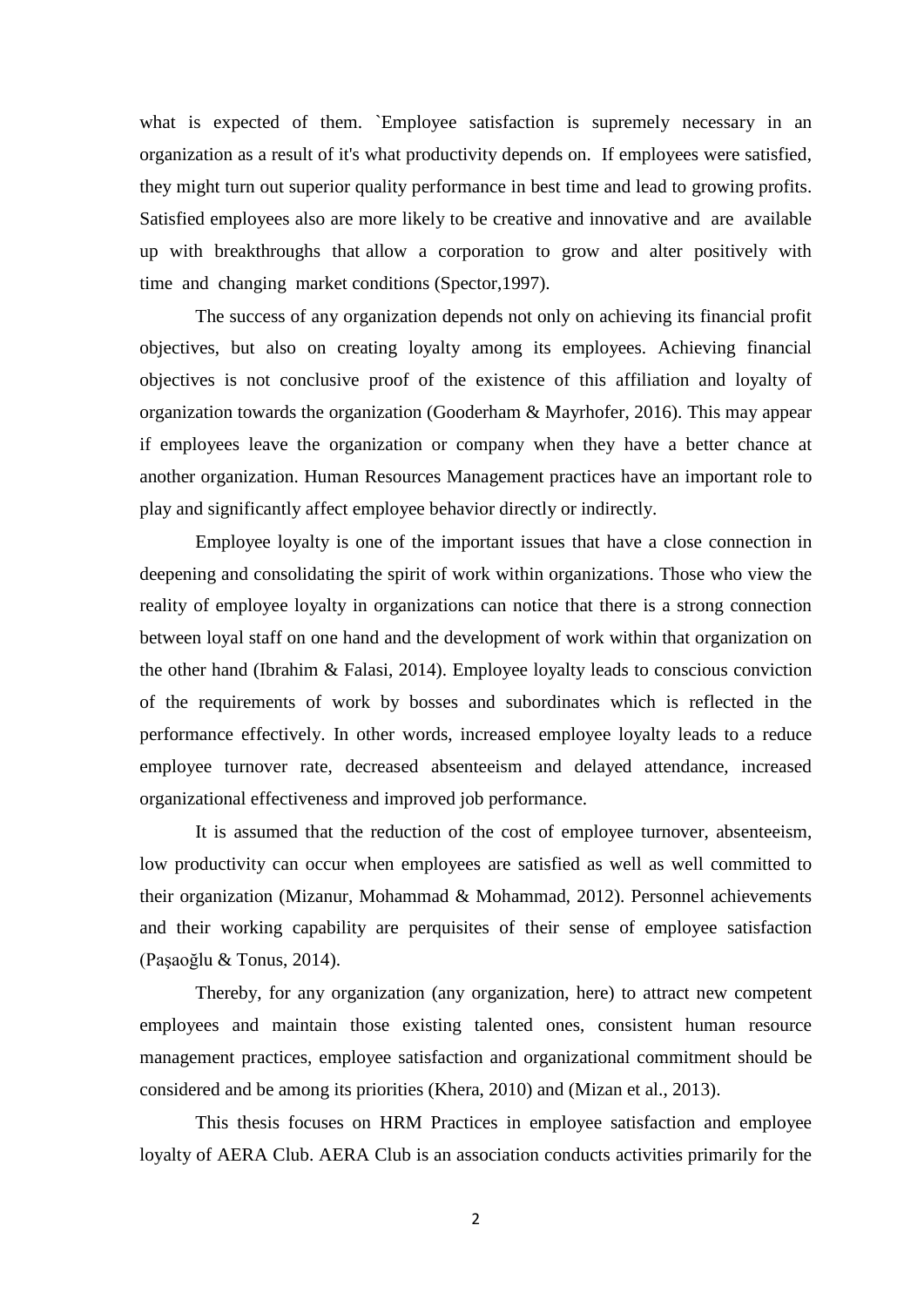what is expected of them. `Employee satisfaction is supremely necessary in an organization as a result of it's what productivity depends on. If employees were satisfied, they might turn out superior quality performance in best time and lead to growing profits. Satisfied employees also are more likely to be creative and innovative and are available up with breakthroughs that allow a corporation to grow and alter positively with time and changing market conditions (Spector,1997).

The success of any organization depends not only on achieving its financial profit objectives, but also on creating loyalty among its employees. Achieving financial objectives is not conclusive proof of the existence of this affiliation and loyalty of organization towards the organization (Gooderham & Mayrhofer, 2016). This may appear if employees leave the organization or company when they have a better chance at another organization. Human Resources Management practices have an important role to play and significantly affect employee behavior directly or indirectly.

Employee loyalty is one of the important issues that have a close connection in deepening and consolidating the spirit of work within organizations. Those who view the reality of employee loyalty in organizations can notice that there is a strong connection between loyal staff on one hand and the development of work within that organization on the other hand (Ibrahim & Falasi, 2014). Employee loyalty leads to conscious conviction of the requirements of work by bosses and subordinates which is reflected in the performance effectively. In other words, increased employee loyalty leads to a reduce employee turnover rate, decreased absenteeism and delayed attendance, increased organizational effectiveness and improved job performance.

It is assumed that the reduction of the cost of employee turnover, absenteeism, low productivity can occur when employees are satisfied as well as well committed to their organization (Mizanur, Mohammad & Mohammad, 2012). Personnel achievements and their working capability are perquisites of their sense of employee satisfaction (Paşaoğlu & Tonus, 2014).

Thereby, for any organization (any organization, here) to attract new competent employees and maintain those existing talented ones, consistent human resource management practices, employee satisfaction and organizational commitment should be considered and be among its priorities (Khera, 2010) and (Mizan et al., 2013).

This thesis focuses on HRM Practices in employee satisfaction and employee loyalty of AERA Club. AERA Club is an association conducts activities primarily for the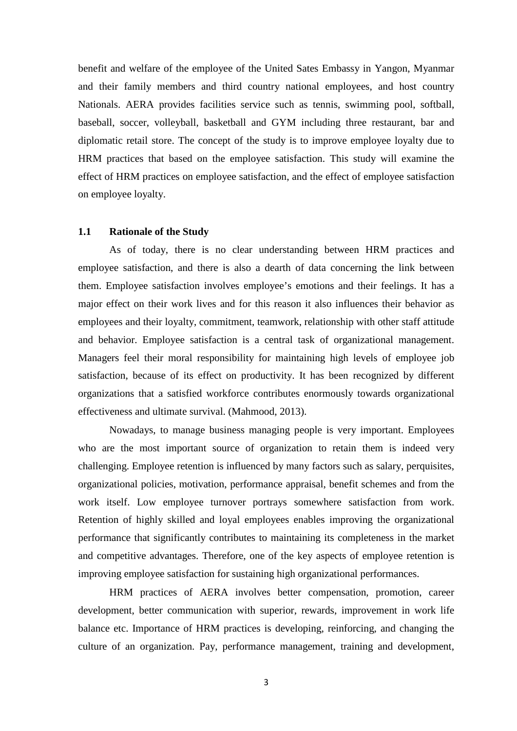benefit and welfare of the employee of the United Sates Embassy in Yangon, Myanmar and their family members and third country national employees, and host country Nationals. AERA provides facilities service such as tennis, swimming pool, softball, baseball, soccer, volleyball, basketball and GYM including three restaurant, bar and diplomatic retail store. The concept of the study is to improve employee loyalty due to HRM practices that based on the employee satisfaction. This study will examine the effect of HRM practices on employee satisfaction, and the effect of employee satisfaction on employee loyalty.

## 1.1 Rationale of the Study

As of today, there is no clear understanding between HRM practices and employee satisfaction, and there is also a dearth of data concerning the link between them. Employee satisfaction involves employee's emotions and their feelings. It has a major effect on their work lives and for this reason it also influences their behavior as employees and their loyalty, commitment, teamwork, relationship with other staff attitude and behavior. Employee satisfaction is a central task of organizational management. Managers feel their moral responsibility for maintaining high levels of employee job satisfaction, because of its effect on productivity. It has been recognized by different organizations that a satisfied workforce contributes enormously towards organizational effectiveness and ultimate survival. (Mahmood, 2013).

Nowadays, to manage business managing people is very important. Employees who are the most important source of organization to retain them is indeed very challenging. Employee retention is influenced by many factors such as salary, perquisites, organizational policies, motivation, performance appraisal, benefit schemes and from the work itself. Low employee turnover portrays somewhere satisfaction from work. Retention of highly skilled and loyal employees enables improving the organizational performance that significantly contributes to maintaining its completeness in the market and competitive advantages. Therefore, one of the key aspects of employee retention is improving employee satisfaction for sustaining high organizational performances.

HRM practices of AERA involves better compensation, promotion, career development, better communication with superior, rewards, improvement in work life balance etc. Importance of HRM practices is developing, reinforcing, and changing the culture of an organization. Pay, performance management, training and development,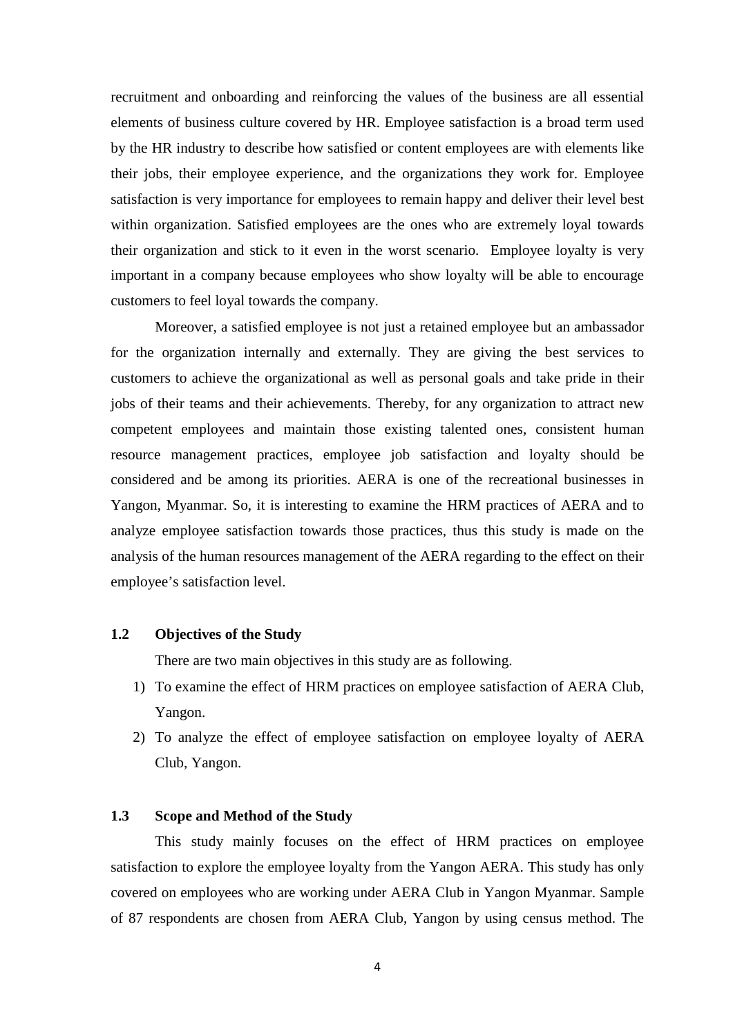recruitment and onboarding and reinforcing the values of the business are all essential elements of business culture covered by HR. Employee satisfaction is a broad term used by the HR industry to describe how satisfied or content employees are with elements like their jobs, their employee experience, and the organizations they work for. Employee satisfaction is very importance for employees to remain happy and deliver their level best within organization. Satisfied employees are the ones who are extremely loyal towards their organization and stick to it even in the worst scenario. Employee loyalty is very important in a company because employees who show loyalty will be able to encourage customers to feel loyal towards the company.

Moreover, a satisfied employee is not just a retained employee but an ambassador for the organization internally and externally. They are giving the best services to customers to achieve the organizational as well as personal goals and take pride in their jobs of their teams and their achievements. Thereby, for any organization to attract new competent employees and maintain those existing talented ones, consistent human resource management practices, employee job satisfaction and loyalty should be considered and be among its priorities. AERA is one of the recreational businesses in Yangon, Myanmar. So, it is interesting to examine the HRM practices of AERA and to analyze employee satisfaction towards those practices, thus this study is made on the analysis of the human resources management of the AERA regarding to the effect on their employee's satisfaction level.

## 1.2 Objectives of the Study

There are two main objectives in this study are as following.

1) To examine the effect of HRM practices on employee satisfaction of AERA Club, Yangon.
2) To analyze the effect of employee satisfaction on employee loyalty of AERA Club, Yangon.

## 1.3 Scope and Method of the Study

This study mainly focuses on the effect of HRM practices on employee satisfaction to explore the employee loyalty from the Yangon AERA. This study has only covered on employees who are working under AERA Club in Yangon Myanmar. Sample of 87 respondents are chosen from AERA Club, Yangon by using census method. The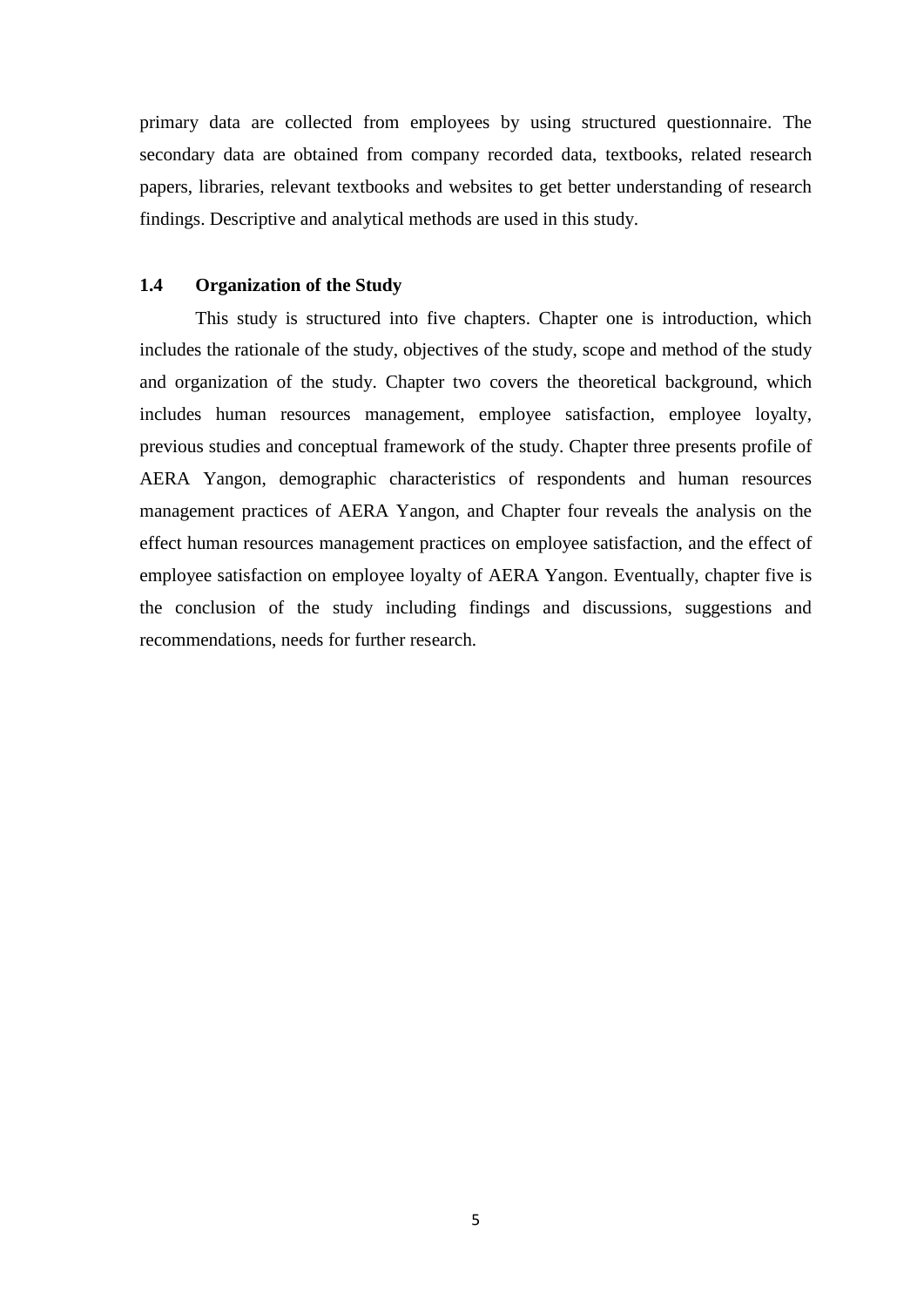primary data are collected from employees by using structured questionnaire. The secondary data are obtained from company recorded data, textbooks, related research papers, libraries, relevant textbooks and websites to get better understanding of research findings. Descriptive and analytical methods are used in this study.

## 1.4 Organization of the Study

This study is structured into five chapters. Chapter one is introduction, which includes the rationale of the study, objectives of the study, scope and method of the study and organization of the study. Chapter two covers the theoretical background, which includes human resources management, employee satisfaction, employee loyalty, previous studies and conceptual framework of the study. Chapter three presents profile of AERA Yangon, demographic characteristics of respondents and human resources management practices of AERA Yangon, and Chapter four reveals the analysis on the effect human resources management practices on employee satisfaction, and the effect of employee satisfaction on employee loyalty of AERA Yangon. Eventually, chapter five is the conclusion of the study including findings and discussions, suggestions and recommendations, needs for further research.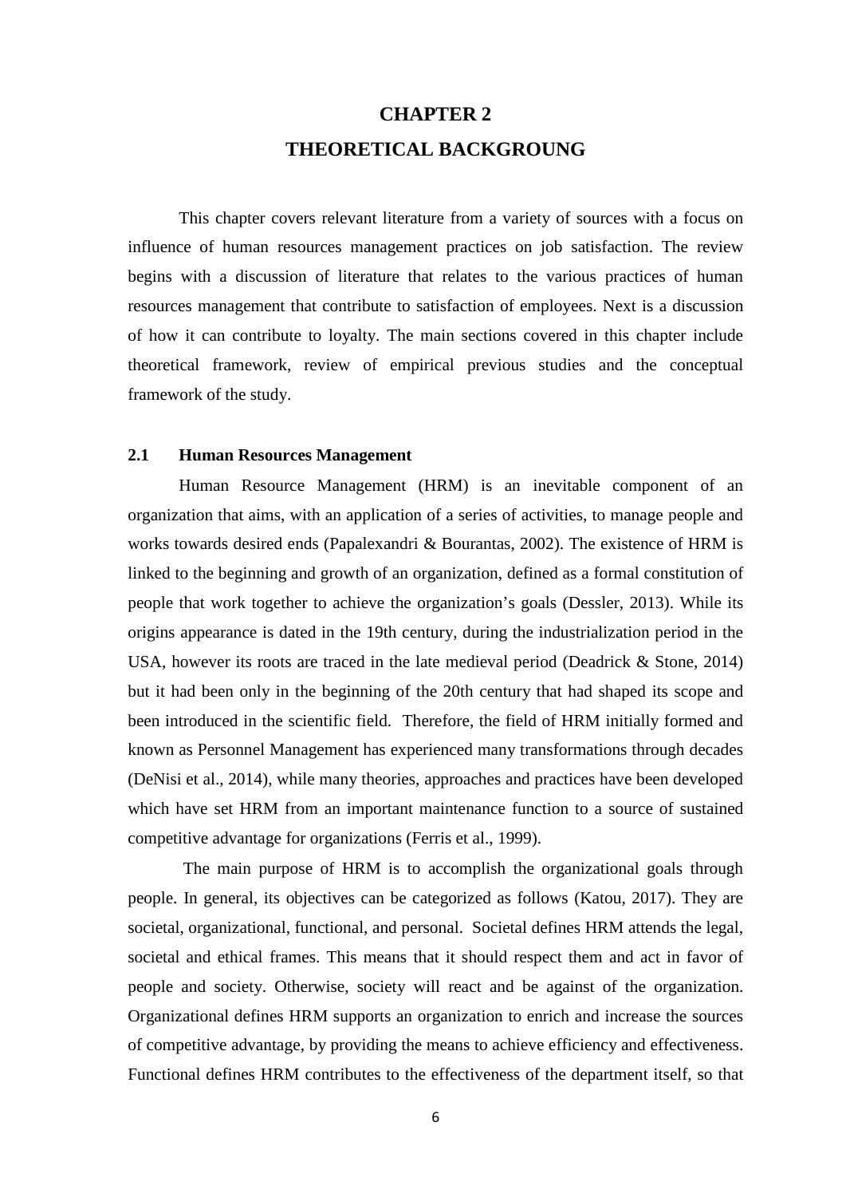# CHAPTER 2

# THEORETICAL BACKGROUNG

This chapter covers relevant literature from a variety of sources with a focus on influence of human resources management practices on job satisfaction. The review begins with a discussion of literature that relates to the various practices of human resources management that contribute to satisfaction of employees. Next is a discussion of how it can contribute to loyalty. The main sections covered in this chapter include theoretical framework, review of empirical previous studies and the conceptual framework of the study.

## 2.1 Human Resources Management

Human Resource Management (HRM) is an inevitable component of an organization that aims, with an application of a series of activities, to manage people and works towards desired ends (Papalexandri & Bourantas, 2002). The existence of HRM is linked to the beginning and growth of an organization, defined as a formal constitution of people that work together to achieve the organization's goals (Dessler, 2013). While its origins appearance is dated in the 19th century, during the industrialization period in the USA, however its roots are traced in the late medieval period (Deadrick & Stone, 2014) but it had been only in the beginning of the 20th century that had shaped its scope and been introduced in the scientific field. Therefore, the field of HRM initially formed and known as Personnel Management has experienced many transformations through decades (DeNisi et al., 2014), while many theories, approaches and practices have been developed which have set HRM from an important maintenance function to a source of sustained competitive advantage for organizations (Ferris et al., 1999).

The main purpose of HRM is to accomplish the organizational goals through people. In general, its objectives can be categorized as follows (Katou, 2017). They are societal, organizational, functional, and personal. Societal defines HRM attends the legal, societal and ethical frames. This means that it should respect them and act in favor of people and society. Otherwise, society will react and be against of the organization. Organizational defines HRM supports an organization to enrich and increase the sources of competitive advantage, by providing the means to achieve efficiency and effectiveness. Functional defines HRM contributes to the effectiveness of the department itself, so that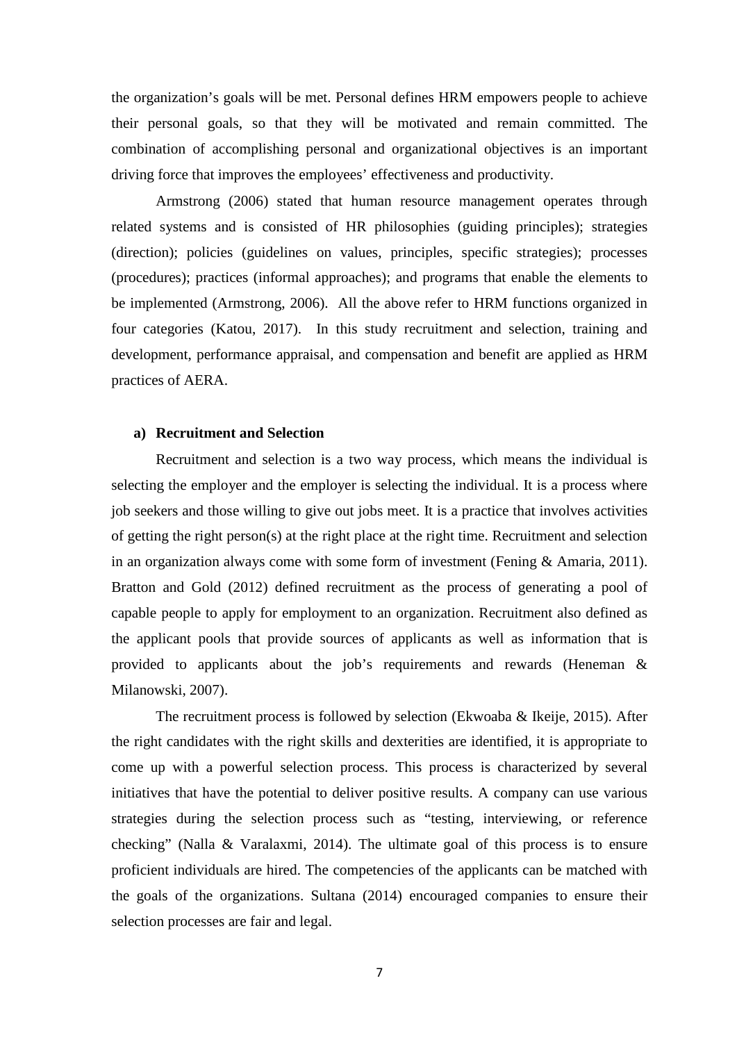the organization's goals will be met. Personal defines HRM empowers people to achieve their personal goals, so that they will be motivated and remain committed. The combination of accomplishing personal and organizational objectives is an important driving force that improves the employees' effectiveness and productivity.

Armstrong (2006) stated that human resource management operates through related systems and is consisted of HR philosophies (guiding principles); strategies (direction); policies (guidelines on values, principles, specific strategies); processes (procedures); practices (informal approaches); and programs that enable the elements to be implemented (Armstrong, 2006). All the above refer to HRM functions organized in four categories (Katou, 2017). In this study recruitment and selection, training and development, performance appraisal, and compensation and benefit are applied as HRM practices of AERA.

### a) Recruitment and Selection

Recruitment and selection is a two way process, which means the individual is selecting the employer and the employer is selecting the individual. It is a process where job seekers and those willing to give out jobs meet. It is a practice that involves activities of getting the right person(s) at the right place at the right time. Recruitment and selection in an organization always come with some form of investment (Fening & Amaria, 2011). Bratton and Gold (2012) defined recruitment as the process of generating a pool of capable people to apply for employment to an organization. Recruitment also defined as the applicant pools that provide sources of applicants as well as information that is provided to applicants about the job's requirements and rewards (Heneman & Milanowski, 2007).

The recruitment process is followed by selection (Ekwoaba & Ikeije, 2015). After the right candidates with the right skills and dexterities are identified, it is appropriate to come up with a powerful selection process. This process is characterized by several initiatives that have the potential to deliver positive results. A company can use various strategies during the selection process such as "testing, interviewing, or reference checking" (Nalla & Varalaxmi, 2014). The ultimate goal of this process is to ensure proficient individuals are hired. The competencies of the applicants can be matched with the goals of the organizations. Sultana (2014) encouraged companies to ensure their selection processes are fair and legal.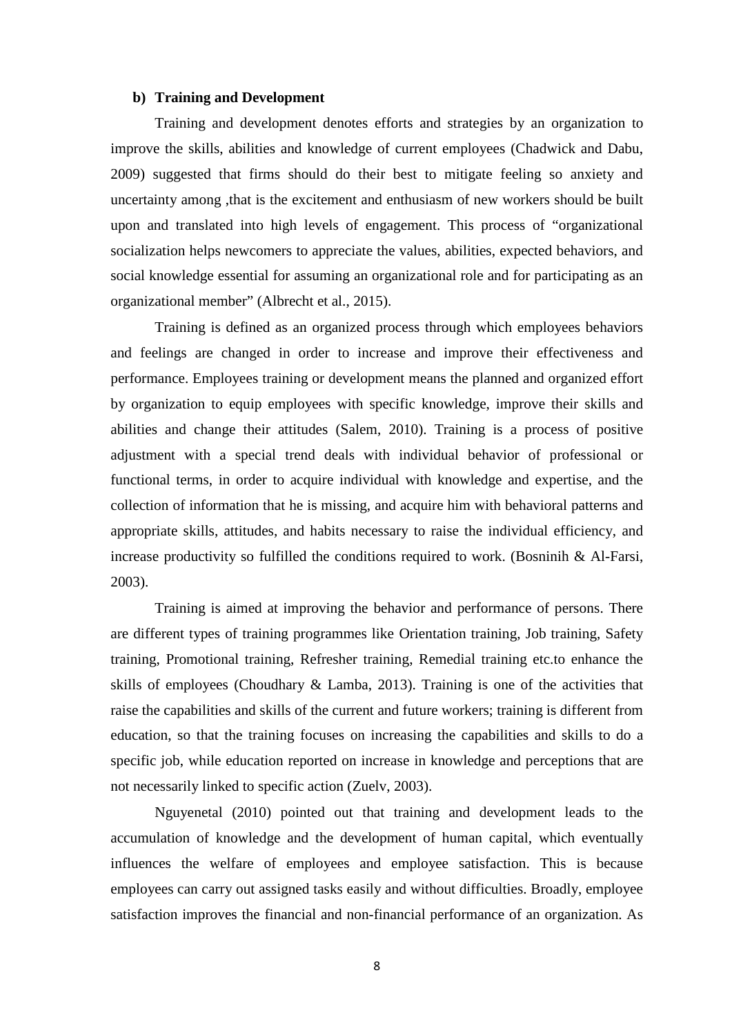**b) Training and Development**

Training and development denotes efforts and strategies by an organization to improve the skills, abilities and knowledge of current employees (Chadwick and Dabu, 2009) suggested that firms should do their best to mitigate feeling so anxiety and uncertainty among ,that is the excitement and enthusiasm of new workers should be built upon and translated into high levels of engagement. This process of "organizational socialization helps newcomers to appreciate the values, abilities, expected behaviors, and social knowledge essential for assuming an organizational role and for participating as an organizational member" (Albrecht et al., 2015).

Training is defined as an organized process through which employees behaviors and feelings are changed in order to increase and improve their effectiveness and performance. Employees training or development means the planned and organized effort by organization to equip employees with specific knowledge, improve their skills and abilities and change their attitudes (Salem, 2010). Training is a process of positive adjustment with a special trend deals with individual behavior of professional or functional terms, in order to acquire individual with knowledge and expertise, and the collection of information that he is missing, and acquire him with behavioral patterns and appropriate skills, attitudes, and habits necessary to raise the individual efficiency, and increase productivity so fulfilled the conditions required to work. (Bosninih & Al-Farsi, 2003).

Training is aimed at improving the behavior and performance of persons. There are different types of training programmes like Orientation training, Job training, Safety training, Promotional training, Refresher training, Remedial training etc.to enhance the skills of employees (Choudhary & Lamba, 2013). Training is one of the activities that raise the capabilities and skills of the current and future workers; training is different from education, so that the training focuses on increasing the capabilities and skills to do a specific job, while education reported on increase in knowledge and perceptions that are not necessarily linked to specific action (Zuelv, 2003).

Nguyenetal (2010) pointed out that training and development leads to the accumulation of knowledge and the development of human capital, which eventually influences the welfare of employees and employee satisfaction. This is because employees can carry out assigned tasks easily and without difficulties. Broadly, employee satisfaction improves the financial and non-financial performance of an organization. As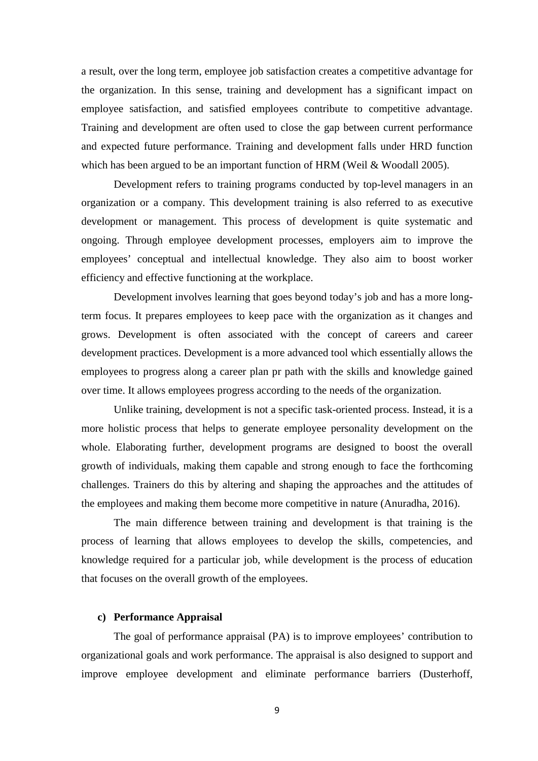a result, over the long term, employee job satisfaction creates a competitive advantage for the organization. In this sense, training and development has a significant impact on employee satisfaction, and satisfied employees contribute to competitive advantage. Training and development are often used to close the gap between current performance and expected future performance. Training and development falls under HRD function which has been argued to be an important function of HRM (Weil & Woodall 2005).

Development refers to training programs conducted by top-level managers in an organization or a company. This development training is also referred to as executive development or management. This process of development is quite systematic and ongoing. Through employee development processes, employers aim to improve the employees' conceptual and intellectual knowledge. They also aim to boost worker efficiency and effective functioning at the workplace.

Development involves learning that goes beyond today's job and has a more long-term focus. It prepares employees to keep pace with the organization as it changes and grows. Development is often associated with the concept of careers and career development practices. Development is a more advanced tool which essentially allows the employees to progress along a career plan pr path with the skills and knowledge gained over time. It allows employees progress according to the needs of the organization.

Unlike training, development is not a specific task-oriented process. Instead, it is a more holistic process that helps to generate employee personality development on the whole. Elaborating further, development programs are designed to boost the overall growth of individuals, making them capable and strong enough to face the forthcoming challenges. Trainers do this by altering and shaping the approaches and the attitudes of the employees and making them become more competitive in nature (Anuradha, 2016).

The main difference between training and development is that training is the process of learning that allows employees to develop the skills, competencies, and knowledge required for a particular job, while development is the process of education that focuses on the overall growth of the employees.

**c) Performance Appraisal**

The goal of performance appraisal (PA) is to improve employees' contribution to organizational goals and work performance. The appraisal is also designed to support and improve employee development and eliminate performance barriers (Dusterhoff,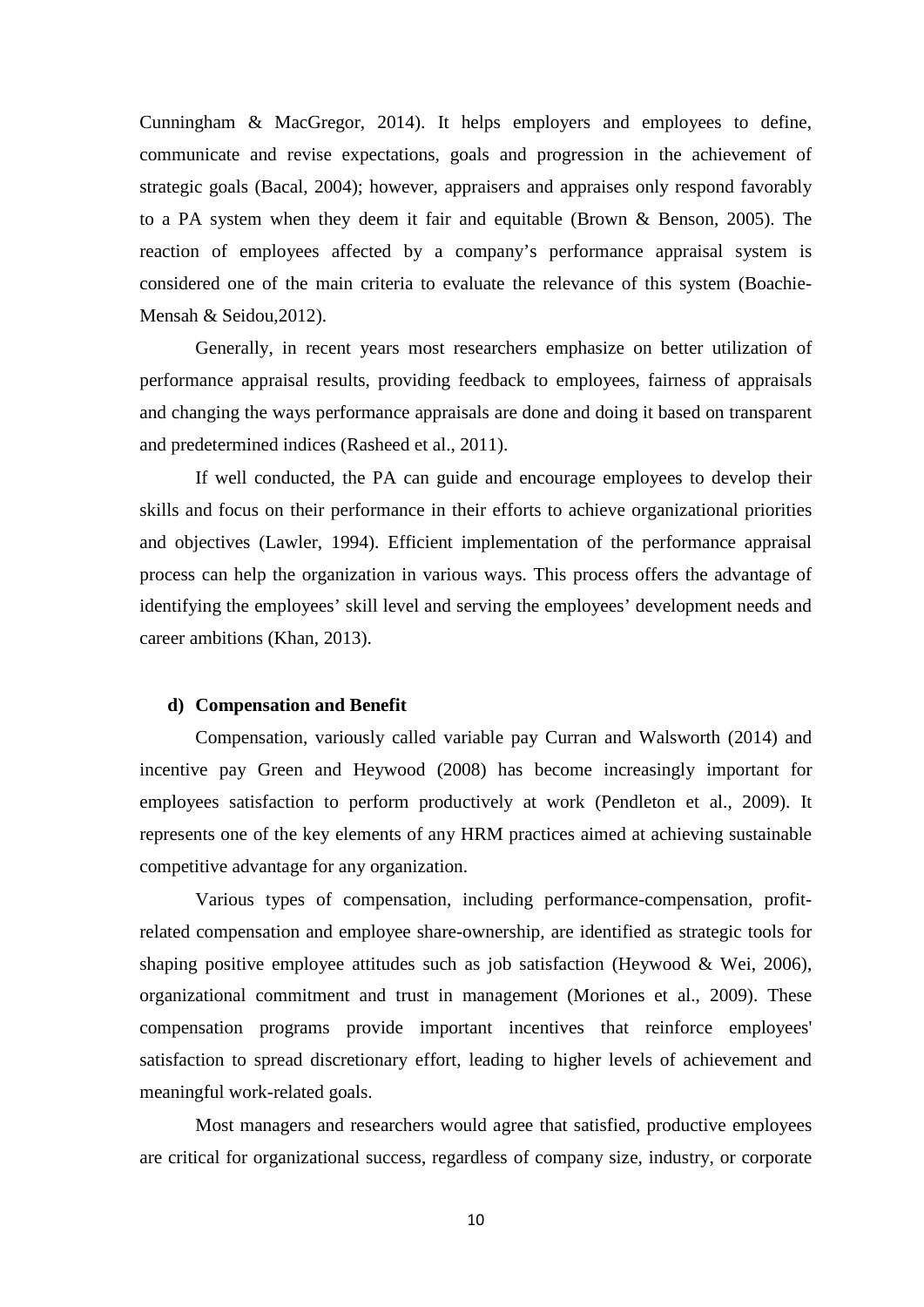Cunningham & MacGregor, 2014). It helps employers and employees to define, communicate and revise expectations, goals and progression in the achievement of strategic goals (Bacal, 2004); however, appraisers and appraises only respond favorably to a PA system when they deem it fair and equitable (Brown & Benson, 2005). The reaction of employees affected by a company's performance appraisal system is considered one of the main criteria to evaluate the relevance of this system (Boachie-Mensah & Seidou,2012).

Generally, in recent years most researchers emphasize on better utilization of performance appraisal results, providing feedback to employees, fairness of appraisals and changing the ways performance appraisals are done and doing it based on transparent and predetermined indices (Rasheed et al., 2011).

If well conducted, the PA can guide and encourage employees to develop their skills and focus on their performance in their efforts to achieve organizational priorities and objectives (Lawler, 1994). Efficient implementation of the performance appraisal process can help the organization in various ways. This process offers the advantage of identifying the employees' skill level and serving the employees' development needs and career ambitions (Khan, 2013).

**d) Compensation and Benefit**

Compensation, variously called variable pay Curran and Walsworth (2014) and incentive pay Green and Heywood (2008) has become increasingly important for employees satisfaction to perform productively at work (Pendleton et al., 2009). It represents one of the key elements of any HRM practices aimed at achieving sustainable competitive advantage for any organization.

Various types of compensation, including performance-compensation, profit-related compensation and employee share-ownership, are identified as strategic tools for shaping positive employee attitudes such as job satisfaction (Heywood & Wei, 2006), organizational commitment and trust in management (Moriones et al., 2009). These compensation programs provide important incentives that reinforce employees' satisfaction to spread discretionary effort, leading to higher levels of achievement and meaningful work-related goals.

Most managers and researchers would agree that satisfied, productive employees are critical for organizational success, regardless of company size, industry, or corporate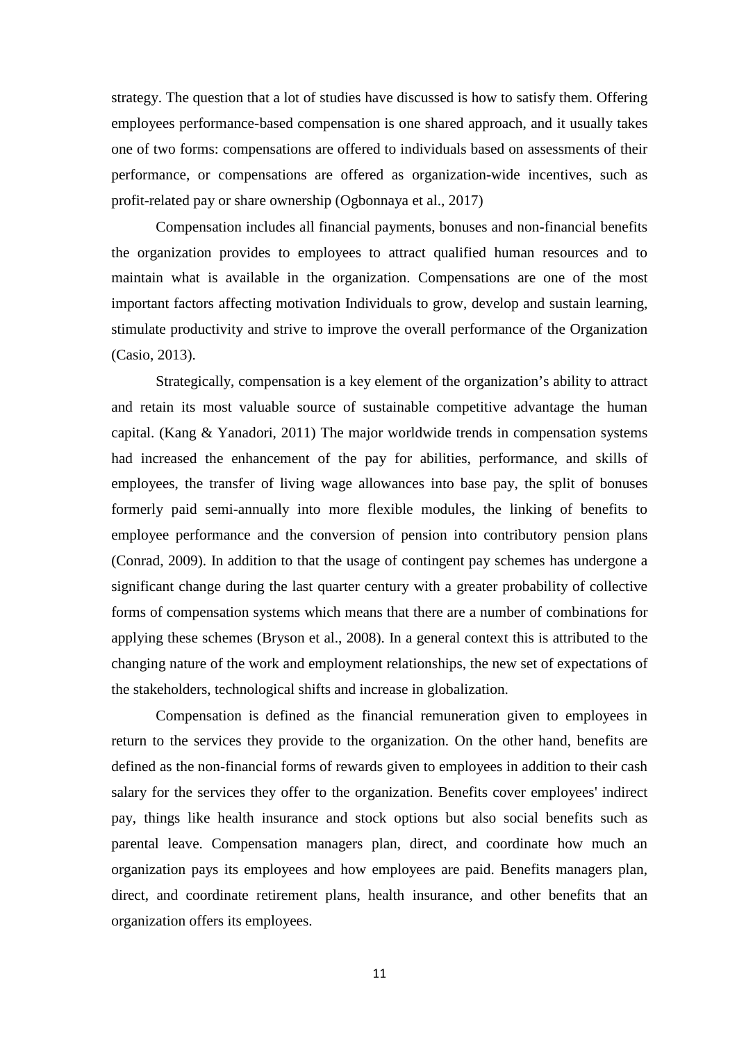strategy. The question that a lot of studies have discussed is how to satisfy them. Offering employees performance-based compensation is one shared approach, and it usually takes one of two forms: compensations are offered to individuals based on assessments of their performance, or compensations are offered as organization-wide incentives, such as profit-related pay or share ownership (Ogbonnaya et al., 2017)

Compensation includes all financial payments, bonuses and non-financial benefits the organization provides to employees to attract qualified human resources and to maintain what is available in the organization. Compensations are one of the most important factors affecting motivation Individuals to grow, develop and sustain learning, stimulate productivity and strive to improve the overall performance of the Organization (Casio, 2013).

Strategically, compensation is a key element of the organization's ability to attract and retain its most valuable source of sustainable competitive advantage the human capital. (Kang & Yanadori, 2011) The major worldwide trends in compensation systems had increased the enhancement of the pay for abilities, performance, and skills of employees, the transfer of living wage allowances into base pay, the split of bonuses formerly paid semi-annually into more flexible modules, the linking of benefits to employee performance and the conversion of pension into contributory pension plans (Conrad, 2009). In addition to that the usage of contingent pay schemes has undergone a significant change during the last quarter century with a greater probability of collective forms of compensation systems which means that there are a number of combinations for applying these schemes (Bryson et al., 2008). In a general context this is attributed to the changing nature of the work and employment relationships, the new set of expectations of the stakeholders, technological shifts and increase in globalization.

Compensation is defined as the financial remuneration given to employees in return to the services they provide to the organization. On the other hand, benefits are defined as the non-financial forms of rewards given to employees in addition to their cash salary for the services they offer to the organization. Benefits cover employees' indirect pay, things like health insurance and stock options but also social benefits such as parental leave. Compensation managers plan, direct, and coordinate how much an organization pays its employees and how employees are paid. Benefits managers plan, direct, and coordinate retirement plans, health insurance, and other benefits that an organization offers its employees.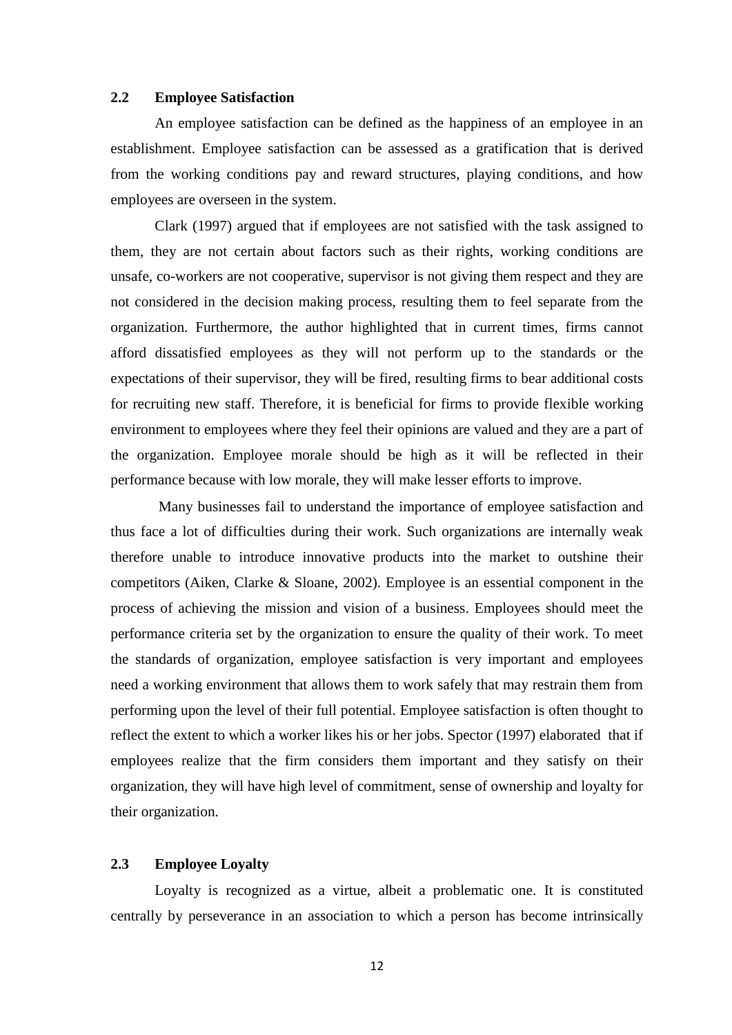## 2.2 Employee Satisfaction

An employee satisfaction can be defined as the happiness of an employee in an establishment. Employee satisfaction can be assessed as a gratification that is derived from the working conditions pay and reward structures, playing conditions, and how employees are overseen in the system.

Clark (1997) argued that if employees are not satisfied with the task assigned to them, they are not certain about factors such as their rights, working conditions are unsafe, co-workers are not cooperative, supervisor is not giving them respect and they are not considered in the decision making process, resulting them to feel separate from the organization. Furthermore, the author highlighted that in current times, firms cannot afford dissatisfied employees as they will not perform up to the standards or the expectations of their supervisor, they will be fired, resulting firms to bear additional costs for recruiting new staff. Therefore, it is beneficial for firms to provide flexible working environment to employees where they feel their opinions are valued and they are a part of the organization. Employee morale should be high as it will be reflected in their performance because with low morale, they will make lesser efforts to improve.

Many businesses fail to understand the importance of employee satisfaction and thus face a lot of difficulties during their work. Such organizations are internally weak therefore unable to introduce innovative products into the market to outshine their competitors (Aiken, Clarke & Sloane, 2002). Employee is an essential component in the process of achieving the mission and vision of a business. Employees should meet the performance criteria set by the organization to ensure the quality of their work. To meet the standards of organization, employee satisfaction is very important and employees need a working environment that allows them to work safely that may restrain them from performing upon the level of their full potential. Employee satisfaction is often thought to reflect the extent to which a worker likes his or her jobs. Spector (1997) elaborated that if employees realize that the firm considers them important and they satisfy on their organization, they will have high level of commitment, sense of ownership and loyalty for their organization.

## 2.3 Employee Loyalty

Loyalty is recognized as a virtue, albeit a problematic one. It is constituted centrally by perseverance in an association to which a person has become intrinsically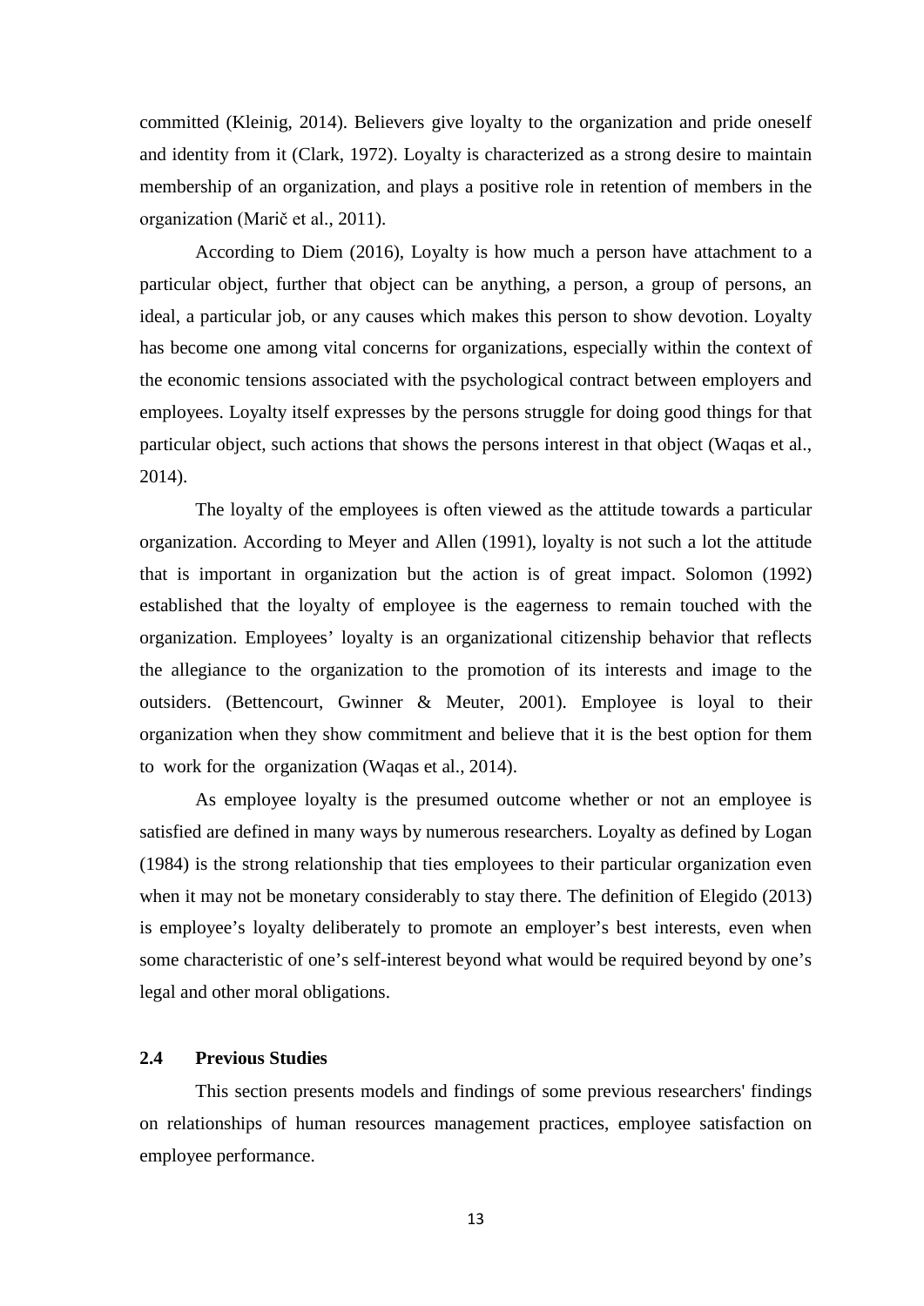committed (Kleinig, 2014). Believers give loyalty to the organization and pride oneself and identity from it (Clark, 1972). Loyalty is characterized as a strong desire to maintain membership of an organization, and plays a positive role in retention of members in the organization (Marič et al., 2011).

According to Diem (2016), Loyalty is how much a person have attachment to a particular object, further that object can be anything, a person, a group of persons, an ideal, a particular job, or any causes which makes this person to show devotion. Loyalty has become one among vital concerns for organizations, especially within the context of the economic tensions associated with the psychological contract between employers and employees. Loyalty itself expresses by the persons struggle for doing good things for that particular object, such actions that shows the persons interest in that object (Waqas et al., 2014).

The loyalty of the employees is often viewed as the attitude towards a particular organization. According to Meyer and Allen (1991), loyalty is not such a lot the attitude that is important in organization but the action is of great impact. Solomon (1992) established that the loyalty of employee is the eagerness to remain touched with the organization. Employees' loyalty is an organizational citizenship behavior that reflects the allegiance to the organization to the promotion of its interests and image to the outsiders. (Bettencourt, Gwinner & Meuter, 2001). Employee is loyal to their organization when they show commitment and believe that it is the best option for them to work for the organization (Waqas et al., 2014).

As employee loyalty is the presumed outcome whether or not an employee is satisfied are defined in many ways by numerous researchers. Loyalty as defined by Logan (1984) is the strong relationship that ties employees to their particular organization even when it may not be monetary considerably to stay there. The definition of Elegido (2013) is employee's loyalty deliberately to promote an employer's best interests, even when some characteristic of one's self-interest beyond what would be required beyond by one's legal and other moral obligations.

## 2.4 Previous Studies

This section presents models and findings of some previous researchers' findings on relationships of human resources management practices, employee satisfaction on employee performance.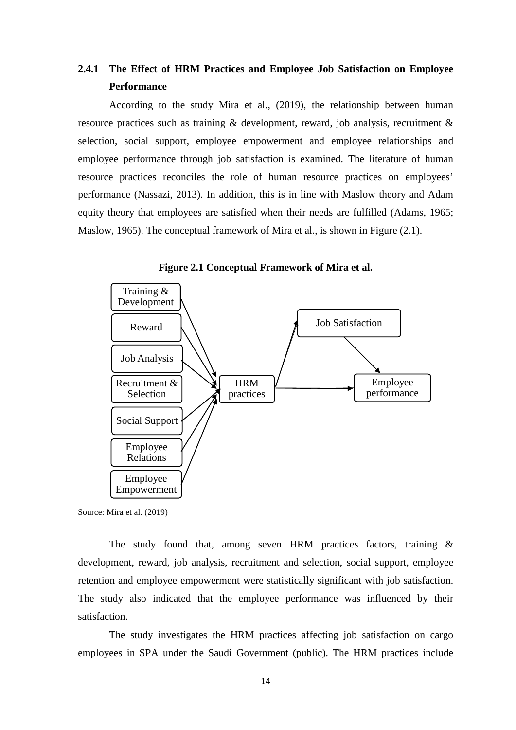### 2.4.1 The Effect of HRM Practices and Employee Job Satisfaction on Employee Performance

According to the study Mira et al., (2019), the relationship between human resource practices such as training & development, reward, job analysis, recruitment & selection, social support, employee empowerment and employee relationships and employee performance through job satisfaction is examined. The literature of human resource practices reconciles the role of human resource practices on employees' performance (Nassazi, 2013). In addition, this is in line with Maslow theory and Adam equity theory that employees are satisfied when their needs are fulfilled (Adams, 1965; Maslow, 1965). The conceptual framework of Mira et al., is shown in Figure (2.1).

**Figure 2.1 Conceptual Framework of Mira et al.**

Training & Development
Reward
Job Analysis
Recruitment & Selection
Social Support
Employee Relations
Employee Empowerment
HRM practices
Job Satisfaction
Employee performance

Source: Mira et al. (2019)

The study found that, among seven HRM practices factors, training & development, reward, job analysis, recruitment and selection, social support, employee retention and employee empowerment were statistically significant with job satisfaction. The study also indicated that the employee performance was influenced by their satisfaction.

The study investigates the HRM practices affecting job satisfaction on cargo employees in SPA under the Saudi Government (public). The HRM practices include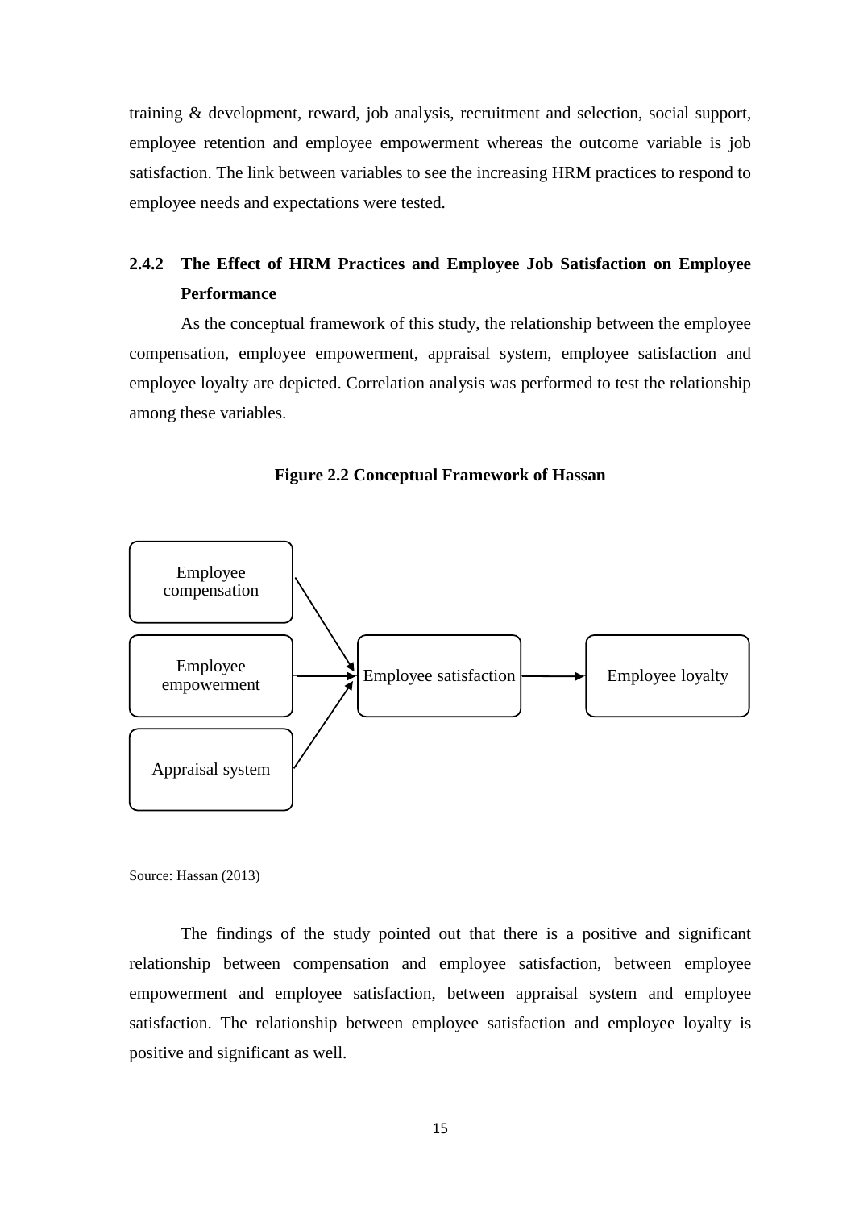training & development, reward, job analysis, recruitment and selection, social support, employee retention and employee empowerment whereas the outcome variable is job satisfaction. The link between variables to see the increasing HRM practices to respond to employee needs and expectations were tested.

### 2.4.2 The Effect of HRM Practices and Employee Job Satisfaction on Employee Performance

As the conceptual framework of this study, the relationship between the employee compensation, employee empowerment, appraisal system, employee satisfaction and employee loyalty are depicted. Correlation analysis was performed to test the relationship among these variables.

**Figure 2.2 Conceptual Framework of Hassan**

Employee compensation

Employee empowerment

Appraisal system

Employee satisfaction

Employee loyalty

Source: Hassan (2013)

The findings of the study pointed out that there is a positive and significant relationship between compensation and employee satisfaction, between employee empowerment and employee satisfaction, between appraisal system and employee satisfaction. The relationship between employee satisfaction and employee loyalty is positive and significant as well.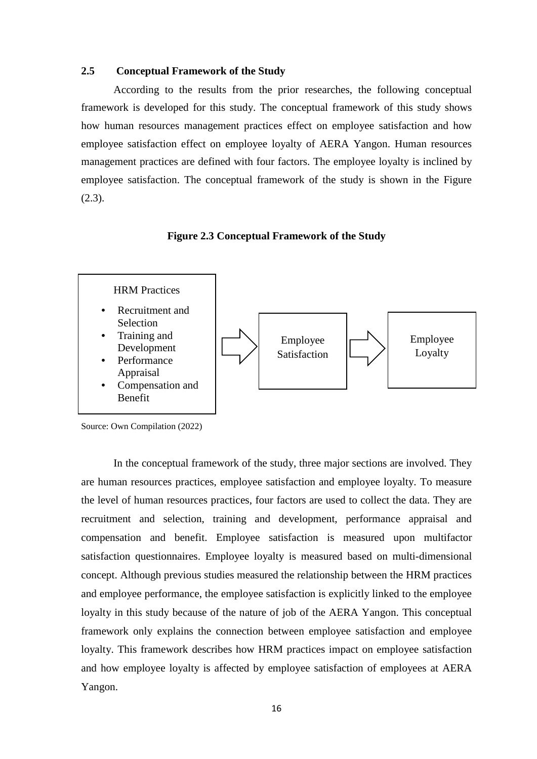## 2.5 Conceptual Framework of the Study

According to the results from the prior researches, the following conceptual framework is developed for this study. The conceptual framework of this study shows how human resources management practices effect on employee satisfaction and how employee satisfaction effect on employee loyalty of AERA Yangon. Human resources management practices are defined with four factors. The employee loyalty is inclined by employee satisfaction. The conceptual framework of the study is shown in the Figure (2.3).

**Figure 2.3 Conceptual Framework of the Study**

HRM Practices

- Recruitment and Selection
- Training and Development
- Performance Appraisal
- Compensation and Benefit

→ Employee Satisfaction → Employee Loyalty

Source: Own Compilation (2022)

In the conceptual framework of the study, three major sections are involved. They are human resources practices, employee satisfaction and employee loyalty. To measure the level of human resources practices, four factors are used to collect the data. They are recruitment and selection, training and development, performance appraisal and compensation and benefit. Employee satisfaction is measured upon multifactor satisfaction questionnaires. Employee loyalty is measured based on multi-dimensional concept. Although previous studies measured the relationship between the HRM practices and employee performance, the employee satisfaction is explicitly linked to the employee loyalty in this study because of the nature of job of the AERA Yangon. This conceptual framework only explains the connection between employee satisfaction and employee loyalty. This framework describes how HRM practices impact on employee satisfaction and how employee loyalty is affected by employee satisfaction of employees at AERA Yangon.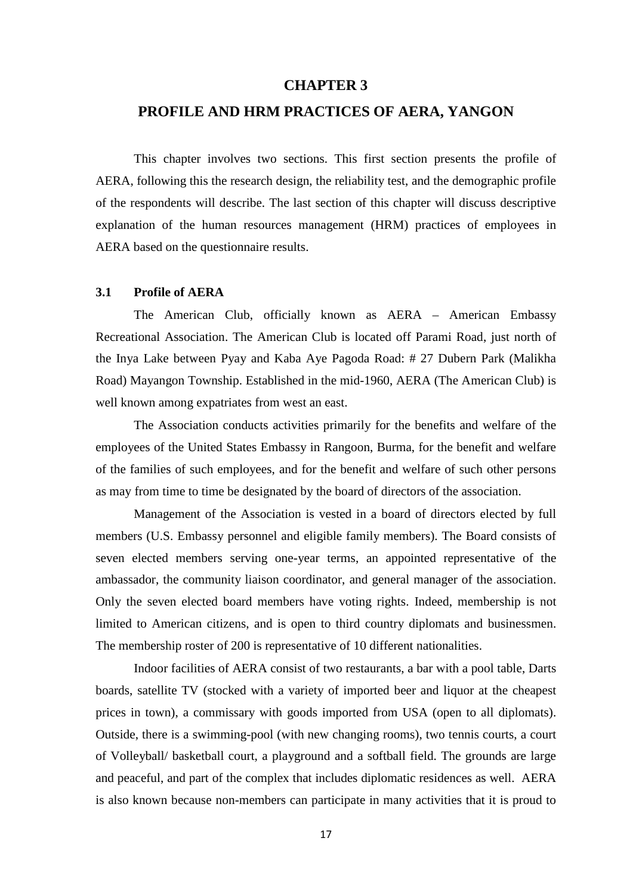# CHAPTER 3

# PROFILE AND HRM PRACTICES OF AERA, YANGON

This chapter involves two sections. This first section presents the profile of AERA, following this the research design, the reliability test, and the demographic profile of the respondents will describe. The last section of this chapter will discuss descriptive explanation of the human resources management (HRM) practices of employees in AERA based on the questionnaire results.

## 3.1 Profile of AERA

The American Club, officially known as AERA – American Embassy Recreational Association. The American Club is located off Parami Road, just north of the Inya Lake between Pyay and Kaba Aye Pagoda Road: # 27 Dubern Park (Malikha Road) Mayangon Township. Established in the mid-1960, AERA (The American Club) is well known among expatriates from west an east.

The Association conducts activities primarily for the benefits and welfare of the employees of the United States Embassy in Rangoon, Burma, for the benefit and welfare of the families of such employees, and for the benefit and welfare of such other persons as may from time to time be designated by the board of directors of the association.

Management of the Association is vested in a board of directors elected by full members (U.S. Embassy personnel and eligible family members). The Board consists of seven elected members serving one-year terms, an appointed representative of the ambassador, the community liaison coordinator, and general manager of the association. Only the seven elected board members have voting rights. Indeed, membership is not limited to American citizens, and is open to third country diplomats and businessmen. The membership roster of 200 is representative of 10 different nationalities.

Indoor facilities of AERA consist of two restaurants, a bar with a pool table, Darts boards, satellite TV (stocked with a variety of imported beer and liquor at the cheapest prices in town), a commissary with goods imported from USA (open to all diplomats). Outside, there is a swimming-pool (with new changing rooms), two tennis courts, a court of Volleyball/ basketball court, a playground and a softball field. The grounds are large and peaceful, and part of the complex that includes diplomatic residences as well. AERA is also known because non-members can participate in many activities that it is proud to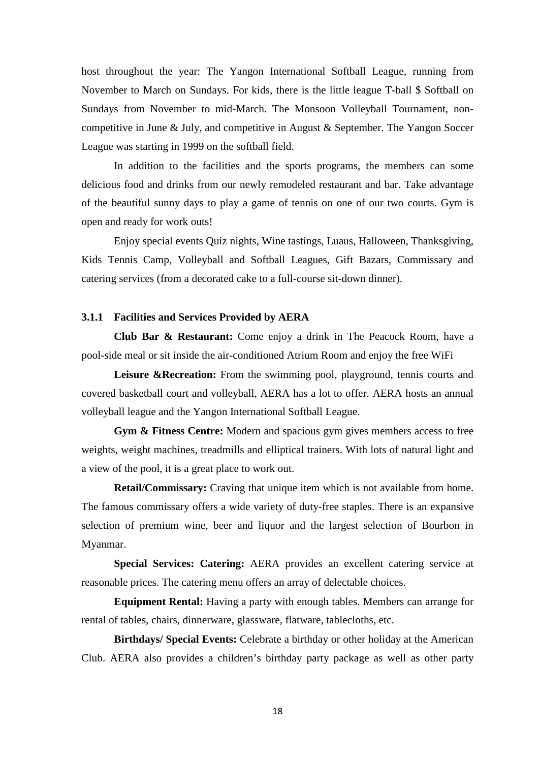host throughout the year: The Yangon International Softball League, running from November to March on Sundays. For kids, there is the little league T-ball $ Softball on Sundays from November to mid-March. The Monsoon Volleyball Tournament, non-competitive in June & July, and competitive in August & September. The Yangon Soccer League was starting in 1999 on the softball field.

In addition to the facilities and the sports programs, the members can some delicious food and drinks from our newly remodeled restaurant and bar. Take advantage of the beautiful sunny days to play a game of tennis on one of our two courts. Gym is open and ready for work outs!

Enjoy special events Quiz nights, Wine tastings, Luaus, Halloween, Thanksgiving, Kids Tennis Camp, Volleyball and Softball Leagues, Gift Bazars, Commissary and catering services (from a decorated cake to a full-course sit-down dinner).

### 3.1.1 Facilities and Services Provided by AERA

**Club Bar & Restaurant:** Come enjoy a drink in The Peacock Room, have a pool-side meal or sit inside the air-conditioned Atrium Room and enjoy the free WiFi

**Leisure &Recreation:** From the swimming pool, playground, tennis courts and covered basketball court and volleyball, AERA has a lot to offer. AERA hosts an annual volleyball league and the Yangon International Softball League.

**Gym & Fitness Centre:** Modern and spacious gym gives members access to free weights, weight machines, treadmills and elliptical trainers. With lots of natural light and a view of the pool, it is a great place to work out.

**Retail/Commissary:** Craving that unique item which is not available from home. The famous commissary offers a wide variety of duty-free staples. There is an expansive selection of premium wine, beer and liquor and the largest selection of Bourbon in Myanmar.

**Special Services: Catering:** AERA provides an excellent catering service at reasonable prices. The catering menu offers an array of delectable choices.

**Equipment Rental:** Having a party with enough tables. Members can arrange for rental of tables, chairs, dinnerware, glassware, flatware, tablecloths, etc.

**Birthdays/ Special Events:** Celebrate a birthday or other holiday at the American Club. AERA also provides a children's birthday party package as well as other party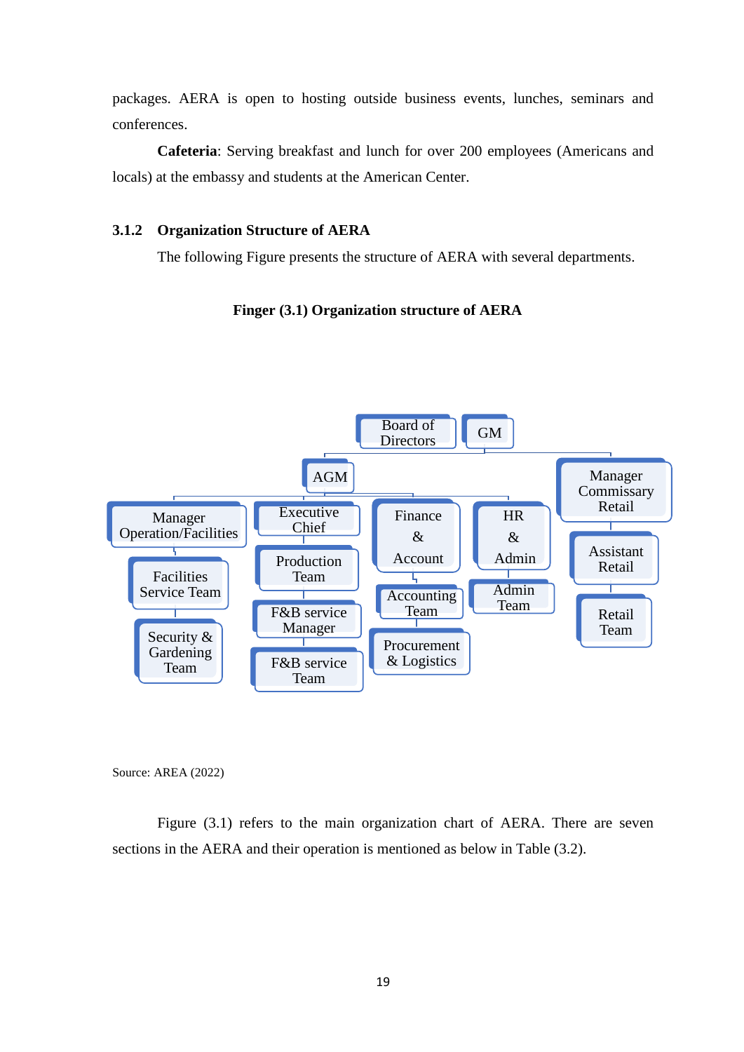packages. AERA is open to hosting outside business events, lunches, seminars and conferences.

**Cafeteria**: Serving breakfast and lunch for over 200 employees (Americans and locals) at the embassy and students at the American Center.

### 3.1.2 Organization Structure of AERA

The following Figure presents the structure of AERA with several departments.

**Finger (3.1) Organization structure of AERA**

- Board of Directors
- GM
  - AGM
    - Manager Operation/Facilities
      - Facilities Service Team
        - Security & Gardening Team
    - Executive Chief
      - Production Team
        - F&B service Manager
          - F&B service Team
    - Finance & Account
      - Accounting Team
        - Procurement & Logistics
    - HR & Admin
      - Admin Team
  - Manager Commissary Retail
    - Assistant Retail
      - Retail Team

Source: AREA (2022)

Figure (3.1) refers to the main organization chart of AERA. There are seven sections in the AERA and their operation is mentioned as below in Table (3.2).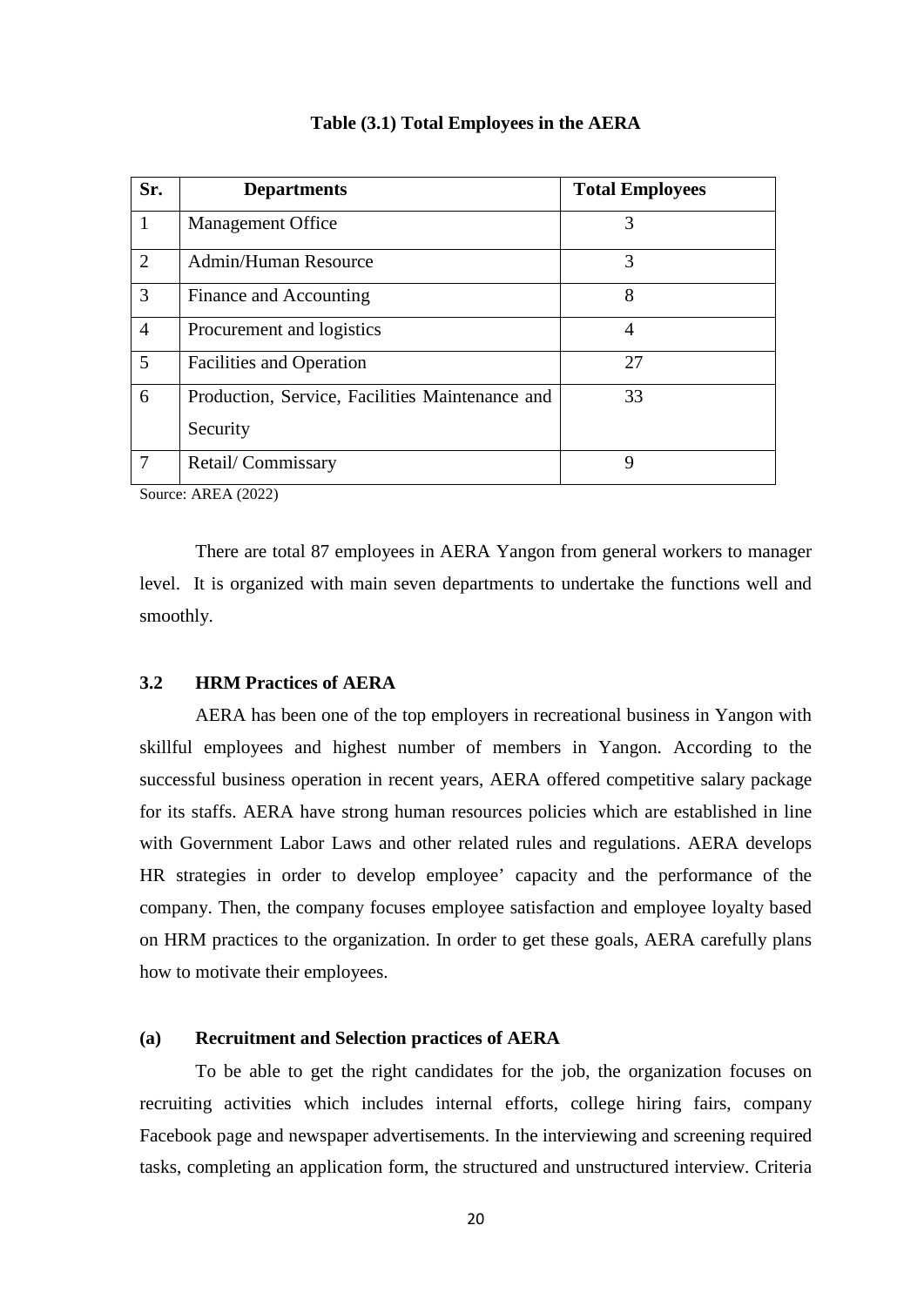**Table (3.1) Total Employees in the AERA**

| Sr. | Departments | Total Employees |
|---|---|---|
| 1 | Management Office | 3 |
| 2 | Admin/Human Resource | 3 |
| 3 | Finance and Accounting | 8 |
| 4 | Procurement and logistics | 4 |
| 5 | Facilities and Operation | 27 |
| 6 | Production, Service, Facilities Maintenance and Security | 33 |
| 7 | Retail/ Commissary | 9 |

Source: AREA (2022)

There are total 87 employees in AERA Yangon from general workers to manager level. It is organized with main seven departments to undertake the functions well and smoothly.

### 3.2 HRM Practices of AERA

AERA has been one of the top employers in recreational business in Yangon with skillful employees and highest number of members in Yangon. According to the successful business operation in recent years, AERA offered competitive salary package for its staffs. AERA have strong human resources policies which are established in line with Government Labor Laws and other related rules and regulations. AERA develops HR strategies in order to develop employee' capacity and the performance of the company. Then, the company focuses employee satisfaction and employee loyalty based on HRM practices to the organization. In order to get these goals, AERA carefully plans how to motivate their employees.

#### (a) Recruitment and Selection practices of AERA

To be able to get the right candidates for the job, the organization focuses on recruiting activities which includes internal efforts, college hiring fairs, company Facebook page and newspaper advertisements. In the interviewing and screening required tasks, completing an application form, the structured and unstructured interview. Criteria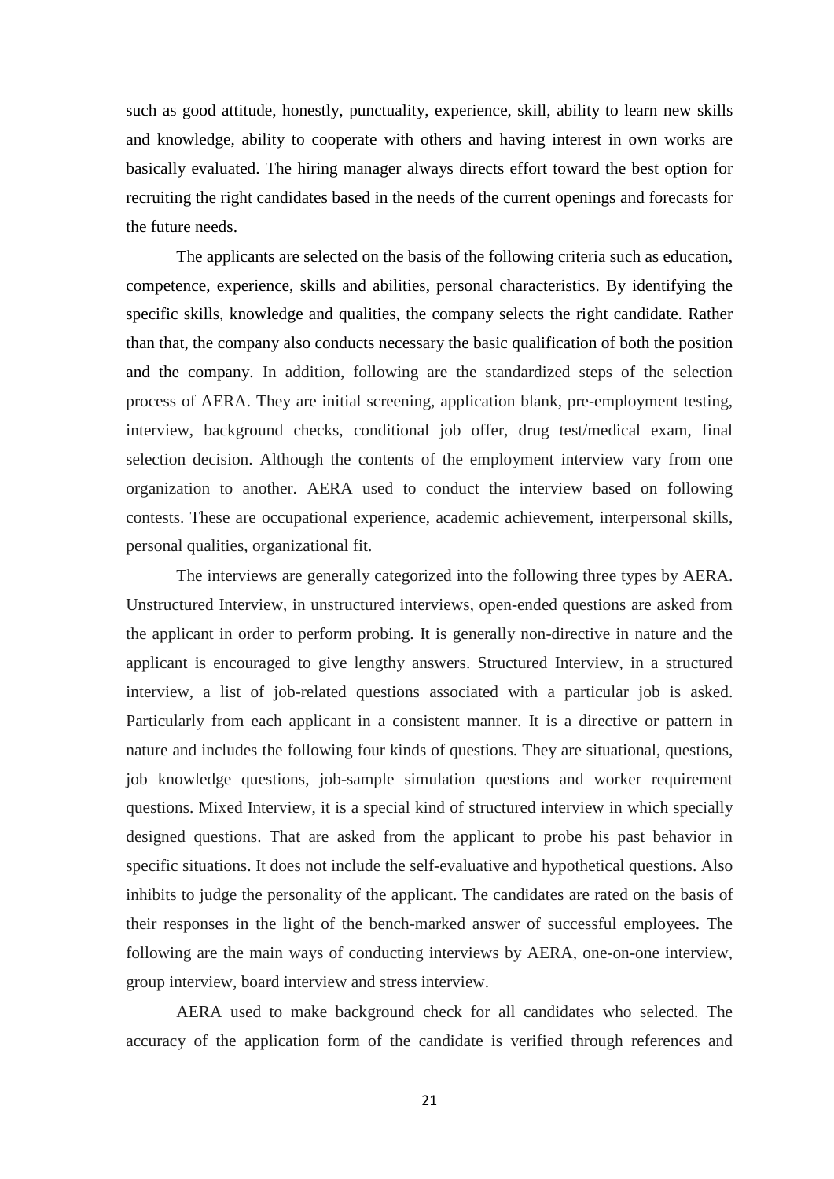such as good attitude, honestly, punctuality, experience, skill, ability to learn new skills and knowledge, ability to cooperate with others and having interest in own works are basically evaluated. The hiring manager always directs effort toward the best option for recruiting the right candidates based in the needs of the current openings and forecasts for the future needs.

The applicants are selected on the basis of the following criteria such as education, competence, experience, skills and abilities, personal characteristics. By identifying the specific skills, knowledge and qualities, the company selects the right candidate. Rather than that, the company also conducts necessary the basic qualification of both the position and the company. In addition, following are the standardized steps of the selection process of AERA. They are initial screening, application blank, pre-employment testing, interview, background checks, conditional job offer, drug test/medical exam, final selection decision. Although the contents of the employment interview vary from one organization to another. AERA used to conduct the interview based on following contests. These are occupational experience, academic achievement, interpersonal skills, personal qualities, organizational fit.

The interviews are generally categorized into the following three types by AERA. Unstructured Interview, in unstructured interviews, open-ended questions are asked from the applicant in order to perform probing. It is generally non-directive in nature and the applicant is encouraged to give lengthy answers. Structured Interview, in a structured interview, a list of job-related questions associated with a particular job is asked. Particularly from each applicant in a consistent manner. It is a directive or pattern in nature and includes the following four kinds of questions. They are situational, questions, job knowledge questions, job-sample simulation questions and worker requirement questions. Mixed Interview, it is a special kind of structured interview in which specially designed questions. That are asked from the applicant to probe his past behavior in specific situations. It does not include the self-evaluative and hypothetical questions. Also inhibits to judge the personality of the applicant. The candidates are rated on the basis of their responses in the light of the bench-marked answer of successful employees. The following are the main ways of conducting interviews by AERA, one-on-one interview, group interview, board interview and stress interview.

AERA used to make background check for all candidates who selected. The accuracy of the application form of the candidate is verified through references and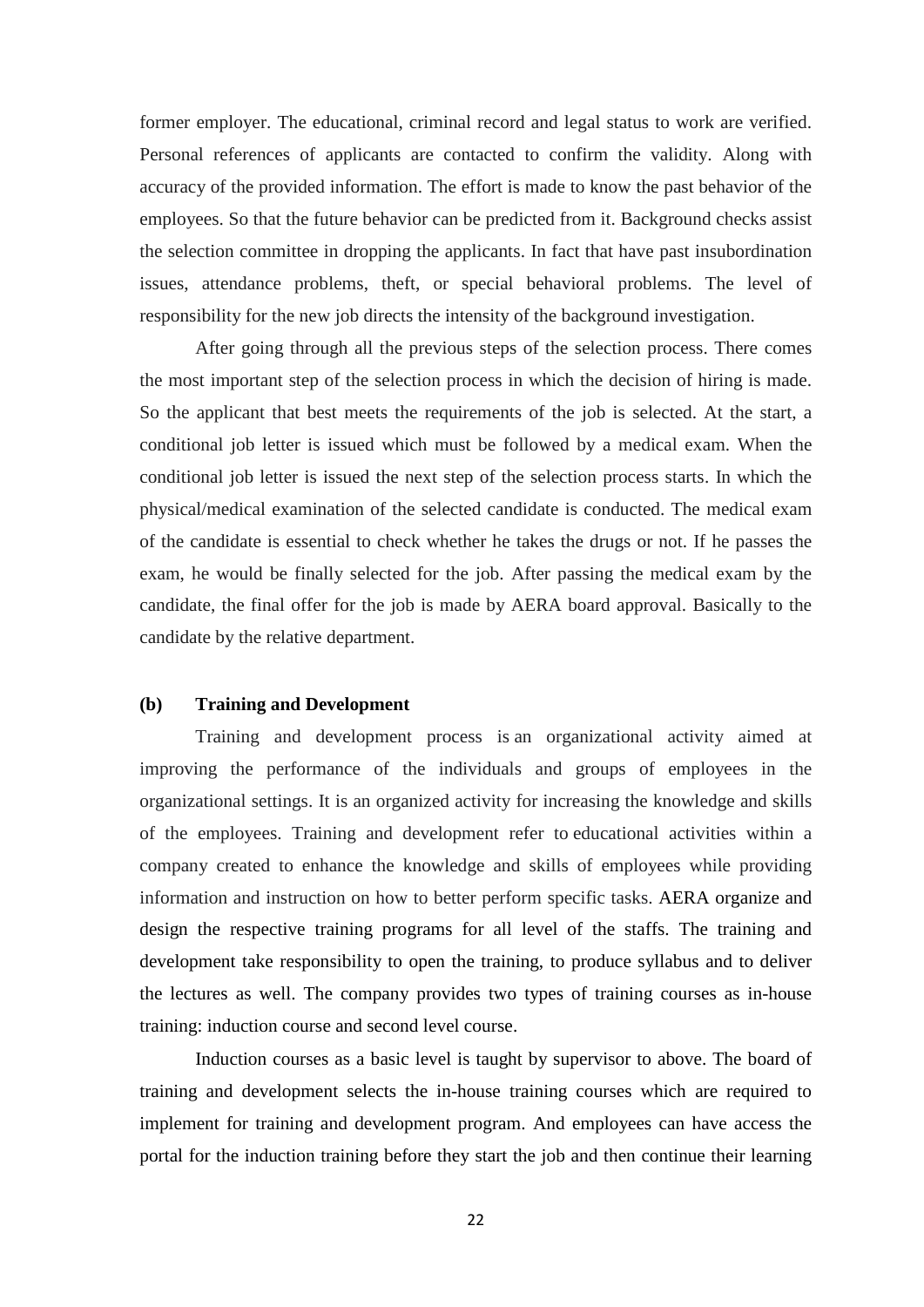former employer. The educational, criminal record and legal status to work are verified. Personal references of applicants are contacted to confirm the validity. Along with accuracy of the provided information. The effort is made to know the past behavior of the employees. So that the future behavior can be predicted from it. Background checks assist the selection committee in dropping the applicants. In fact that have past insubordination issues, attendance problems, theft, or special behavioral problems. The level of responsibility for the new job directs the intensity of the background investigation.

After going through all the previous steps of the selection process. There comes the most important step of the selection process in which the decision of hiring is made. So the applicant that best meets the requirements of the job is selected. At the start, a conditional job letter is issued which must be followed by a medical exam. When the conditional job letter is issued the next step of the selection process starts. In which the physical/medical examination of the selected candidate is conducted. The medical exam of the candidate is essential to check whether he takes the drugs or not. If he passes the exam, he would be finally selected for the job. After passing the medical exam by the candidate, the final offer for the job is made by AERA board approval. Basically to the candidate by the relative department.

**(b) Training and Development**

Training and development process is an organizational activity aimed at improving the performance of the individuals and groups of employees in the organizational settings. It is an organized activity for increasing the knowledge and skills of the employees. Training and development refer to educational activities within a company created to enhance the knowledge and skills of employees while providing information and instruction on how to better perform specific tasks. AERA organize and design the respective training programs for all level of the staffs. The training and development take responsibility to open the training, to produce syllabus and to deliver the lectures as well. The company provides two types of training courses as in-house training: induction course and second level course.

Induction courses as a basic level is taught by supervisor to above. The board of training and development selects the in-house training courses which are required to implement for training and development program. And employees can have access the portal for the induction training before they start the job and then continue their learning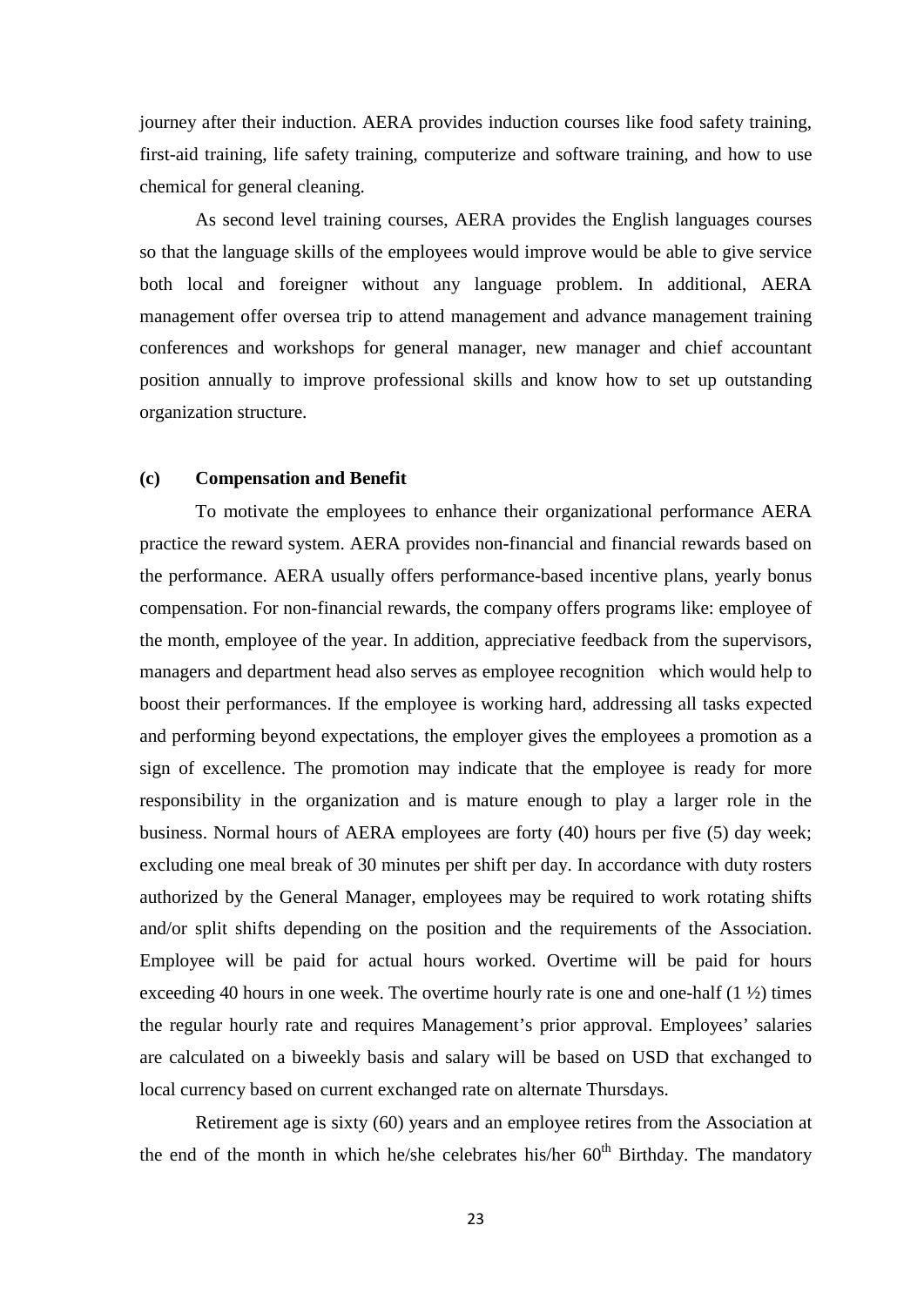journey after their induction. AERA provides induction courses like food safety training, first-aid training, life safety training, computerize and software training, and how to use chemical for general cleaning.

As second level training courses, AERA provides the English languages courses so that the language skills of the employees would improve would be able to give service both local and foreigner without any language problem. In additional, AERA management offer oversea trip to attend management and advance management training conferences and workshops for general manager, new manager and chief accountant position annually to improve professional skills and know how to set up outstanding organization structure.

**(c) Compensation and Benefit**

To motivate the employees to enhance their organizational performance AERA practice the reward system. AERA provides non-financial and financial rewards based on the performance. AERA usually offers performance-based incentive plans, yearly bonus compensation. For non-financial rewards, the company offers programs like: employee of the month, employee of the year. In addition, appreciative feedback from the supervisors, managers and department head also serves as employee recognition which would help to boost their performances. If the employee is working hard, addressing all tasks expected and performing beyond expectations, the employer gives the employees a promotion as a sign of excellence. The promotion may indicate that the employee is ready for more responsibility in the organization and is mature enough to play a larger role in the business. Normal hours of AERA employees are forty (40) hours per five (5) day week; excluding one meal break of 30 minutes per shift per day. In accordance with duty rosters authorized by the General Manager, employees may be required to work rotating shifts and/or split shifts depending on the position and the requirements of the Association. Employee will be paid for actual hours worked. Overtime will be paid for hours exceeding 40 hours in one week. The overtime hourly rate is one and one-half (1 ½) times the regular hourly rate and requires Management's prior approval. Employees' salaries are calculated on a biweekly basis and salary will be based on USD that exchanged to local currency based on current exchanged rate on alternate Thursdays.

Retirement age is sixty (60) years and an employee retires from the Association at the end of the month in which he/she celebrates his/her 60th Birthday. The mandatory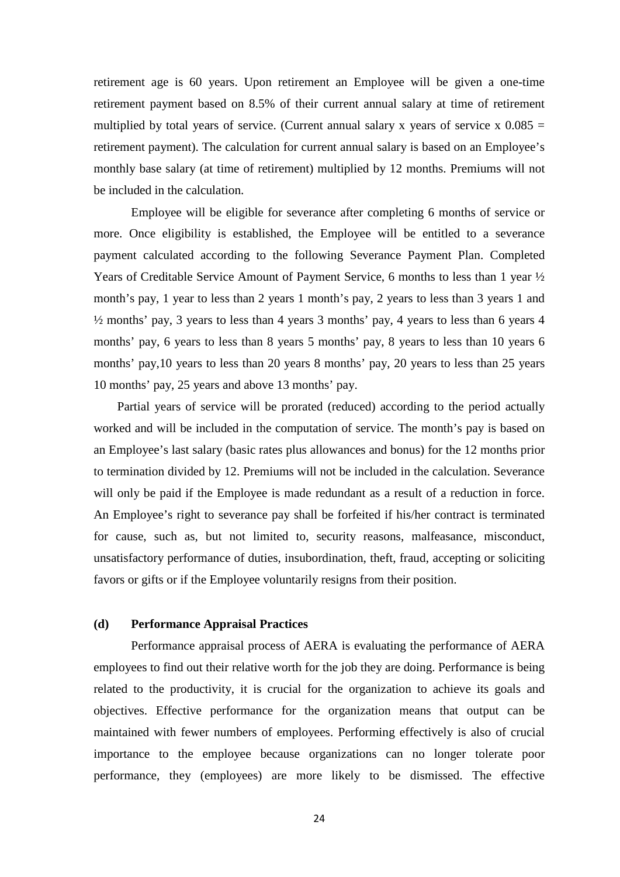retirement age is 60 years. Upon retirement an Employee will be given a one-time retirement payment based on 8.5% of their current annual salary at time of retirement multiplied by total years of service. (Current annual salary x years of service x 0.085 = retirement payment). The calculation for current annual salary is based on an Employee's monthly base salary (at time of retirement) multiplied by 12 months. Premiums will not be included in the calculation.

Employee will be eligible for severance after completing 6 months of service or more. Once eligibility is established, the Employee will be entitled to a severance payment calculated according to the following Severance Payment Plan. Completed Years of Creditable Service Amount of Payment Service, 6 months to less than 1 year ½ month's pay, 1 year to less than 2 years 1 month's pay, 2 years to less than 3 years 1 and ½ months' pay, 3 years to less than 4 years 3 months' pay, 4 years to less than 6 years 4 months' pay, 6 years to less than 8 years 5 months' pay, 8 years to less than 10 years 6 months' pay,10 years to less than 20 years 8 months' pay, 20 years to less than 25 years 10 months' pay, 25 years and above 13 months' pay.

Partial years of service will be prorated (reduced) according to the period actually worked and will be included in the computation of service. The month's pay is based on an Employee's last salary (basic rates plus allowances and bonus) for the 12 months prior to termination divided by 12. Premiums will not be included in the calculation. Severance will only be paid if the Employee is made redundant as a result of a reduction in force. An Employee's right to severance pay shall be forfeited if his/her contract is terminated for cause, such as, but not limited to, security reasons, malfeasance, misconduct, unsatisfactory performance of duties, insubordination, theft, fraud, accepting or soliciting favors or gifts or if the Employee voluntarily resigns from their position.

### (d) Performance Appraisal Practices

Performance appraisal process of AERA is evaluating the performance of AERA employees to find out their relative worth for the job they are doing. Performance is being related to the productivity, it is crucial for the organization to achieve its goals and objectives. Effective performance for the organization means that output can be maintained with fewer numbers of employees. Performing effectively is also of crucial importance to the employee because organizations can no longer tolerate poor performance, they (employees) are more likely to be dismissed. The effective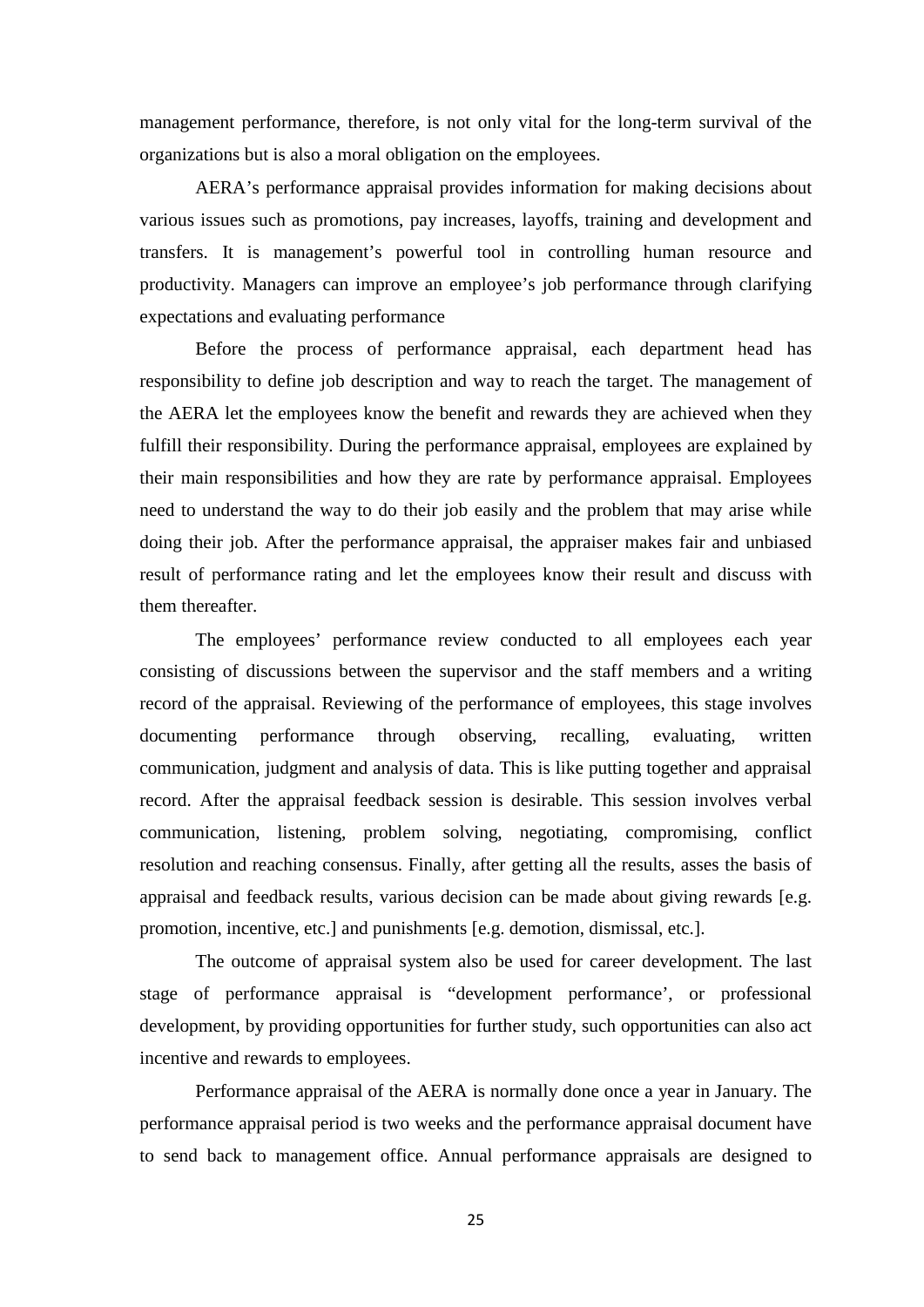management performance, therefore, is not only vital for the long-term survival of the organizations but is also a moral obligation on the employees.

AERA's performance appraisal provides information for making decisions about various issues such as promotions, pay increases, layoffs, training and development and transfers. It is management's powerful tool in controlling human resource and productivity. Managers can improve an employee's job performance through clarifying expectations and evaluating performance

Before the process of performance appraisal, each department head has responsibility to define job description and way to reach the target. The management of the AERA let the employees know the benefit and rewards they are achieved when they fulfill their responsibility. During the performance appraisal, employees are explained by their main responsibilities and how they are rate by performance appraisal. Employees need to understand the way to do their job easily and the problem that may arise while doing their job. After the performance appraisal, the appraiser makes fair and unbiased result of performance rating and let the employees know their result and discuss with them thereafter.

The employees' performance review conducted to all employees each year consisting of discussions between the supervisor and the staff members and a writing record of the appraisal. Reviewing of the performance of employees, this stage involves documenting performance through observing, recalling, evaluating, written communication, judgment and analysis of data. This is like putting together and appraisal record. After the appraisal feedback session is desirable. This session involves verbal communication, listening, problem solving, negotiating, compromising, conflict resolution and reaching consensus. Finally, after getting all the results, asses the basis of appraisal and feedback results, various decision can be made about giving rewards [e.g. promotion, incentive, etc.] and punishments [e.g. demotion, dismissal, etc.].

The outcome of appraisal system also be used for career development. The last stage of performance appraisal is "development performance', or professional development, by providing opportunities for further study, such opportunities can also act incentive and rewards to employees.

Performance appraisal of the AERA is normally done once a year in January. The performance appraisal period is two weeks and the performance appraisal document have to send back to management office. Annual performance appraisals are designed to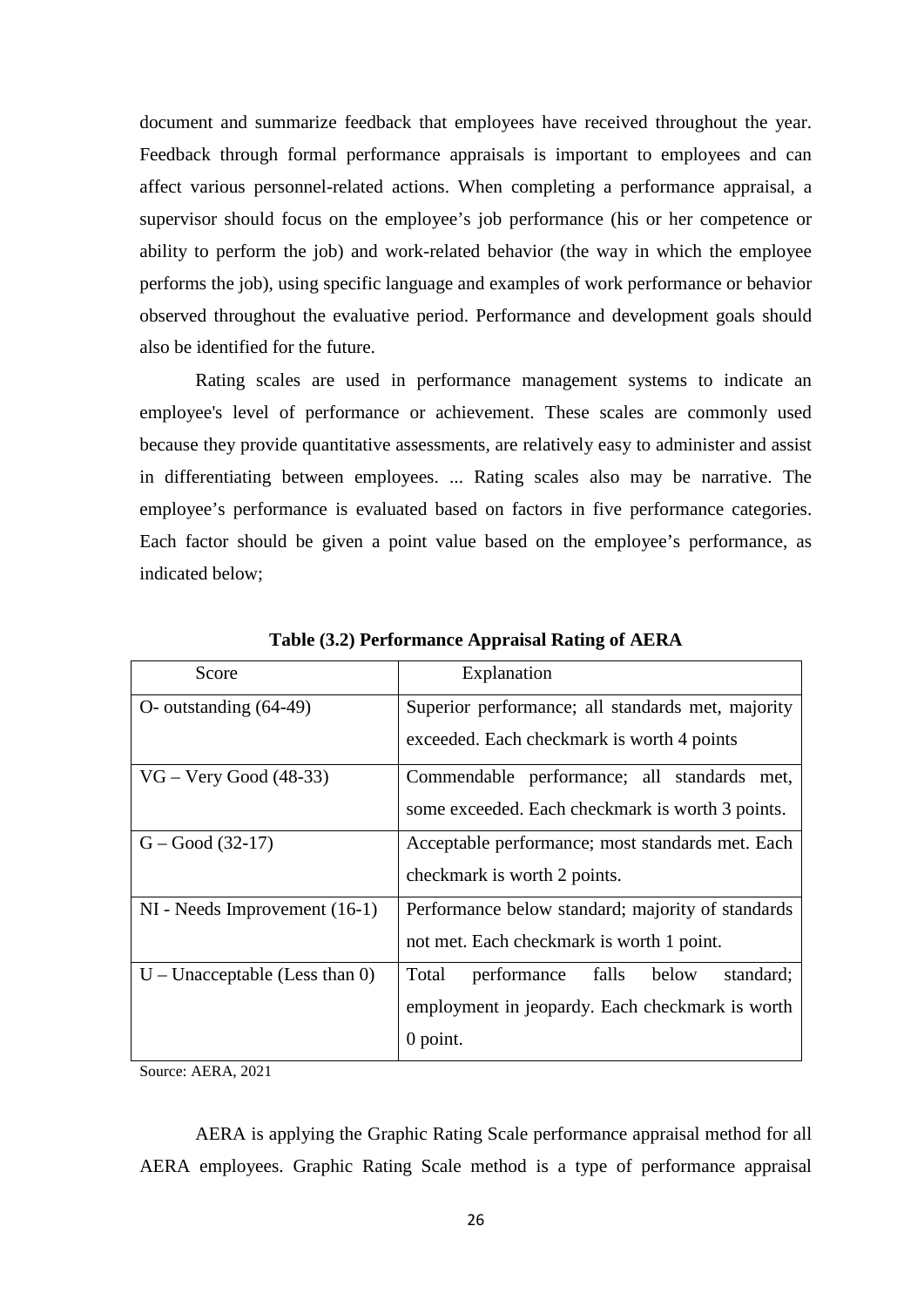document and summarize feedback that employees have received throughout the year. Feedback through formal performance appraisals is important to employees and can affect various personnel-related actions. When completing a performance appraisal, a supervisor should focus on the employee's job performance (his or her competence or ability to perform the job) and work-related behavior (the way in which the employee performs the job), using specific language and examples of work performance or behavior observed throughout the evaluative period. Performance and development goals should also be identified for the future.

Rating scales are used in performance management systems to indicate an employee's level of performance or achievement. These scales are commonly used because they provide quantitative assessments, are relatively easy to administer and assist in differentiating between employees. ... Rating scales also may be narrative. The employee's performance is evaluated based on factors in five performance categories. Each factor should be given a point value based on the employee's performance, as indicated below;

**Table (3.2) Performance Appraisal Rating of AERA**

| Score | Explanation |
|---|---|
| O- outstanding (64-49) | Superior performance; all standards met, majority exceeded. Each checkmark is worth 4 points |
| VG – Very Good (48-33) | Commendable performance; all standards met, some exceeded. Each checkmark is worth 3 points. |
| G – Good (32-17) | Acceptable performance; most standards met. Each checkmark is worth 2 points. |
| NI - Needs Improvement (16-1) | Performance below standard; majority of standards not met. Each checkmark is worth 1 point. |
| U – Unacceptable (Less than 0) | Total performance falls below standard; employment in jeopardy. Each checkmark is worth 0 point. |

Source: AERA, 2021

AERA is applying the Graphic Rating Scale performance appraisal method for all AERA employees. Graphic Rating Scale method is a type of performance appraisal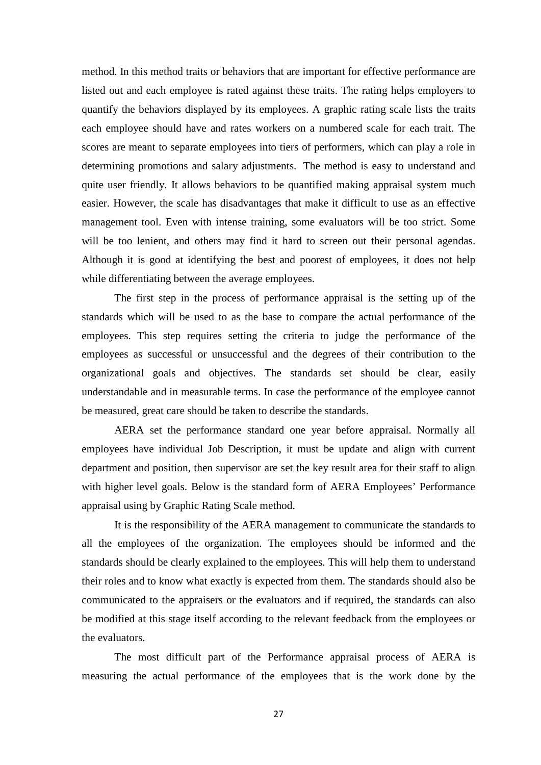method. In this method traits or behaviors that are important for effective performance are listed out and each employee is rated against these traits. The rating helps employers to quantify the behaviors displayed by its employees. A graphic rating scale lists the traits each employee should have and rates workers on a numbered scale for each trait. The scores are meant to separate employees into tiers of performers, which can play a role in determining promotions and salary adjustments. The method is easy to understand and quite user friendly. It allows behaviors to be quantified making appraisal system much easier. However, the scale has disadvantages that make it difficult to use as an effective management tool. Even with intense training, some evaluators will be too strict. Some will be too lenient, and others may find it hard to screen out their personal agendas. Although it is good at identifying the best and poorest of employees, it does not help while differentiating between the average employees.

The first step in the process of performance appraisal is the setting up of the standards which will be used to as the base to compare the actual performance of the employees. This step requires setting the criteria to judge the performance of the employees as successful or unsuccessful and the degrees of their contribution to the organizational goals and objectives. The standards set should be clear, easily understandable and in measurable terms. In case the performance of the employee cannot be measured, great care should be taken to describe the standards.

AERA set the performance standard one year before appraisal. Normally all employees have individual Job Description, it must be update and align with current department and position, then supervisor are set the key result area for their staff to align with higher level goals. Below is the standard form of AERA Employees' Performance appraisal using by Graphic Rating Scale method.

It is the responsibility of the AERA management to communicate the standards to all the employees of the organization. The employees should be informed and the standards should be clearly explained to the employees. This will help them to understand their roles and to know what exactly is expected from them. The standards should also be communicated to the appraisers or the evaluators and if required, the standards can also be modified at this stage itself according to the relevant feedback from the employees or the evaluators.

The most difficult part of the Performance appraisal process of AERA is measuring the actual performance of the employees that is the work done by the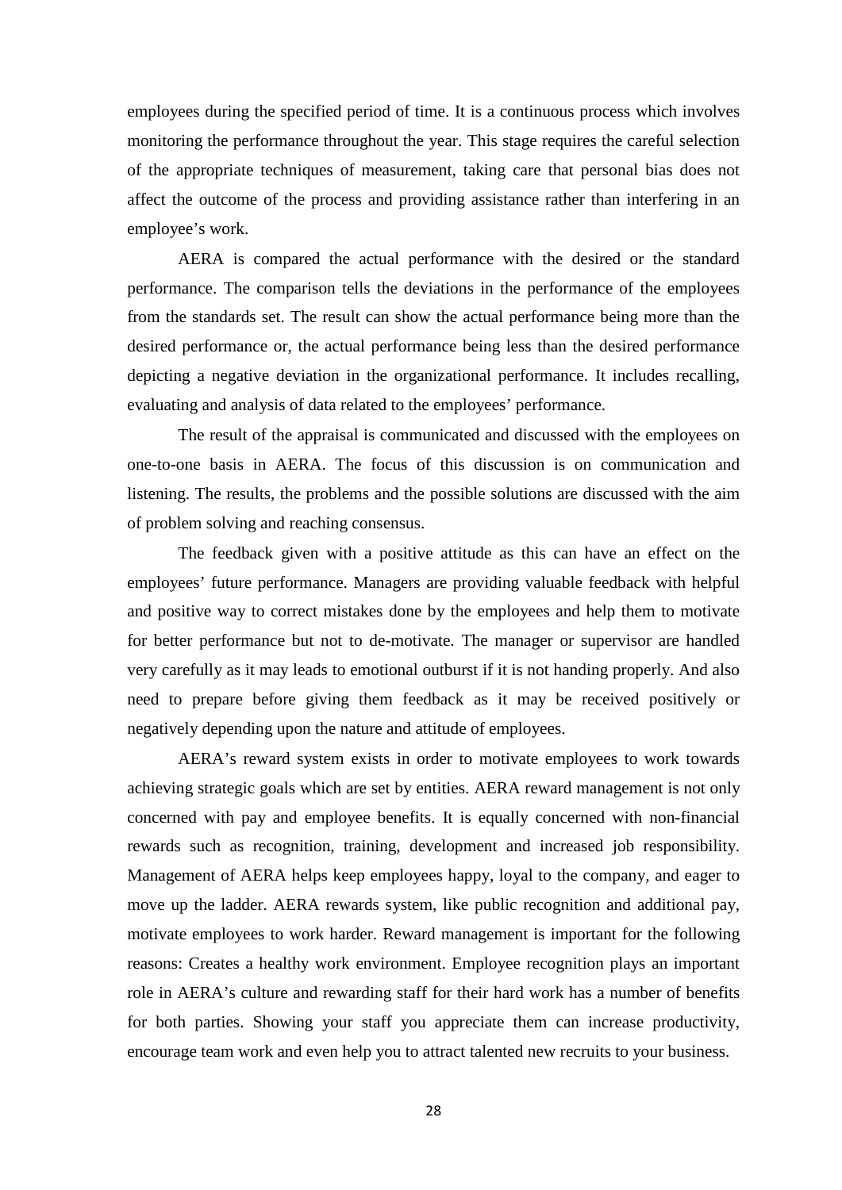employees during the specified period of time. It is a continuous process which involves monitoring the performance throughout the year. This stage requires the careful selection of the appropriate techniques of measurement, taking care that personal bias does not affect the outcome of the process and providing assistance rather than interfering in an employee's work.

AERA is compared the actual performance with the desired or the standard performance. The comparison tells the deviations in the performance of the employees from the standards set. The result can show the actual performance being more than the desired performance or, the actual performance being less than the desired performance depicting a negative deviation in the organizational performance. It includes recalling, evaluating and analysis of data related to the employees' performance.

The result of the appraisal is communicated and discussed with the employees on one-to-one basis in AERA. The focus of this discussion is on communication and listening. The results, the problems and the possible solutions are discussed with the aim of problem solving and reaching consensus.

The feedback given with a positive attitude as this can have an effect on the employees' future performance. Managers are providing valuable feedback with helpful and positive way to correct mistakes done by the employees and help them to motivate for better performance but not to de-motivate. The manager or supervisor are handled very carefully as it may leads to emotional outburst if it is not handing properly. And also need to prepare before giving them feedback as it may be received positively or negatively depending upon the nature and attitude of employees.

AERA's reward system exists in order to motivate employees to work towards achieving strategic goals which are set by entities. AERA reward management is not only concerned with pay and employee benefits. It is equally concerned with non-financial rewards such as recognition, training, development and increased job responsibility. Management of AERA helps keep employees happy, loyal to the company, and eager to move up the ladder. AERA rewards system, like public recognition and additional pay, motivate employees to work harder. Reward management is important for the following reasons: Creates a healthy work environment. Employee recognition plays an important role in AERA's culture and rewarding staff for their hard work has a number of benefits for both parties. Showing your staff you appreciate them can increase productivity, encourage team work and even help you to attract talented new recruits to your business.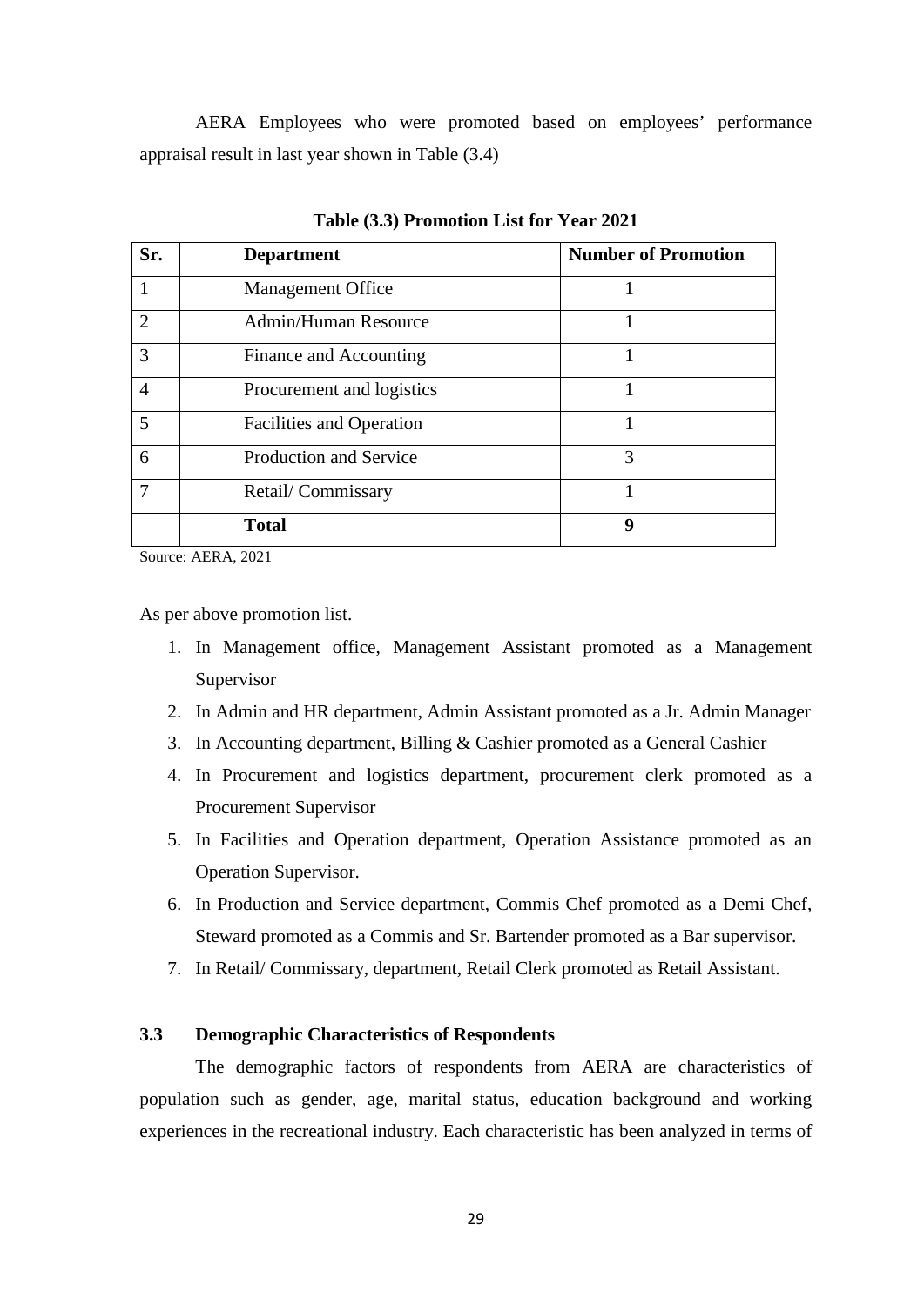AERA Employees who were promoted based on employees' performance appraisal result in last year shown in Table (3.4)

**Table (3.3) Promotion List for Year 2021**

| Sr. | Department | Number of Promotion |
|---|---|---|
| 1 | Management Office | 1 |
| 2 | Admin/Human Resource | 1 |
| 3 | Finance and Accounting | 1 |
| 4 | Procurement and logistics | 1 |
| 5 | Facilities and Operation | 1 |
| 6 | Production and Service | 3 |
| 7 | Retail/ Commissary | 1 |
| | **Total** | **9** |

Source: AERA, 2021

As per above promotion list.

1. In Management office, Management Assistant promoted as a Management Supervisor
2. In Admin and HR department, Admin Assistant promoted as a Jr. Admin Manager
3. In Accounting department, Billing & Cashier promoted as a General Cashier
4. In Procurement and logistics department, procurement clerk promoted as a Procurement Supervisor
5. In Facilities and Operation department, Operation Assistance promoted as an Operation Supervisor.
6. In Production and Service department, Commis Chef promoted as a Demi Chef, Steward promoted as a Commis and Sr. Bartender promoted as a Bar supervisor.
7. In Retail/ Commissary, department, Retail Clerk promoted as Retail Assistant.

### 3.3 Demographic Characteristics of Respondents

The demographic factors of respondents from AERA are characteristics of population such as gender, age, marital status, education background and working experiences in the recreational industry. Each characteristic has been analyzed in terms of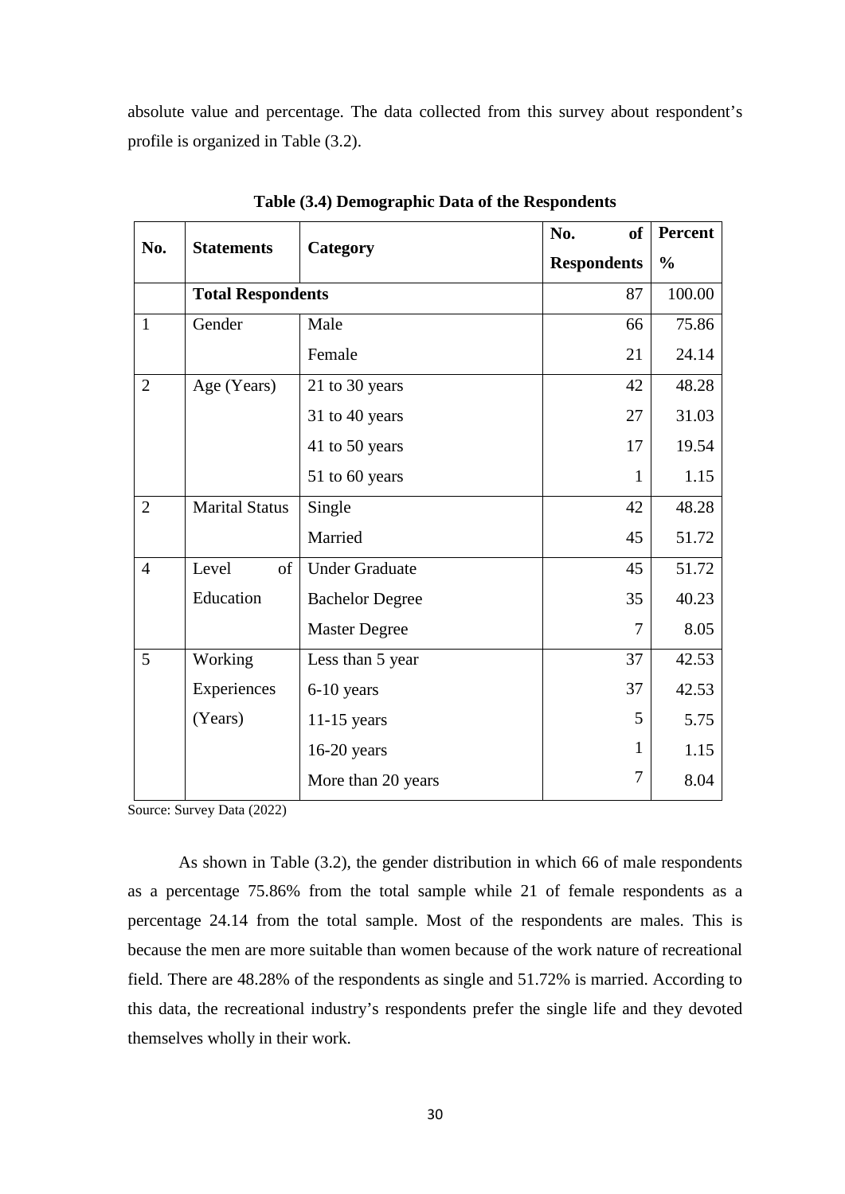absolute value and percentage. The data collected from this survey about respondent's profile is organized in Table (3.2).

**Table (3.4) Demographic Data of the Respondents**

| No. | Statements | Category | No. of Respondents | Percent % |
|---|---|---|---|---|
| | **Total Respondents** | | 87 | 100.00 |
| 1 | Gender | Male | 66 | 75.86 |
| | | Female | 21 | 24.14 |
| 2 | Age (Years) | 21 to 30 years | 42 | 48.28 |
| | | 31 to 40 years | 27 | 31.03 |
| | | 41 to 50 years | 17 | 19.54 |
| | | 51 to 60 years | 1 | 1.15 |
| 2 | Marital Status | Single | 42 | 48.28 |
| | | Married | 45 | 51.72 |
| 4 | Level of Education | Under Graduate | 45 | 51.72 |
| | | Bachelor Degree | 35 | 40.23 |
| | | Master Degree | 7 | 8.05 |
| 5 | Working Experiences (Years) | Less than 5 year | 37 | 42.53 |
| | | 6-10 years | 37 | 42.53 |
| | | 11-15 years | 5 | 5.75 |
| | | 16-20 years | 1 | 1.15 |
| | | More than 20 years | 7 | 8.04 |

Source: Survey Data (2022)

As shown in Table (3.2), the gender distribution in which 66 of male respondents as a percentage 75.86% from the total sample while 21 of female respondents as a percentage 24.14 from the total sample. Most of the respondents are males. This is because the men are more suitable than women because of the work nature of recreational field. There are 48.28% of the respondents as single and 51.72% is married. According to this data, the recreational industry's respondents prefer the single life and they devoted themselves wholly in their work.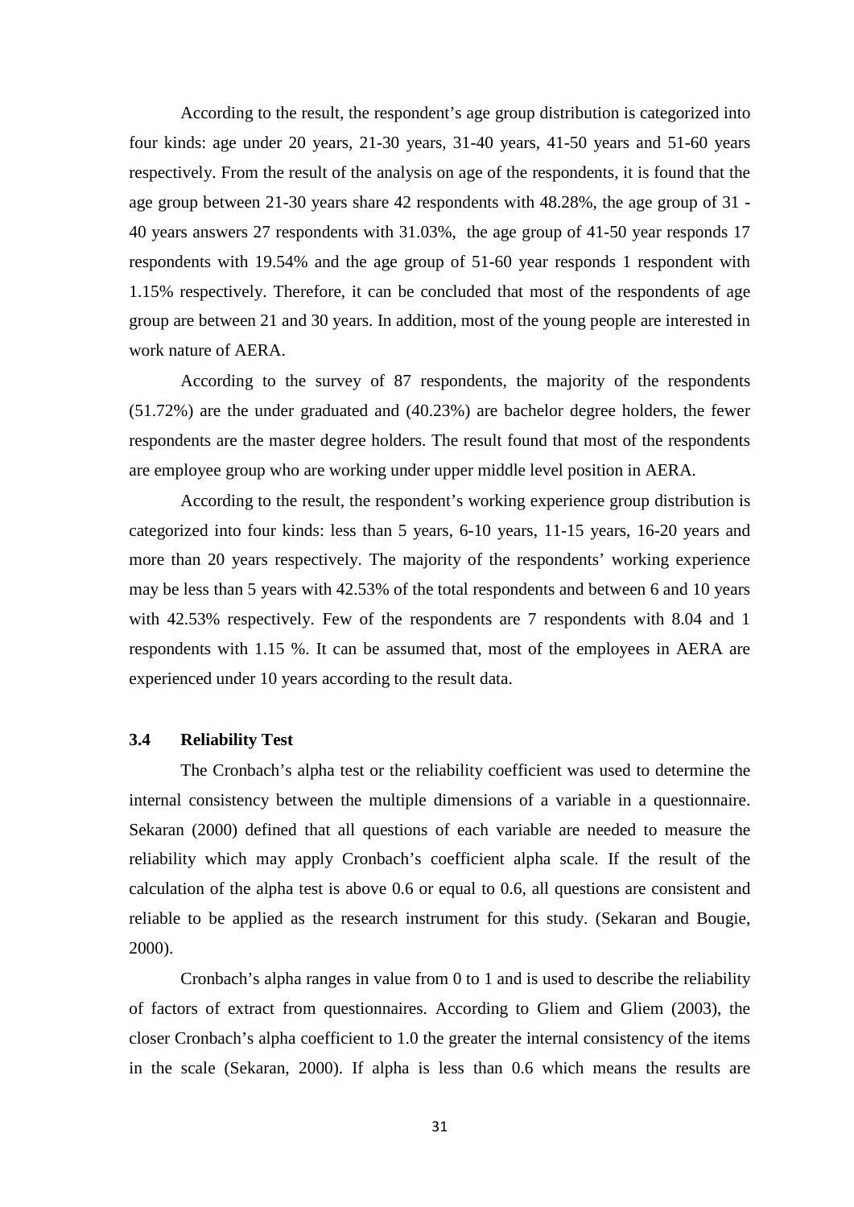According to the result, the respondent's age group distribution is categorized into four kinds: age under 20 years, 21-30 years, 31-40 years, 41-50 years and 51-60 years respectively. From the result of the analysis on age of the respondents, it is found that the age group between 21-30 years share 42 respondents with 48.28%, the age group of 31 - 40 years answers 27 respondents with 31.03%, the age group of 41-50 year responds 17 respondents with 19.54% and the age group of 51-60 year responds 1 respondent with 1.15% respectively. Therefore, it can be concluded that most of the respondents of age group are between 21 and 30 years. In addition, most of the young people are interested in work nature of AERA.

According to the survey of 87 respondents, the majority of the respondents (51.72%) are the under graduated and (40.23%) are bachelor degree holders, the fewer respondents are the master degree holders. The result found that most of the respondents are employee group who are working under upper middle level position in AERA.

According to the result, the respondent's working experience group distribution is categorized into four kinds: less than 5 years, 6-10 years, 11-15 years, 16-20 years and more than 20 years respectively. The majority of the respondents' working experience may be less than 5 years with 42.53% of the total respondents and between 6 and 10 years with 42.53% respectively. Few of the respondents are 7 respondents with 8.04 and 1 respondents with 1.15 %. It can be assumed that, most of the employees in AERA are experienced under 10 years according to the result data.

### 3.4 Reliability Test

The Cronbach's alpha test or the reliability coefficient was used to determine the internal consistency between the multiple dimensions of a variable in a questionnaire. Sekaran (2000) defined that all questions of each variable are needed to measure the reliability which may apply Cronbach's coefficient alpha scale. If the result of the calculation of the alpha test is above 0.6 or equal to 0.6, all questions are consistent and reliable to be applied as the research instrument for this study. (Sekaran and Bougie, 2000).

Cronbach's alpha ranges in value from 0 to 1 and is used to describe the reliability of factors of extract from questionnaires. According to Gliem and Gliem (2003), the closer Cronbach's alpha coefficient to 1.0 the greater the internal consistency of the items in the scale (Sekaran, 2000). If alpha is less than 0.6 which means the results are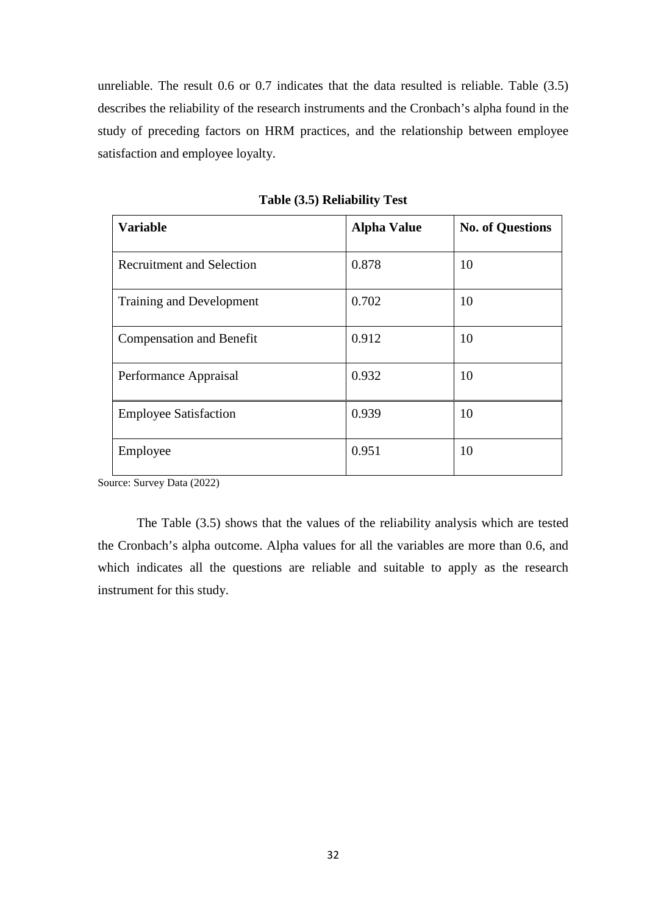unreliable. The result 0.6 or 0.7 indicates that the data resulted is reliable. Table (3.5) describes the reliability of the research instruments and the Cronbach's alpha found in the study of preceding factors on HRM practices, and the relationship between employee satisfaction and employee loyalty.

**Table (3.5) Reliability Test**

| Variable | Alpha Value | No. of Questions |
|---|---|---|
| Recruitment and Selection | 0.878 | 10 |
| Training and Development | 0.702 | 10 |
| Compensation and Benefit | 0.912 | 10 |
| Performance Appraisal | 0.932 | 10 |
| Employee Satisfaction | 0.939 | 10 |
| Employee | 0.951 | 10 |

Source: Survey Data (2022)

The Table (3.5) shows that the values of the reliability analysis which are tested the Cronbach's alpha outcome. Alpha values for all the variables are more than 0.6, and which indicates all the questions are reliable and suitable to apply as the research instrument for this study.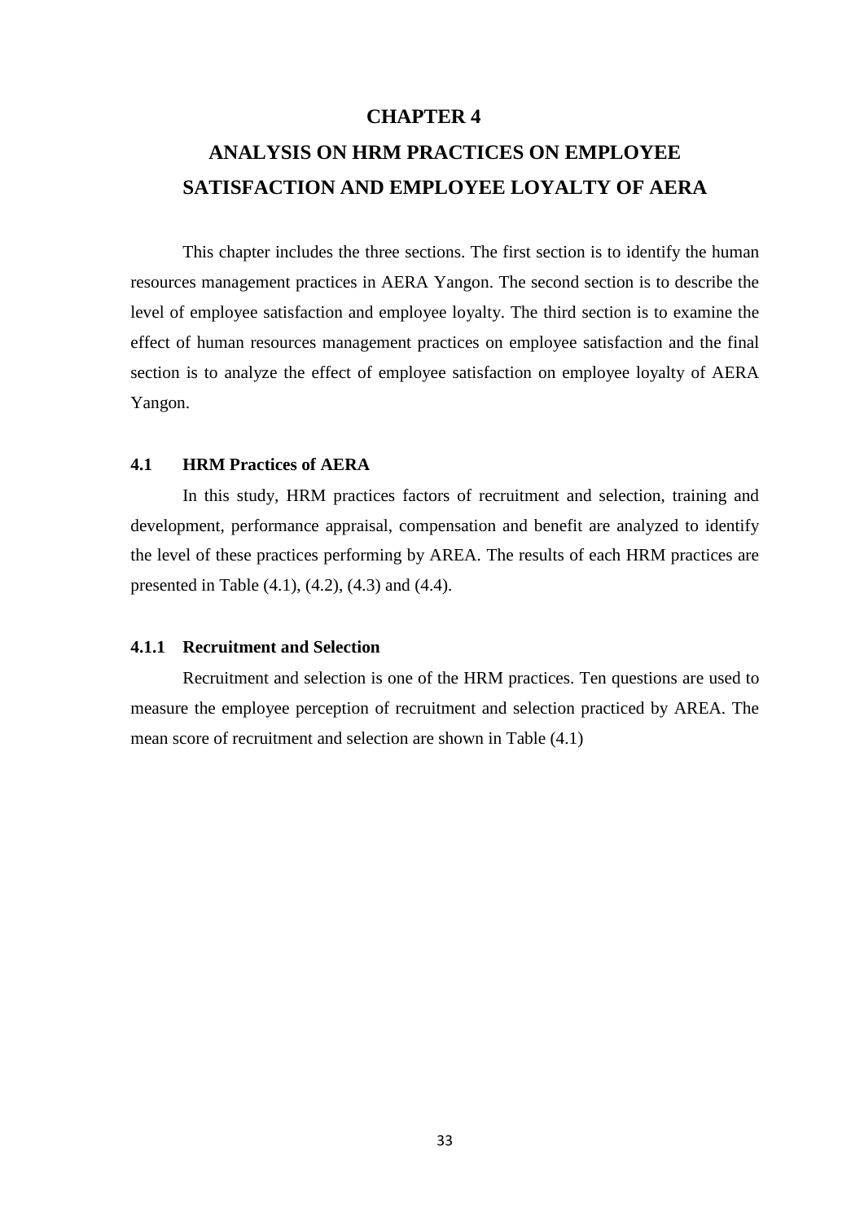# CHAPTER 4

# ANALYSIS ON HRM PRACTICES ON EMPLOYEE SATISFACTION AND EMPLOYEE LOYALTY OF AERA

This chapter includes the three sections. The first section is to identify the human resources management practices in AERA Yangon. The second section is to describe the level of employee satisfaction and employee loyalty. The third section is to examine the effect of human resources management practices on employee satisfaction and the final section is to analyze the effect of employee satisfaction on employee loyalty of AERA Yangon.

## 4.1 HRM Practices of AERA

In this study, HRM practices factors of recruitment and selection, training and development, performance appraisal, compensation and benefit are analyzed to identify the level of these practices performing by AREA. The results of each HRM practices are presented in Table (4.1), (4.2), (4.3) and (4.4).

### 4.1.1 Recruitment and Selection

Recruitment and selection is one of the HRM practices. Ten questions are used to measure the employee perception of recruitment and selection practiced by AREA. The mean score of recruitment and selection are shown in Table (4.1)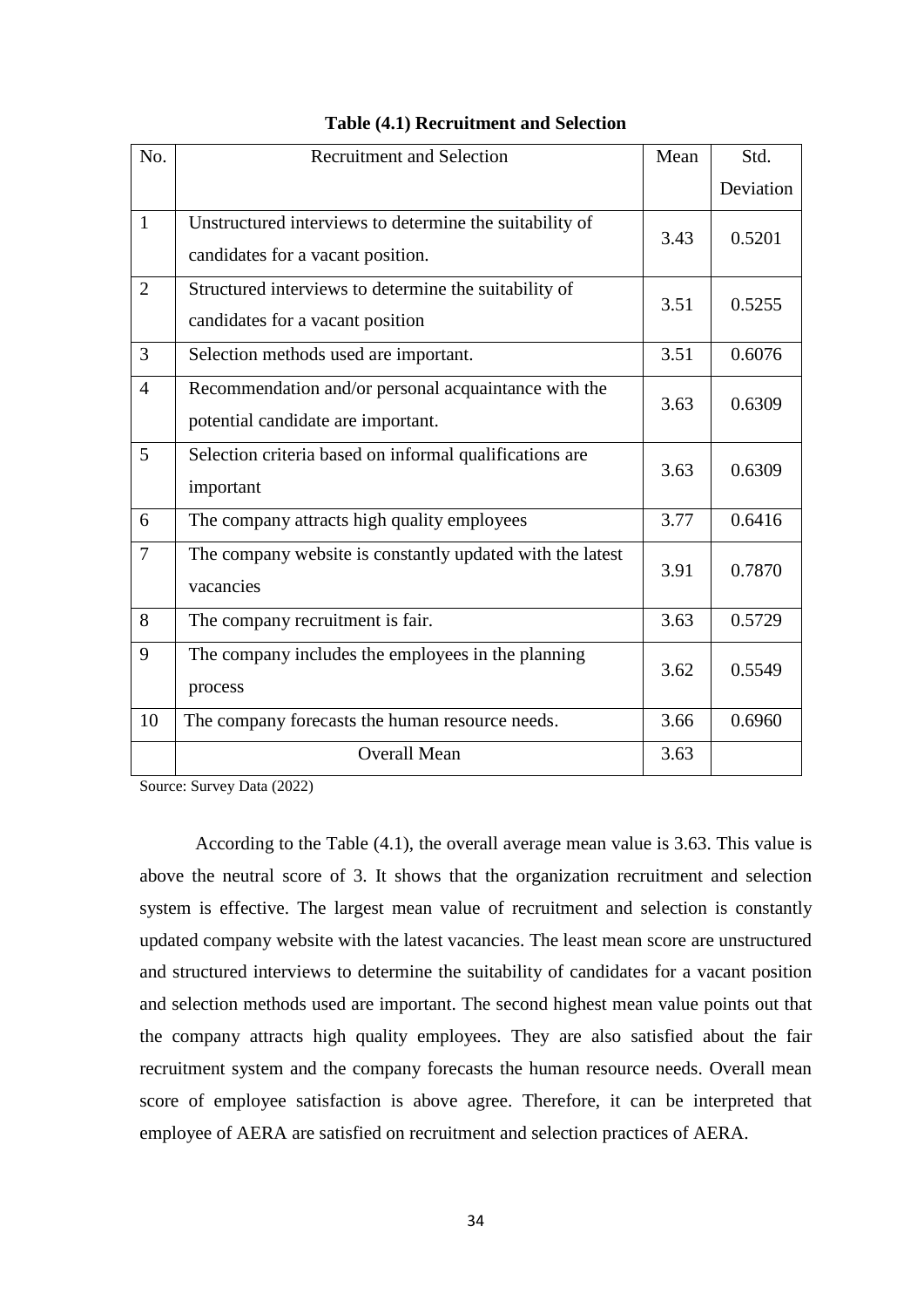**Table (4.1) Recruitment and Selection**

| No. | Recruitment and Selection | Mean | Std. Deviation |
|---|---|---|---|
| 1 | Unstructured interviews to determine the suitability of candidates for a vacant position. | 3.43 | 0.5201 |
| 2 | Structured interviews to determine the suitability of candidates for a vacant position | 3.51 | 0.5255 |
| 3 | Selection methods used are important. | 3.51 | 0.6076 |
| 4 | Recommendation and/or personal acquaintance with the potential candidate are important. | 3.63 | 0.6309 |
| 5 | Selection criteria based on informal qualifications are important | 3.63 | 0.6309 |
| 6 | The company attracts high quality employees | 3.77 | 0.6416 |
| 7 | The company website is constantly updated with the latest vacancies | 3.91 | 0.7870 |
| 8 | The company recruitment is fair. | 3.63 | 0.5729 |
| 9 | The company includes the employees in the planning process | 3.62 | 0.5549 |
| 10 | The company forecasts the human resource needs. | 3.66 | 0.6960 |
| | Overall Mean | 3.63 | |

Source: Survey Data (2022)

According to the Table (4.1), the overall average mean value is 3.63. This value is above the neutral score of 3. It shows that the organization recruitment and selection system is effective. The largest mean value of recruitment and selection is constantly updated company website with the latest vacancies. The least mean score are unstructured and structured interviews to determine the suitability of candidates for a vacant position and selection methods used are important. The second highest mean value points out that the company attracts high quality employees. They are also satisfied about the fair recruitment system and the company forecasts the human resource needs. Overall mean score of employee satisfaction is above agree. Therefore, it can be interpreted that employee of AERA are satisfied on recruitment and selection practices of AERA.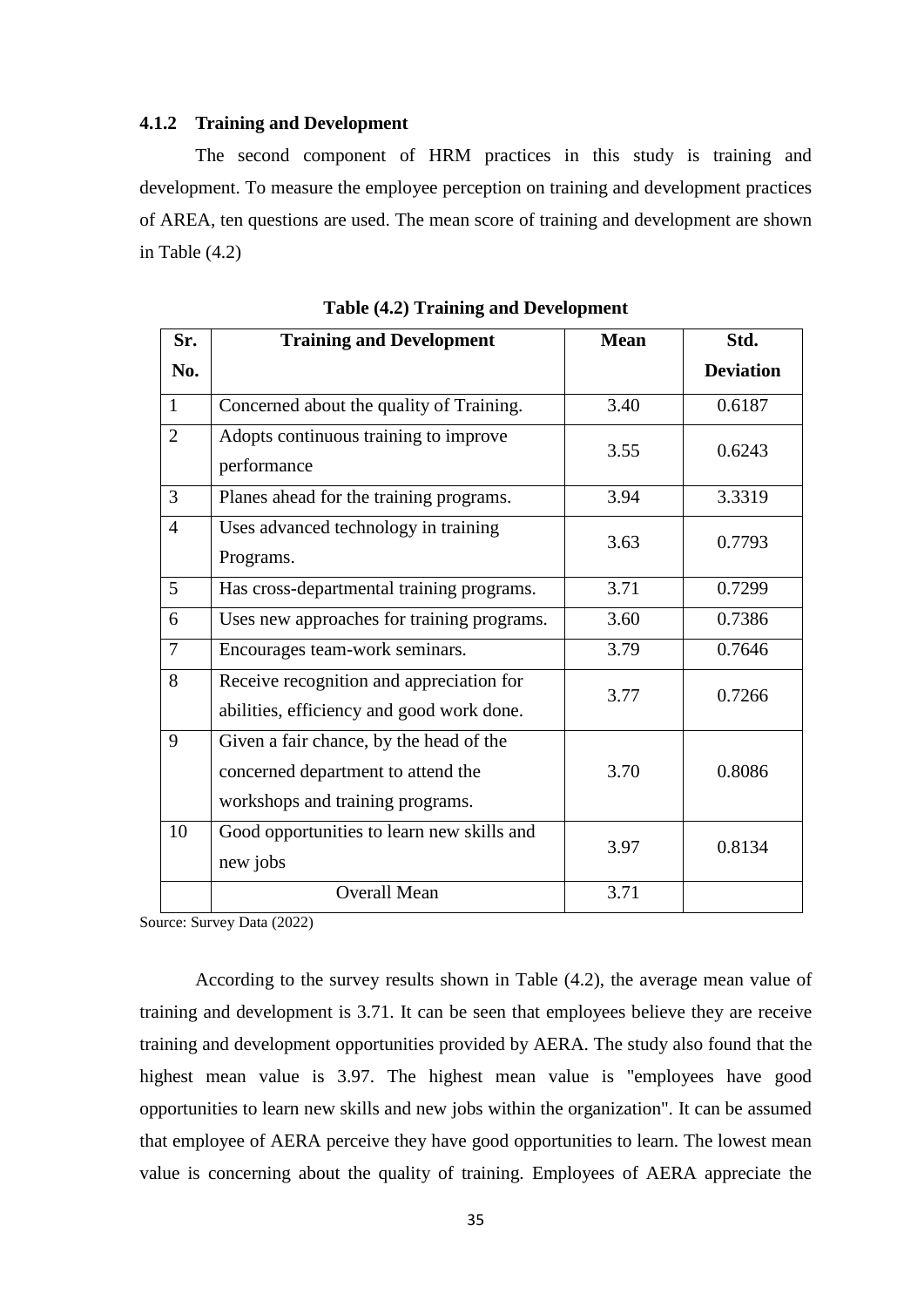### 4.1.2 Training and Development

The second component of HRM practices in this study is training and development. To measure the employee perception on training and development practices of AREA, ten questions are used. The mean score of training and development are shown in Table (4.2)

**Table (4.2) Training and Development**

| Sr. No. | Training and Development | Mean | Std. Deviation |
|---|---|---|---|
| 1 | Concerned about the quality of Training. | 3.40 | 0.6187 |
| 2 | Adopts continuous training to improve performance | 3.55 | 0.6243 |
| 3 | Planes ahead for the training programs. | 3.94 | 3.3319 |
| 4 | Uses advanced technology in training Programs. | 3.63 | 0.7793 |
| 5 | Has cross-departmental training programs. | 3.71 | 0.7299 |
| 6 | Uses new approaches for training programs. | 3.60 | 0.7386 |
| 7 | Encourages team-work seminars. | 3.79 | 0.7646 |
| 8 | Receive recognition and appreciation for abilities, efficiency and good work done. | 3.77 | 0.7266 |
| 9 | Given a fair chance, by the head of the concerned department to attend the workshops and training programs. | 3.70 | 0.8086 |
| 10 | Good opportunities to learn new skills and new jobs | 3.97 | 0.8134 |
| | Overall Mean | 3.71 | |

Source: Survey Data (2022)

According to the survey results shown in Table (4.2), the average mean value of training and development is 3.71. It can be seen that employees believe they are receive training and development opportunities provided by AERA. The study also found that the highest mean value is 3.97. The highest mean value is "employees have good opportunities to learn new skills and new jobs within the organization". It can be assumed that employee of AERA perceive they have good opportunities to learn. The lowest mean value is concerning about the quality of training. Employees of AERA appreciate the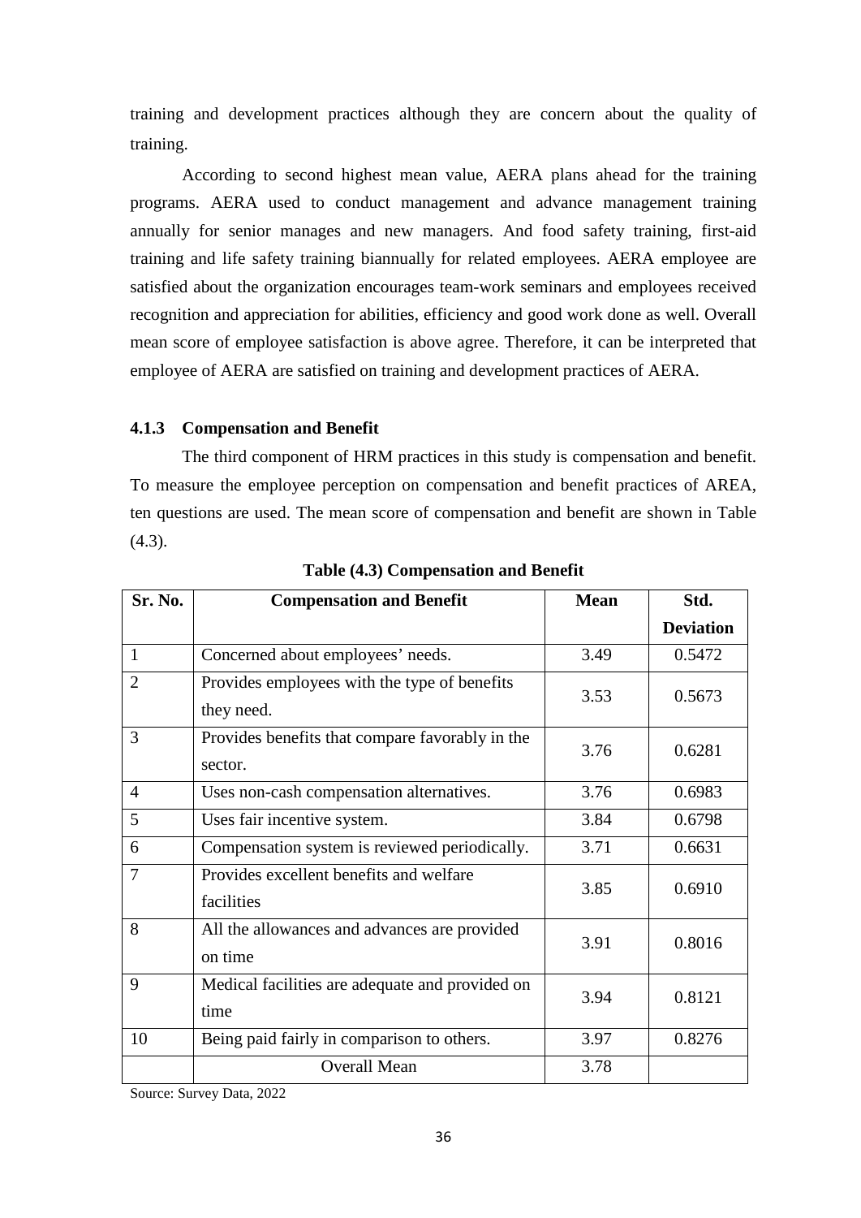training and development practices although they are concern about the quality of training.

According to second highest mean value, AERA plans ahead for the training programs. AERA used to conduct management and advance management training annually for senior manages and new managers. And food safety training, first-aid training and life safety training biannually for related employees. AERA employee are satisfied about the organization encourages team-work seminars and employees received recognition and appreciation for abilities, efficiency and good work done as well. Overall mean score of employee satisfaction is above agree. Therefore, it can be interpreted that employee of AERA are satisfied on training and development practices of AERA.

### 4.1.3 Compensation and Benefit

The third component of HRM practices in this study is compensation and benefit. To measure the employee perception on compensation and benefit practices of AREA, ten questions are used. The mean score of compensation and benefit are shown in Table (4.3).

**Table (4.3) Compensation and Benefit**

| Sr. No. | Compensation and Benefit | Mean | Std. Deviation |
|---|---|---|---|
| 1 | Concerned about employees' needs. | 3.49 | 0.5472 |
| 2 | Provides employees with the type of benefits they need. | 3.53 | 0.5673 |
| 3 | Provides benefits that compare favorably in the sector. | 3.76 | 0.6281 |
| 4 | Uses non-cash compensation alternatives. | 3.76 | 0.6983 |
| 5 | Uses fair incentive system. | 3.84 | 0.6798 |
| 6 | Compensation system is reviewed periodically. | 3.71 | 0.6631 |
| 7 | Provides excellent benefits and welfare facilities | 3.85 | 0.6910 |
| 8 | All the allowances and advances are provided on time | 3.91 | 0.8016 |
| 9 | Medical facilities are adequate and provided on time | 3.94 | 0.8121 |
| 10 | Being paid fairly in comparison to others. | 3.97 | 0.8276 |
| | Overall Mean | 3.78 | |

Source: Survey Data, 2022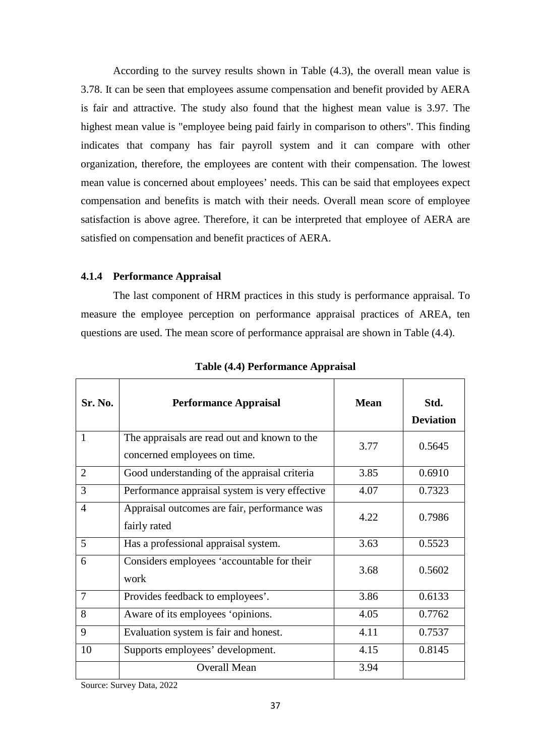According to the survey results shown in Table (4.3), the overall mean value is 3.78. It can be seen that employees assume compensation and benefit provided by AERA is fair and attractive. The study also found that the highest mean value is 3.97. The highest mean value is "employee being paid fairly in comparison to others". This finding indicates that company has fair payroll system and it can compare with other organization, therefore, the employees are content with their compensation. The lowest mean value is concerned about employees' needs. This can be said that employees expect compensation and benefits is match with their needs. Overall mean score of employee satisfaction is above agree. Therefore, it can be interpreted that employee of AERA are satisfied on compensation and benefit practices of AERA.

### 4.1.4 Performance Appraisal

The last component of HRM practices in this study is performance appraisal. To measure the employee perception on performance appraisal practices of AREA, ten questions are used. The mean score of performance appraisal are shown in Table (4.4).

**Table (4.4) Performance Appraisal**

| Sr. No. | Performance Appraisal | Mean | Std. Deviation |
|---|---|---|---|
| 1 | The appraisals are read out and known to the concerned employees on time. | 3.77 | 0.5645 |
| 2 | Good understanding of the appraisal criteria | 3.85 | 0.6910 |
| 3 | Performance appraisal system is very effective | 4.07 | 0.7323 |
| 4 | Appraisal outcomes are fair, performance was fairly rated | 4.22 | 0.7986 |
| 5 | Has a professional appraisal system. | 3.63 | 0.5523 |
| 6 | Considers employees 'accountable for their work | 3.68 | 0.5602 |
| 7 | Provides feedback to employees'. | 3.86 | 0.6133 |
| 8 | Aware of its employees 'opinions. | 4.05 | 0.7762 |
| 9 | Evaluation system is fair and honest. | 4.11 | 0.7537 |
| 10 | Supports employees' development. | 4.15 | 0.8145 |
| | Overall Mean | 3.94 | |

Source: Survey Data, 2022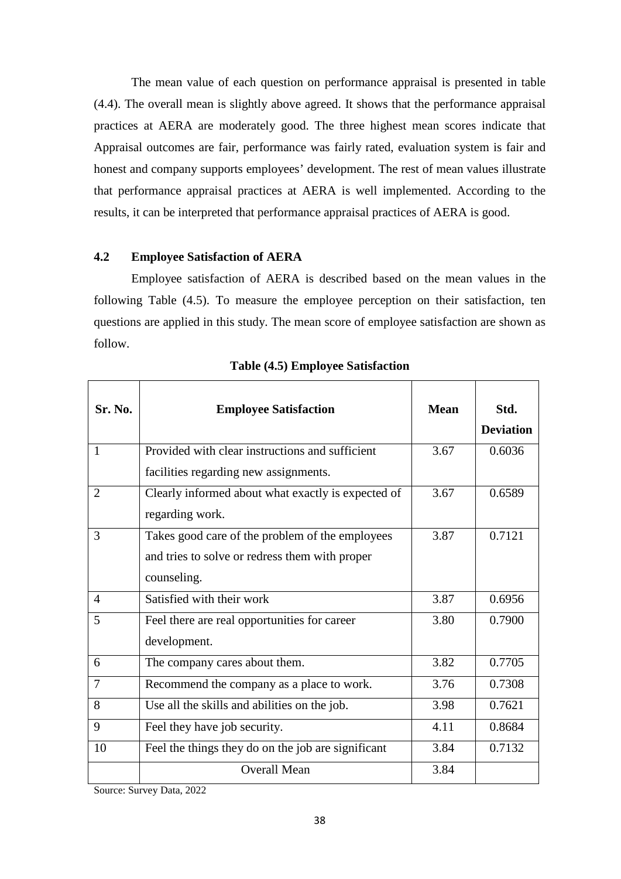The mean value of each question on performance appraisal is presented in table (4.4). The overall mean is slightly above agreed. It shows that the performance appraisal practices at AERA are moderately good. The three highest mean scores indicate that Appraisal outcomes are fair, performance was fairly rated, evaluation system is fair and honest and company supports employees' development. The rest of mean values illustrate that performance appraisal practices at AERA is well implemented. According to the results, it can be interpreted that performance appraisal practices of AERA is good.

## 4.2 Employee Satisfaction of AERA

Employee satisfaction of AERA is described based on the mean values in the following Table (4.5). To measure the employee perception on their satisfaction, ten questions are applied in this study. The mean score of employee satisfaction are shown as follow.

**Table (4.5) Employee Satisfaction**

| Sr. No. | Employee Satisfaction | Mean | Std. Deviation |
|---|---|---|---|
| 1 | Provided with clear instructions and sufficient facilities regarding new assignments. | 3.67 | 0.6036 |
| 2 | Clearly informed about what exactly is expected of regarding work. | 3.67 | 0.6589 |
| 3 | Takes good care of the problem of the employees and tries to solve or redress them with proper counseling. | 3.87 | 0.7121 |
| 4 | Satisfied with their work | 3.87 | 0.6956 |
| 5 | Feel there are real opportunities for career development. | 3.80 | 0.7900 |
| 6 | The company cares about them. | 3.82 | 0.7705 |
| 7 | Recommend the company as a place to work. | 3.76 | 0.7308 |
| 8 | Use all the skills and abilities on the job. | 3.98 | 0.7621 |
| 9 | Feel they have job security. | 4.11 | 0.8684 |
| 10 | Feel the things they do on the job are significant | 3.84 | 0.7132 |
| | Overall Mean | 3.84 | |

Source: Survey Data, 2022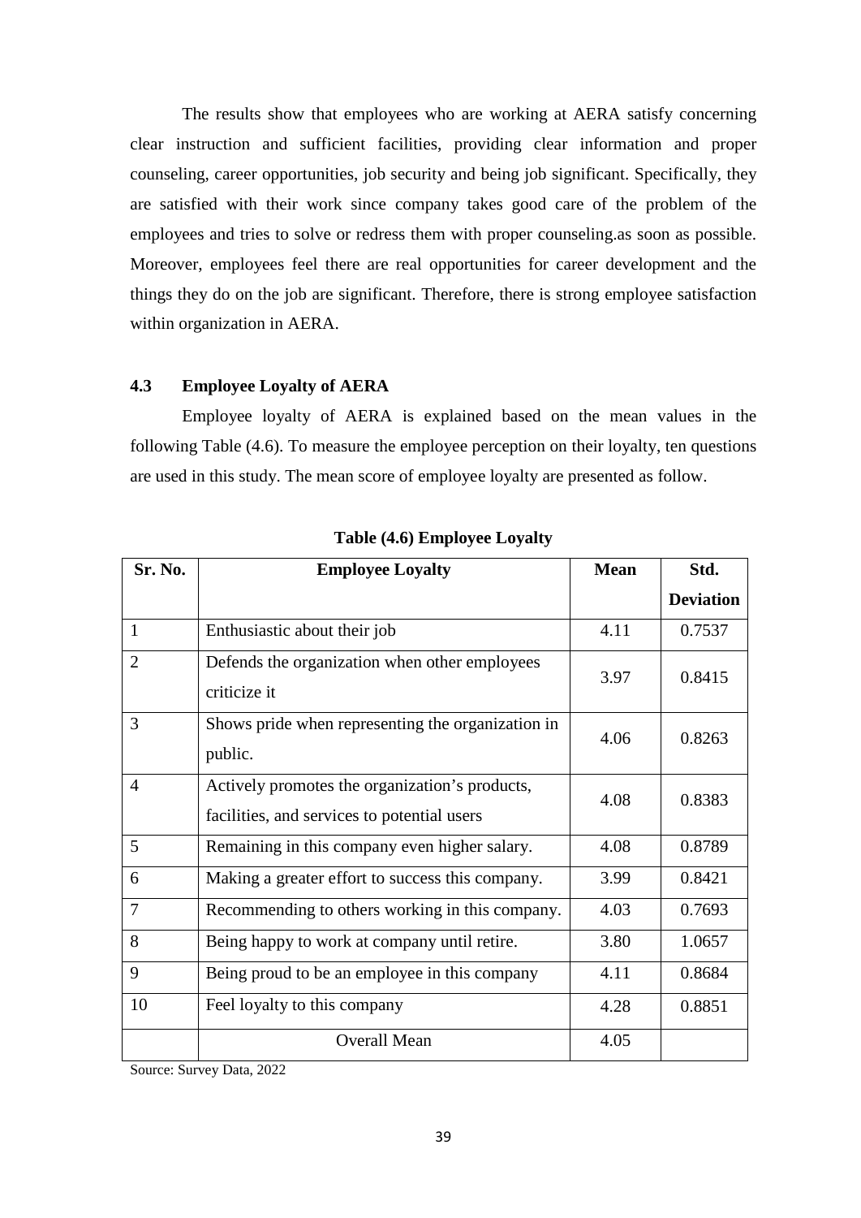The results show that employees who are working at AERA satisfy concerning clear instruction and sufficient facilities, providing clear information and proper counseling, career opportunities, job security and being job significant. Specifically, they are satisfied with their work since company takes good care of the problem of the employees and tries to solve or redress them with proper counseling.as soon as possible. Moreover, employees feel there are real opportunities for career development and the things they do on the job are significant. Therefore, there is strong employee satisfaction within organization in AERA.

### 4.3 Employee Loyalty of AERA

Employee loyalty of AERA is explained based on the mean values in the following Table (4.6). To measure the employee perception on their loyalty, ten questions are used in this study. The mean score of employee loyalty are presented as follow.

**Table (4.6) Employee Loyalty**

| Sr. No. | Employee Loyalty | Mean | Std. Deviation |
|---|---|---|---|
| 1 | Enthusiastic about their job | 4.11 | 0.7537 |
| 2 | Defends the organization when other employees criticize it | 3.97 | 0.8415 |
| 3 | Shows pride when representing the organization in public. | 4.06 | 0.8263 |
| 4 | Actively promotes the organization's products, facilities, and services to potential users | 4.08 | 0.8383 |
| 5 | Remaining in this company even higher salary. | 4.08 | 0.8789 |
| 6 | Making a greater effort to success this company. | 3.99 | 0.8421 |
| 7 | Recommending to others working in this company. | 4.03 | 0.7693 |
| 8 | Being happy to work at company until retire. | 3.80 | 1.0657 |
| 9 | Being proud to be an employee in this company | 4.11 | 0.8684 |
| 10 | Feel loyalty to this company | 4.28 | 0.8851 |
| | Overall Mean | 4.05 | |

Source: Survey Data, 2022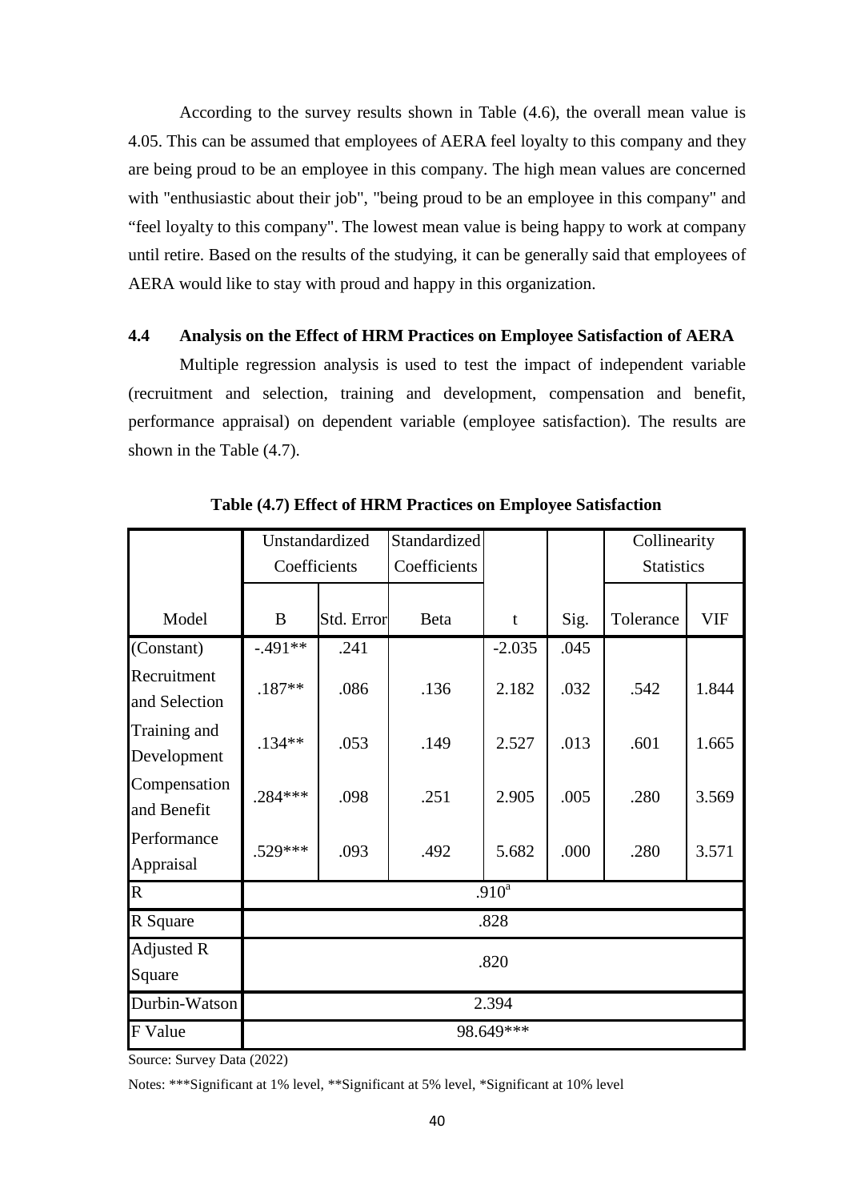According to the survey results shown in Table (4.6), the overall mean value is 4.05. This can be assumed that employees of AERA feel loyalty to this company and they are being proud to be an employee in this company. The high mean values are concerned with "enthusiastic about their job", "being proud to be an employee in this company" and “feel loyalty to this company". The lowest mean value is being happy to work at company until retire. Based on the results of the studying, it can be generally said that employees of AERA would like to stay with proud and happy in this organization.

## 4.4 Analysis on the Effect of HRM Practices on Employee Satisfaction of AERA

Multiple regression analysis is used to test the impact of independent variable (recruitment and selection, training and development, compensation and benefit, performance appraisal) on dependent variable (employee satisfaction). The results are shown in the Table (4.7).

**Table (4.7) Effect of HRM Practices on Employee Satisfaction**

| | Unstandardized Coefficients | | Standardized Coefficients | | | Collinearity Statistics | |
|---|---|---|---|---|---|---|---|
| Model | B | Std. Error | Beta | t | Sig. | Tolerance | VIF |
| (Constant) | -.491** | .241 | | -2.035 | .045 | | |
| Recruitment and Selection | .187** | .086 | .136 | 2.182 | .032 | .542 | 1.844 |
| Training and Development | .134** | .053 | .149 | 2.527 | .013 | .601 | 1.665 |
| Compensation and Benefit | .284*** | .098 | .251 | 2.905 | .005 | .280 | 3.569 |
| Performance Appraisal | .529*** | .093 | .492 | 5.682 | .000 | .280 | 3.571 |
| R | .910[a] | | | | | | |
| R Square | .828 | | | | | | |
| Adjusted R Square | .820 | | | | | | |
| Durbin-Watson | 2.394 | | | | | | |
| F Value | 98.649*** | | | | | | |

Source: Survey Data (2022)

Notes: ***Significant at 1% level, **Significant at 5% level, *Significant at 10% level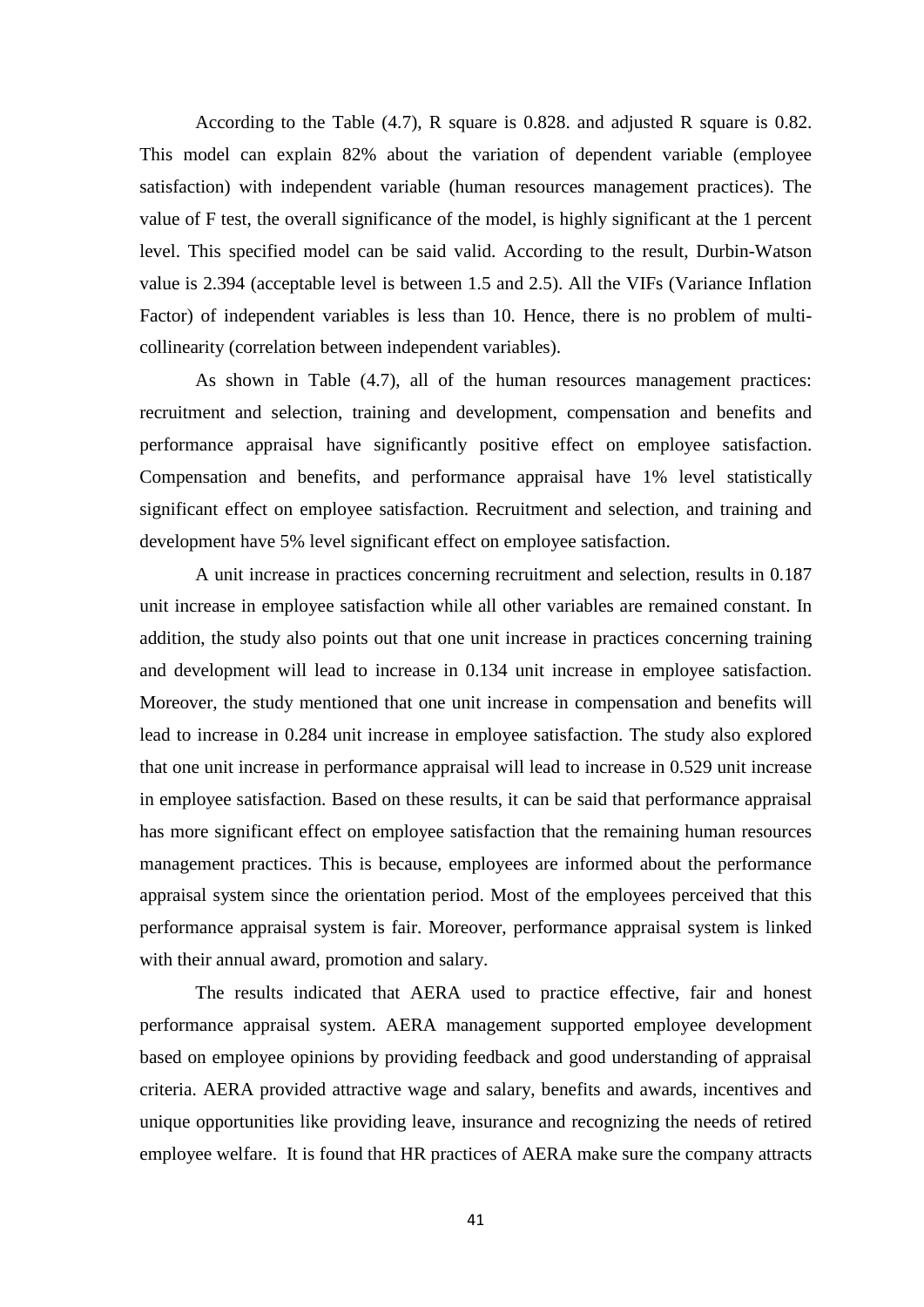According to the Table (4.7), R square is 0.828. and adjusted R square is 0.82. This model can explain 82% about the variation of dependent variable (employee satisfaction) with independent variable (human resources management practices). The value of F test, the overall significance of the model, is highly significant at the 1 percent level. This specified model can be said valid. According to the result, Durbin-Watson value is 2.394 (acceptable level is between 1.5 and 2.5). All the VIFs (Variance Inflation Factor) of independent variables is less than 10. Hence, there is no problem of multi-collinearity (correlation between independent variables).

As shown in Table (4.7), all of the human resources management practices: recruitment and selection, training and development, compensation and benefits and performance appraisal have significantly positive effect on employee satisfaction. Compensation and benefits, and performance appraisal have 1% level statistically significant effect on employee satisfaction. Recruitment and selection, and training and development have 5% level significant effect on employee satisfaction.

A unit increase in practices concerning recruitment and selection, results in 0.187 unit increase in employee satisfaction while all other variables are remained constant. In addition, the study also points out that one unit increase in practices concerning training and development will lead to increase in 0.134 unit increase in employee satisfaction. Moreover, the study mentioned that one unit increase in compensation and benefits will lead to increase in 0.284 unit increase in employee satisfaction. The study also explored that one unit increase in performance appraisal will lead to increase in 0.529 unit increase in employee satisfaction. Based on these results, it can be said that performance appraisal has more significant effect on employee satisfaction that the remaining human resources management practices. This is because, employees are informed about the performance appraisal system since the orientation period. Most of the employees perceived that this performance appraisal system is fair. Moreover, performance appraisal system is linked with their annual award, promotion and salary.

The results indicated that AERA used to practice effective, fair and honest performance appraisal system. AERA management supported employee development based on employee opinions by providing feedback and good understanding of appraisal criteria. AERA provided attractive wage and salary, benefits and awards, incentives and unique opportunities like providing leave, insurance and recognizing the needs of retired employee welfare. It is found that HR practices of AERA make sure the company attracts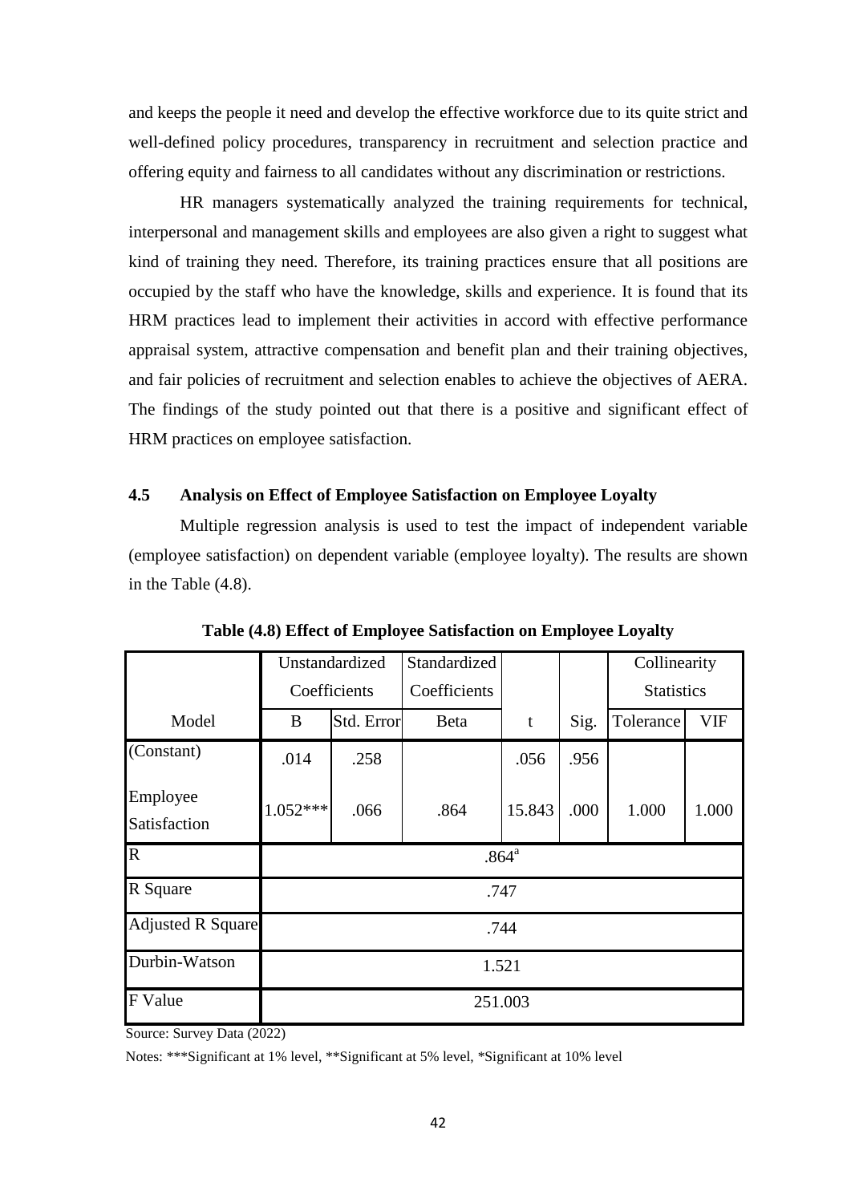and keeps the people it need and develop the effective workforce due to its quite strict and well-defined policy procedures, transparency in recruitment and selection practice and offering equity and fairness to all candidates without any discrimination or restrictions.

HR managers systematically analyzed the training requirements for technical, interpersonal and management skills and employees are also given a right to suggest what kind of training they need. Therefore, its training practices ensure that all positions are occupied by the staff who have the knowledge, skills and experience. It is found that its HRM practices lead to implement their activities in accord with effective performance appraisal system, attractive compensation and benefit plan and their training objectives, and fair policies of recruitment and selection enables to achieve the objectives of AERA. The findings of the study pointed out that there is a positive and significant effect of HRM practices on employee satisfaction.

## 4.5 Analysis on Effect of Employee Satisfaction on Employee Loyalty

Multiple regression analysis is used to test the impact of independent variable (employee satisfaction) on dependent variable (employee loyalty). The results are shown in the Table (4.8).

**Table (4.8) Effect of Employee Satisfaction on Employee Loyalty**

| | Unstandardized Coefficients | | Standardized Coefficients | | | Collinearity Statistics | |
|---|---|---|---|---|---|---|---|
| Model | B | Std. Error | Beta | t | Sig. | Tolerance | VIF |
| (Constant) | .014 | .258 | | .056 | .956 | | |
| Employee Satisfaction | 1.052*** | .066 | .864 | 15.843 | .000 | 1.000 | 1.000 |
| R | .864[a] | | | | | | |
| R Square | .747 | | | | | | |
| Adjusted R Square | .744 | | | | | | |
| Durbin-Watson | 1.521 | | | | | | |
| F Value | 251.003 | | | | | | |

Source: Survey Data (2022)

Notes: ***Significant at 1% level, **Significant at 5% level, *Significant at 10% level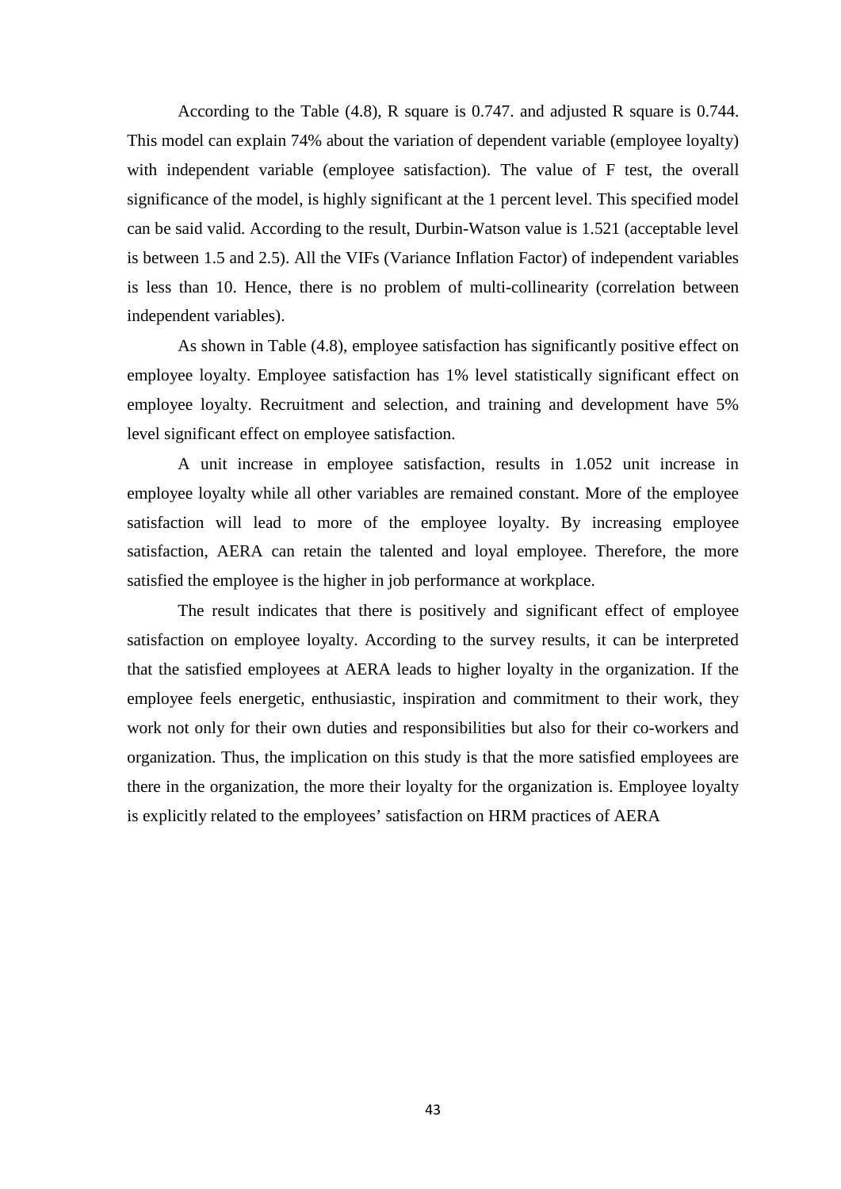According to the Table (4.8), R square is 0.747. and adjusted R square is 0.744. This model can explain 74% about the variation of dependent variable (employee loyalty) with independent variable (employee satisfaction). The value of F test, the overall significance of the model, is highly significant at the 1 percent level. This specified model can be said valid. According to the result, Durbin-Watson value is 1.521 (acceptable level is between 1.5 and 2.5). All the VIFs (Variance Inflation Factor) of independent variables is less than 10. Hence, there is no problem of multi-collinearity (correlation between independent variables).

As shown in Table (4.8), employee satisfaction has significantly positive effect on employee loyalty. Employee satisfaction has 1% level statistically significant effect on employee loyalty. Recruitment and selection, and training and development have 5% level significant effect on employee satisfaction.

A unit increase in employee satisfaction, results in 1.052 unit increase in employee loyalty while all other variables are remained constant. More of the employee satisfaction will lead to more of the employee loyalty. By increasing employee satisfaction, AERA can retain the talented and loyal employee. Therefore, the more satisfied the employee is the higher in job performance at workplace.

The result indicates that there is positively and significant effect of employee satisfaction on employee loyalty. According to the survey results, it can be interpreted that the satisfied employees at AERA leads to higher loyalty in the organization. If the employee feels energetic, enthusiastic, inspiration and commitment to their work, they work not only for their own duties and responsibilities but also for their co-workers and organization. Thus, the implication on this study is that the more satisfied employees are there in the organization, the more their loyalty for the organization is. Employee loyalty is explicitly related to the employees' satisfaction on HRM practices of AERA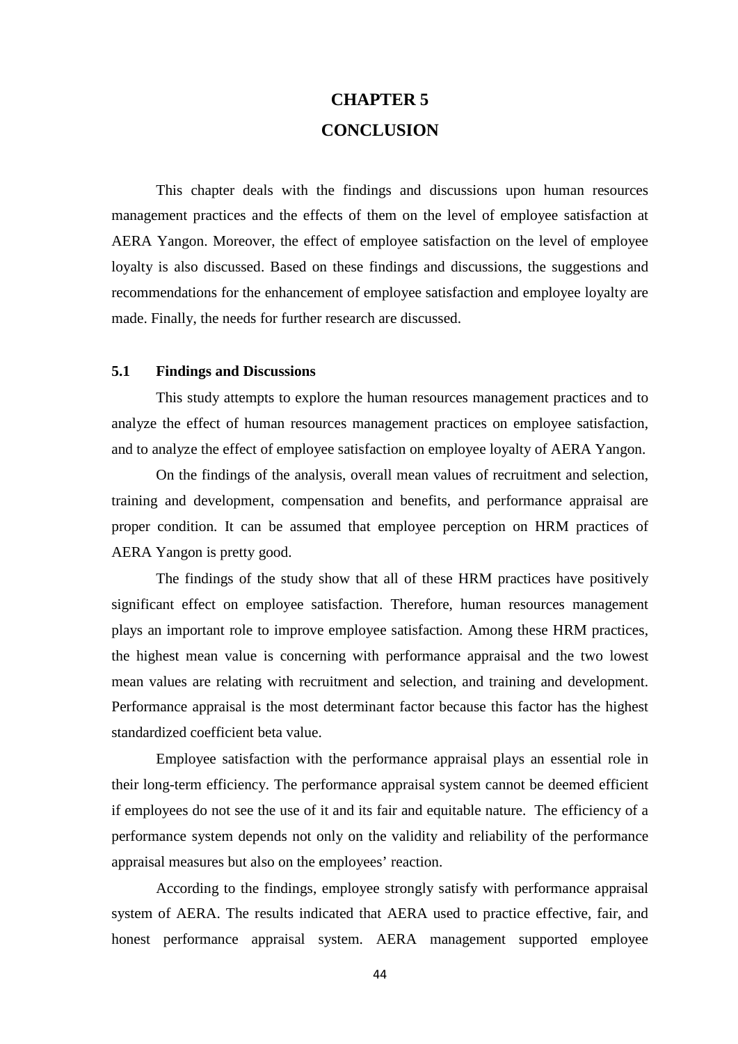# CHAPTER 5

# CONCLUSION

This chapter deals with the findings and discussions upon human resources management practices and the effects of them on the level of employee satisfaction at AERA Yangon. Moreover, the effect of employee satisfaction on the level of employee loyalty is also discussed. Based on these findings and discussions, the suggestions and recommendations for the enhancement of employee satisfaction and employee loyalty are made. Finally, the needs for further research are discussed.

## 5.1 Findings and Discussions

This study attempts to explore the human resources management practices and to analyze the effect of human resources management practices on employee satisfaction, and to analyze the effect of employee satisfaction on employee loyalty of AERA Yangon.

On the findings of the analysis, overall mean values of recruitment and selection, training and development, compensation and benefits, and performance appraisal are proper condition. It can be assumed that employee perception on HRM practices of AERA Yangon is pretty good.

The findings of the study show that all of these HRM practices have positively significant effect on employee satisfaction. Therefore, human resources management plays an important role to improve employee satisfaction. Among these HRM practices, the highest mean value is concerning with performance appraisal and the two lowest mean values are relating with recruitment and selection, and training and development. Performance appraisal is the most determinant factor because this factor has the highest standardized coefficient beta value.

Employee satisfaction with the performance appraisal plays an essential role in their long-term efficiency. The performance appraisal system cannot be deemed efficient if employees do not see the use of it and its fair and equitable nature. The efficiency of a performance system depends not only on the validity and reliability of the performance appraisal measures but also on the employees' reaction.

According to the findings, employee strongly satisfy with performance appraisal system of AERA. The results indicated that AERA used to practice effective, fair, and honest performance appraisal system. AERA management supported employee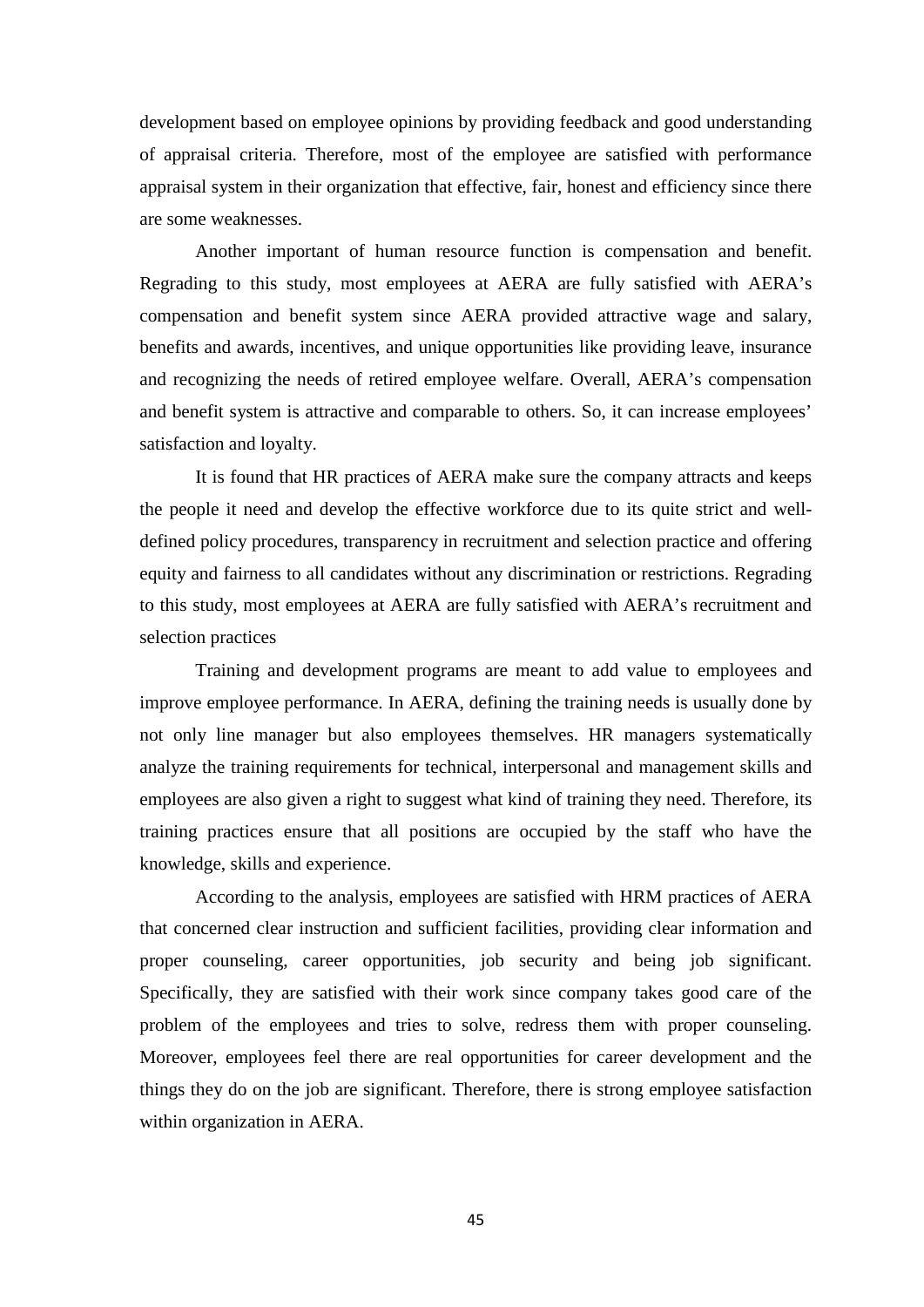development based on employee opinions by providing feedback and good understanding of appraisal criteria. Therefore, most of the employee are satisfied with performance appraisal system in their organization that effective, fair, honest and efficiency since there are some weaknesses.

Another important of human resource function is compensation and benefit. Regrading to this study, most employees at AERA are fully satisfied with AERA's compensation and benefit system since AERA provided attractive wage and salary, benefits and awards, incentives, and unique opportunities like providing leave, insurance and recognizing the needs of retired employee welfare. Overall, AERA's compensation and benefit system is attractive and comparable to others. So, it can increase employees' satisfaction and loyalty.

It is found that HR practices of AERA make sure the company attracts and keeps the people it need and develop the effective workforce due to its quite strict and well-defined policy procedures, transparency in recruitment and selection practice and offering equity and fairness to all candidates without any discrimination or restrictions. Regrading to this study, most employees at AERA are fully satisfied with AERA's recruitment and selection practices

Training and development programs are meant to add value to employees and improve employee performance. In AERA, defining the training needs is usually done by not only line manager but also employees themselves. HR managers systematically analyze the training requirements for technical, interpersonal and management skills and employees are also given a right to suggest what kind of training they need. Therefore, its training practices ensure that all positions are occupied by the staff who have the knowledge, skills and experience.

According to the analysis, employees are satisfied with HRM practices of AERA that concerned clear instruction and sufficient facilities, providing clear information and proper counseling, career opportunities, job security and being job significant. Specifically, they are satisfied with their work since company takes good care of the problem of the employees and tries to solve, redress them with proper counseling. Moreover, employees feel there are real opportunities for career development and the things they do on the job are significant. Therefore, there is strong employee satisfaction within organization in AERA.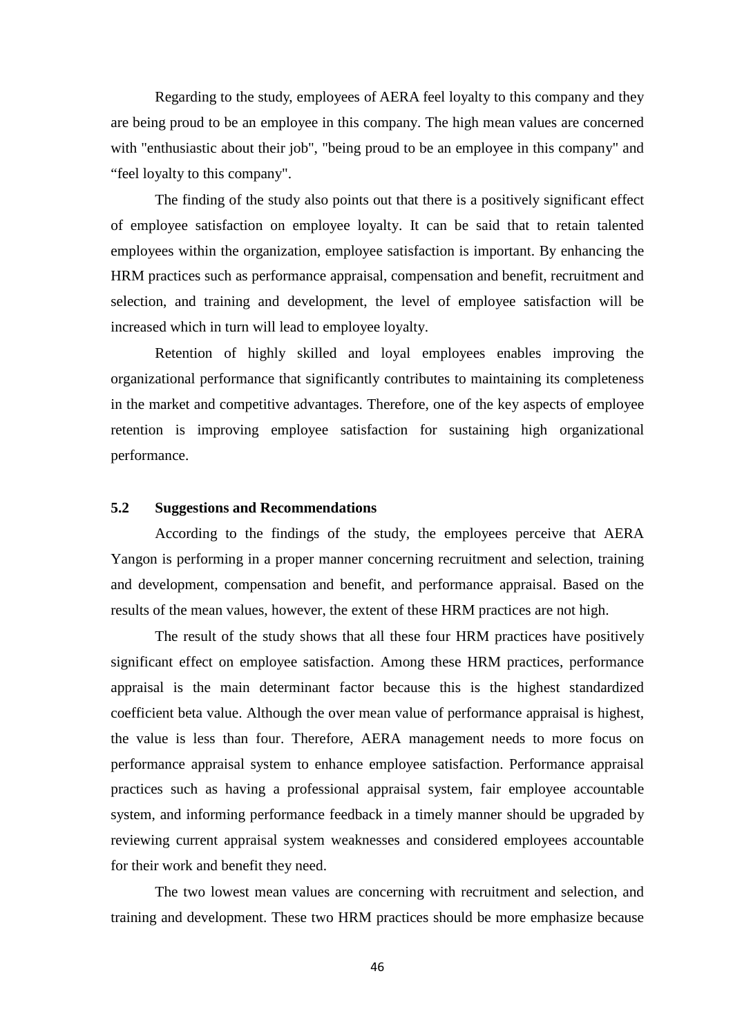Regarding to the study, employees of AERA feel loyalty to this company and they are being proud to be an employee in this company. The high mean values are concerned with "enthusiastic about their job", "being proud to be an employee in this company" and “feel loyalty to this company".

The finding of the study also points out that there is a positively significant effect of employee satisfaction on employee loyalty. It can be said that to retain talented employees within the organization, employee satisfaction is important. By enhancing the HRM practices such as performance appraisal, compensation and benefit, recruitment and selection, and training and development, the level of employee satisfaction will be increased which in turn will lead to employee loyalty.

Retention of highly skilled and loyal employees enables improving the organizational performance that significantly contributes to maintaining its completeness in the market and competitive advantages. Therefore, one of the key aspects of employee retention is improving employee satisfaction for sustaining high organizational performance.

## 5.2 Suggestions and Recommendations

According to the findings of the study, the employees perceive that AERA Yangon is performing in a proper manner concerning recruitment and selection, training and development, compensation and benefit, and performance appraisal. Based on the results of the mean values, however, the extent of these HRM practices are not high.

The result of the study shows that all these four HRM practices have positively significant effect on employee satisfaction. Among these HRM practices, performance appraisal is the main determinant factor because this is the highest standardized coefficient beta value. Although the over mean value of performance appraisal is highest, the value is less than four. Therefore, AERA management needs to more focus on performance appraisal system to enhance employee satisfaction. Performance appraisal practices such as having a professional appraisal system, fair employee accountable system, and informing performance feedback in a timely manner should be upgraded by reviewing current appraisal system weaknesses and considered employees accountable for their work and benefit they need.

The two lowest mean values are concerning with recruitment and selection, and training and development. These two HRM practices should be more emphasize because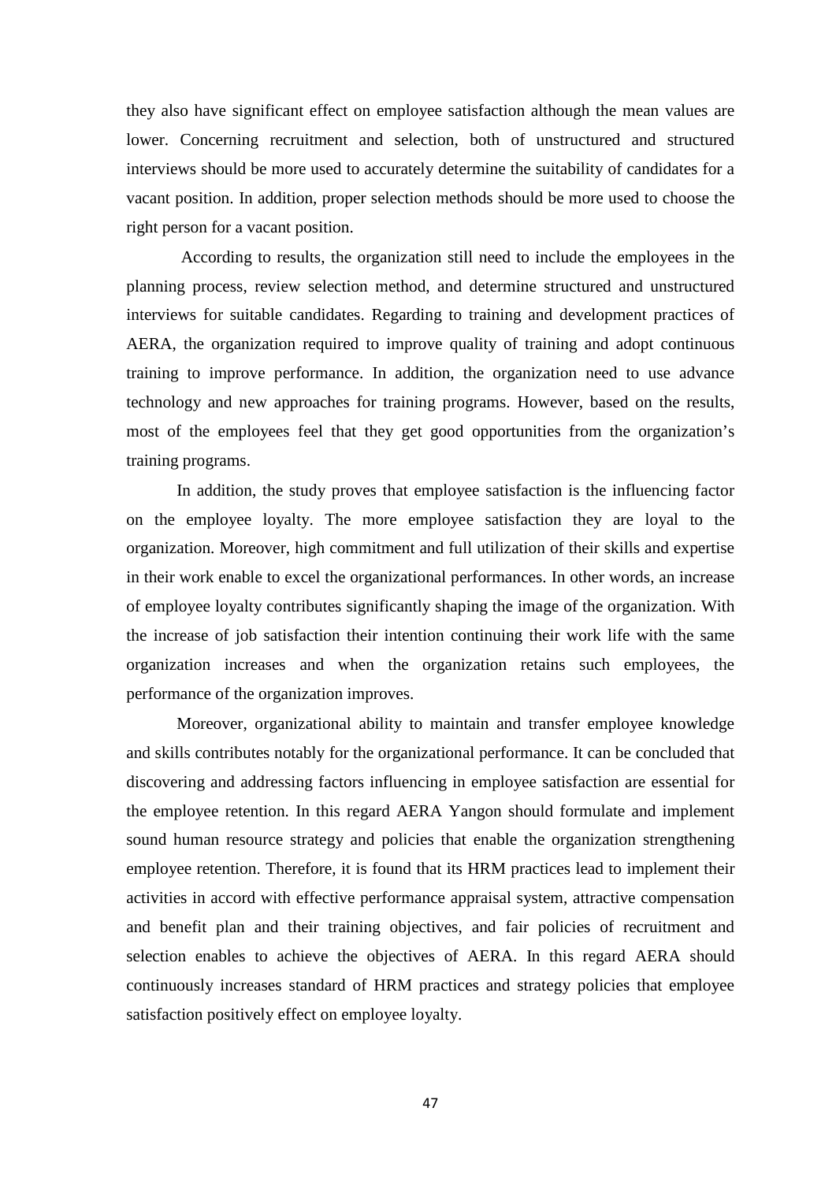they also have significant effect on employee satisfaction although the mean values are lower. Concerning recruitment and selection, both of unstructured and structured interviews should be more used to accurately determine the suitability of candidates for a vacant position. In addition, proper selection methods should be more used to choose the right person for a vacant position.

According to results, the organization still need to include the employees in the planning process, review selection method, and determine structured and unstructured interviews for suitable candidates. Regarding to training and development practices of AERA, the organization required to improve quality of training and adopt continuous training to improve performance. In addition, the organization need to use advance technology and new approaches for training programs. However, based on the results, most of the employees feel that they get good opportunities from the organization's training programs.

In addition, the study proves that employee satisfaction is the influencing factor on the employee loyalty. The more employee satisfaction they are loyal to the organization. Moreover, high commitment and full utilization of their skills and expertise in their work enable to excel the organizational performances. In other words, an increase of employee loyalty contributes significantly shaping the image of the organization. With the increase of job satisfaction their intention continuing their work life with the same organization increases and when the organization retains such employees, the performance of the organization improves.

Moreover, organizational ability to maintain and transfer employee knowledge and skills contributes notably for the organizational performance. It can be concluded that discovering and addressing factors influencing in employee satisfaction are essential for the employee retention. In this regard AERA Yangon should formulate and implement sound human resource strategy and policies that enable the organization strengthening employee retention. Therefore, it is found that its HRM practices lead to implement their activities in accord with effective performance appraisal system, attractive compensation and benefit plan and their training objectives, and fair policies of recruitment and selection enables to achieve the objectives of AERA. In this regard AERA should continuously increases standard of HRM practices and strategy policies that employee satisfaction positively effect on employee loyalty.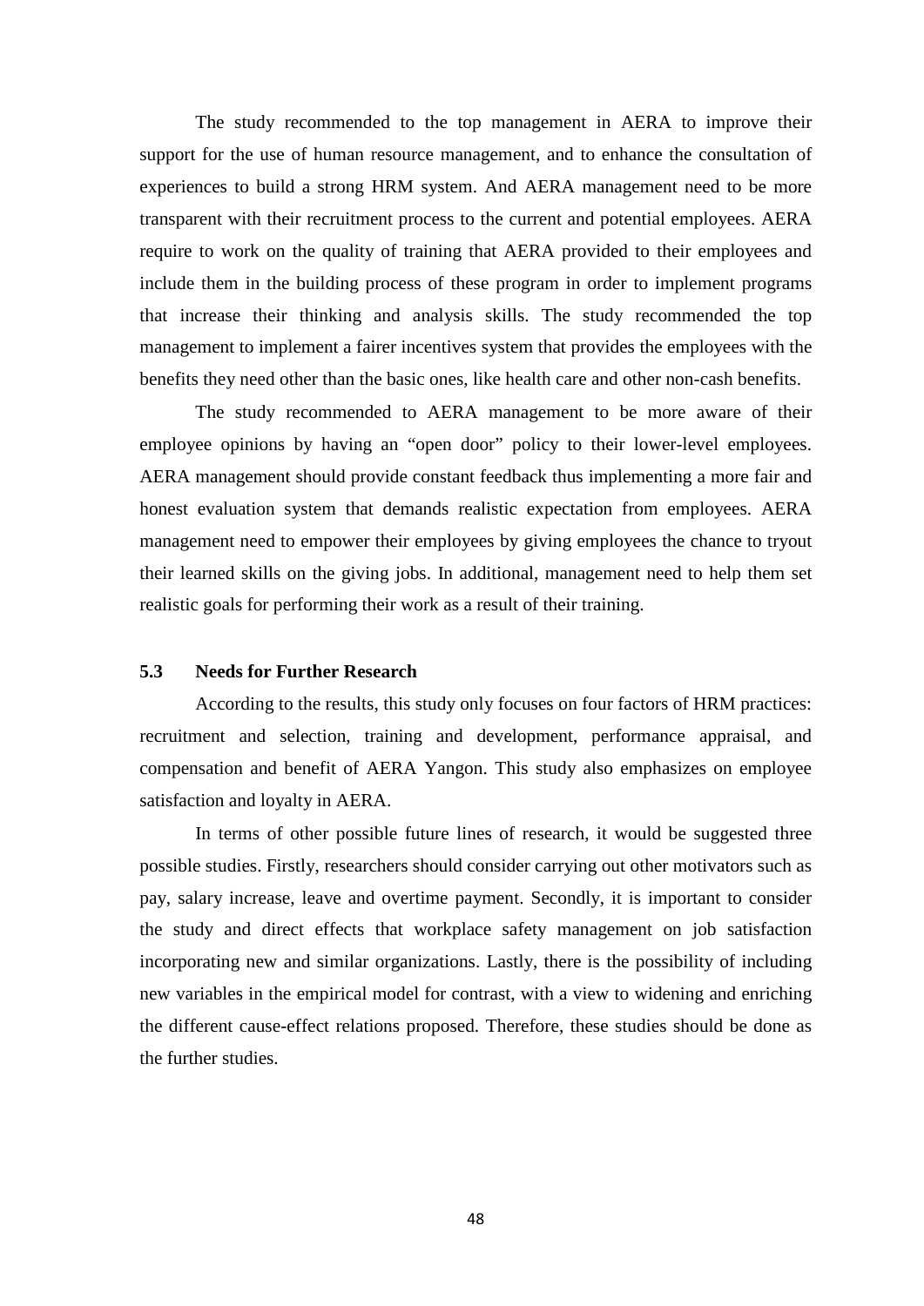The study recommended to the top management in AERA to improve their support for the use of human resource management, and to enhance the consultation of experiences to build a strong HRM system. And AERA management need to be more transparent with their recruitment process to the current and potential employees. AERA require to work on the quality of training that AERA provided to their employees and include them in the building process of these program in order to implement programs that increase their thinking and analysis skills. The study recommended the top management to implement a fairer incentives system that provides the employees with the benefits they need other than the basic ones, like health care and other non-cash benefits.

The study recommended to AERA management to be more aware of their employee opinions by having an "open door" policy to their lower-level employees. AERA management should provide constant feedback thus implementing a more fair and honest evaluation system that demands realistic expectation from employees. AERA management need to empower their employees by giving employees the chance to tryout their learned skills on the giving jobs. In additional, management need to help them set realistic goals for performing their work as a result of their training.

### 5.3 Needs for Further Research

According to the results, this study only focuses on four factors of HRM practices: recruitment and selection, training and development, performance appraisal, and compensation and benefit of AERA Yangon. This study also emphasizes on employee satisfaction and loyalty in AERA.

In terms of other possible future lines of research, it would be suggested three possible studies. Firstly, researchers should consider carrying out other motivators such as pay, salary increase, leave and overtime payment. Secondly, it is important to consider the study and direct effects that workplace safety management on job satisfaction incorporating new and similar organizations. Lastly, there is the possibility of including new variables in the empirical model for contrast, with a view to widening and enriching the different cause-effect relations proposed. Therefore, these studies should be done as the further studies.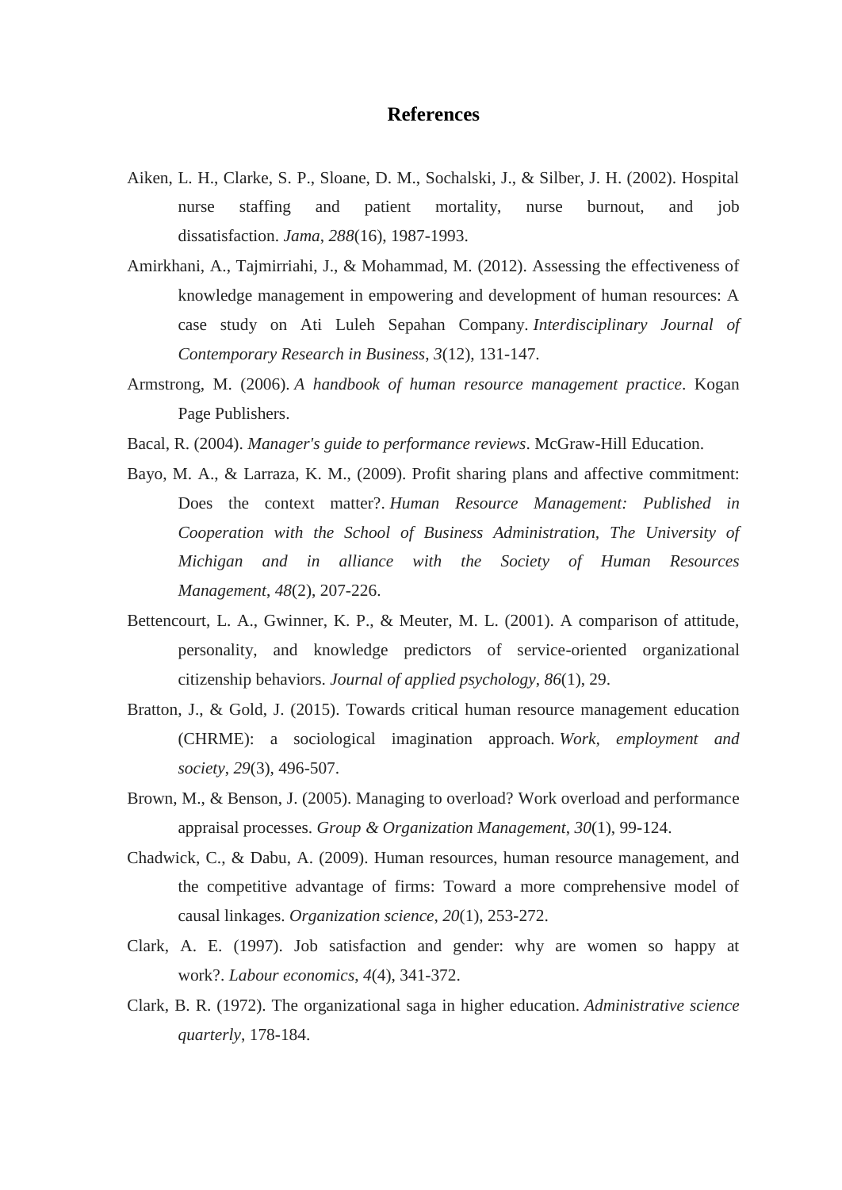# References

Aiken, L. H., Clarke, S. P., Sloane, D. M., Sochalski, J., & Silber, J. H. (2002). Hospital nurse staffing and patient mortality, nurse burnout, and job dissatisfaction. *Jama*, *288*(16), 1987-1993.

Amirkhani, A., Tajmirriahi, J., & Mohammad, M. (2012). Assessing the effectiveness of knowledge management in empowering and development of human resources: A case study on Ati Luleh Sepahan Company. *Interdisciplinary Journal of Contemporary Research in Business*, *3*(12), 131-147.

Armstrong, M. (2006). *A handbook of human resource management practice*. Kogan Page Publishers.

Bacal, R. (2004). *Manager's guide to performance reviews*. McGraw-Hill Education.

Bayo, M. A., & Larraza, K. M., (2009). Profit sharing plans and affective commitment: Does the context matter?. *Human Resource Management: Published in Cooperation with the School of Business Administration, The University of Michigan and in alliance with the Society of Human Resources Management*, *48*(2), 207-226.

Bettencourt, L. A., Gwinner, K. P., & Meuter, M. L. (2001). A comparison of attitude, personality, and knowledge predictors of service-oriented organizational citizenship behaviors. *Journal of applied psychology*, *86*(1), 29.

Bratton, J., & Gold, J. (2015). Towards critical human resource management education (CHRME): a sociological imagination approach. *Work, employment and society*, *29*(3), 496-507.

Brown, M., & Benson, J. (2005). Managing to overload? Work overload and performance appraisal processes. *Group & Organization Management*, *30*(1), 99-124.

Chadwick, C., & Dabu, A. (2009). Human resources, human resource management, and the competitive advantage of firms: Toward a more comprehensive model of causal linkages. *Organization science*, *20*(1), 253-272.

Clark, A. E. (1997). Job satisfaction and gender: why are women so happy at work?. *Labour economics*, *4*(4), 341-372.

Clark, B. R. (1972). The organizational saga in higher education. *Administrative science quarterly*, 178-184.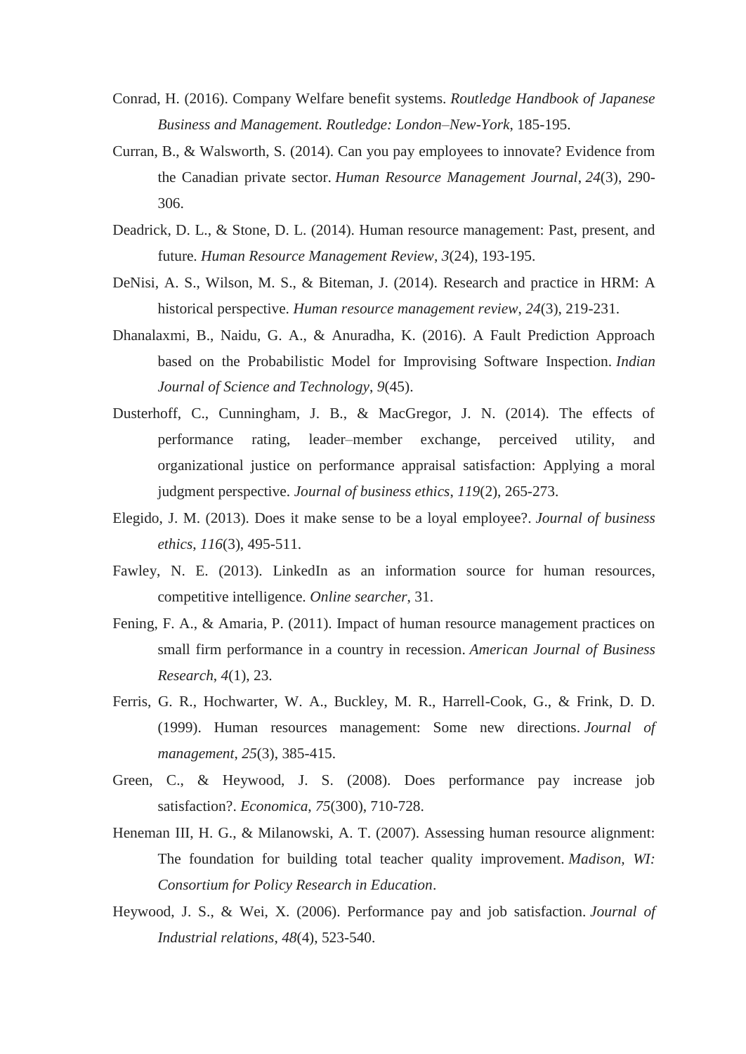Conrad, H. (2016). Company Welfare benefit systems. *Routledge Handbook of Japanese Business and Management. Routledge: London–New-York*, 185-195.

Curran, B., & Walsworth, S. (2014). Can you pay employees to innovate? Evidence from the Canadian private sector. *Human Resource Management Journal*, *24*(3), 290-306.

Deadrick, D. L., & Stone, D. L. (2014). Human resource management: Past, present, and future. *Human Resource Management Review*, *3*(24), 193-195.

DeNisi, A. S., Wilson, M. S., & Biteman, J. (2014). Research and practice in HRM: A historical perspective. *Human resource management review*, *24*(3), 219-231.

Dhanalaxmi, B., Naidu, G. A., & Anuradha, K. (2016). A Fault Prediction Approach based on the Probabilistic Model for Improvising Software Inspection. *Indian Journal of Science and Technology*, *9*(45).

Dusterhoff, C., Cunningham, J. B., & MacGregor, J. N. (2014). The effects of performance rating, leader–member exchange, perceived utility, and organizational justice on performance appraisal satisfaction: Applying a moral judgment perspective. *Journal of business ethics*, *119*(2), 265-273.

Elegido, J. M. (2013). Does it make sense to be a loyal employee?. *Journal of business ethics*, *116*(3), 495-511.

Fawley, N. E. (2013). LinkedIn as an information source for human resources, competitive intelligence. *Online searcher*, 31.

Fening, F. A., & Amaria, P. (2011). Impact of human resource management practices on small firm performance in a country in recession. *American Journal of Business Research*, *4*(1), 23.

Ferris, G. R., Hochwarter, W. A., Buckley, M. R., Harrell-Cook, G., & Frink, D. D. (1999). Human resources management: Some new directions. *Journal of management*, *25*(3), 385-415.

Green, C., & Heywood, J. S. (2008). Does performance pay increase job satisfaction?. *Economica*, *75*(300), 710-728.

Heneman III, H. G., & Milanowski, A. T. (2007). Assessing human resource alignment: The foundation for building total teacher quality improvement. *Madison, WI: Consortium for Policy Research in Education*.

Heywood, J. S., & Wei, X. (2006). Performance pay and job satisfaction. *Journal of Industrial relations*, *48*(4), 523-540.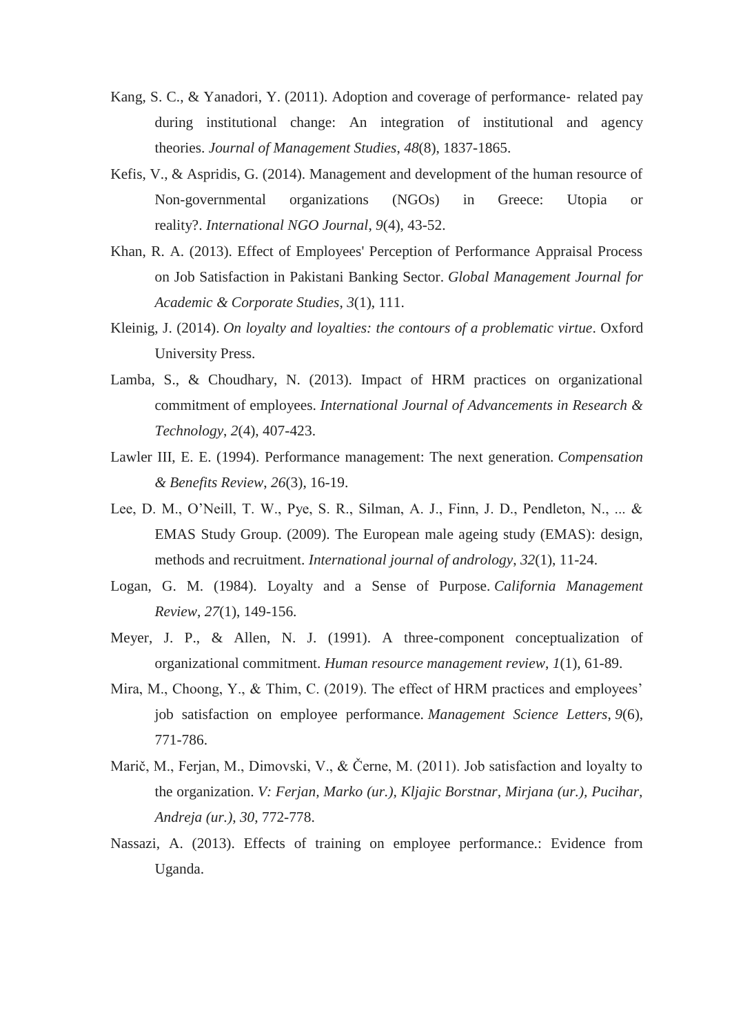Kang, S. C., & Yanadori, Y. (2011). Adoption and coverage of performance‐ related pay during institutional change: An integration of institutional and agency theories. *Journal of Management Studies*, *48*(8), 1837-1865.

Kefis, V., & Aspridis, G. (2014). Management and development of the human resource of Non-governmental organizations (NGOs) in Greece: Utopia or reality?. *International NGO Journal*, *9*(4), 43-52.

Khan, R. A. (2013). Effect of Employees' Perception of Performance Appraisal Process on Job Satisfaction in Pakistani Banking Sector. *Global Management Journal for Academic & Corporate Studies*, *3*(1), 111.

Kleinig, J. (2014). *On loyalty and loyalties: the contours of a problematic virtue*. Oxford University Press.

Lamba, S., & Choudhary, N. (2013). Impact of HRM practices on organizational commitment of employees. *International Journal of Advancements in Research & Technology*, *2*(4), 407-423.

Lawler III, E. E. (1994). Performance management: The next generation. *Compensation & Benefits Review*, *26*(3), 16-19.

Lee, D. M., O'Neill, T. W., Pye, S. R., Silman, A. J., Finn, J. D., Pendleton, N., ... & EMAS Study Group. (2009). The European male ageing study (EMAS): design, methods and recruitment. *International journal of andrology*, *32*(1), 11-24.

Logan, G. M. (1984). Loyalty and a Sense of Purpose. *California Management Review*, *27*(1), 149-156.

Meyer, J. P., & Allen, N. J. (1991). A three-component conceptualization of organizational commitment. *Human resource management review*, *1*(1), 61-89.

Mira, M., Choong, Y., & Thim, C. (2019). The effect of HRM practices and employees' job satisfaction on employee performance. *Management Science Letters*, *9*(6), 771-786.

Marič, M., Ferjan, M., Dimovski, V., & Černe, M. (2011). Job satisfaction and loyalty to the organization. *V: Ferjan, Marko (ur.), Kljajic Borstnar, Mirjana (ur.), Pucihar, Andreja (ur.)*, *30*, 772-778.

Nassazi, A. (2013). Effects of training on employee performance.: Evidence from Uganda.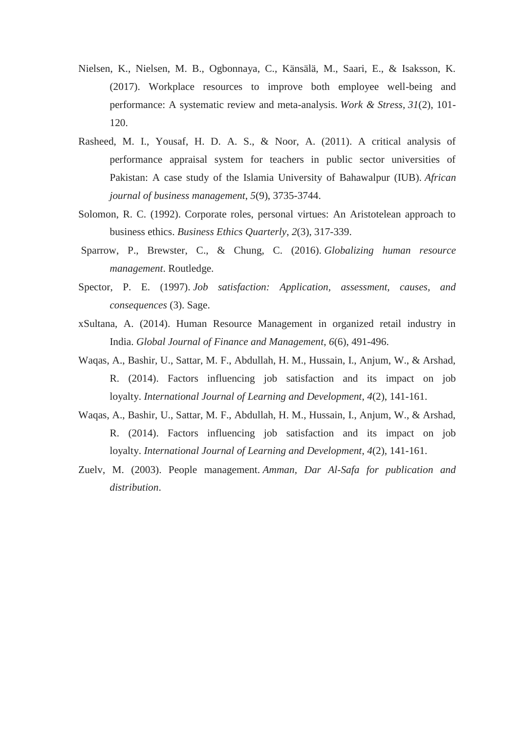Nielsen, K., Nielsen, M. B., Ogbonnaya, C., Känsälä, M., Saari, E., & Isaksson, K. (2017). Workplace resources to improve both employee well-being and performance: A systematic review and meta-analysis. *Work & Stress*, *31*(2), 101-120.

Rasheed, M. I., Yousaf, H. D. A. S., & Noor, A. (2011). A critical analysis of performance appraisal system for teachers in public sector universities of Pakistan: A case study of the Islamia University of Bahawalpur (IUB). *African journal of business management*, *5*(9), 3735-3744.

Solomon, R. C. (1992). Corporate roles, personal virtues: An Aristotelean approach to business ethics. *Business Ethics Quarterly*, *2*(3), 317-339.

Sparrow, P., Brewster, C., & Chung, C. (2016). *Globalizing human resource management*. Routledge.

Spector, P. E. (1997). *Job satisfaction: Application, assessment, causes, and consequences* (3). Sage.

xSultana, A. (2014). Human Resource Management in organized retail industry in India. *Global Journal of Finance and Management*, *6*(6), 491-496.

Waqas, A., Bashir, U., Sattar, M. F., Abdullah, H. M., Hussain, I., Anjum, W., & Arshad, R. (2014). Factors influencing job satisfaction and its impact on job loyalty. *International Journal of Learning and Development*, *4*(2), 141-161.

Waqas, A., Bashir, U., Sattar, M. F., Abdullah, H. M., Hussain, I., Anjum, W., & Arshad, R. (2014). Factors influencing job satisfaction and its impact on job loyalty. *International Journal of Learning and Development*, *4*(2), 141-161.

Zuelv, M. (2003). People management. *Amman, Dar Al-Safa for publication and distribution*.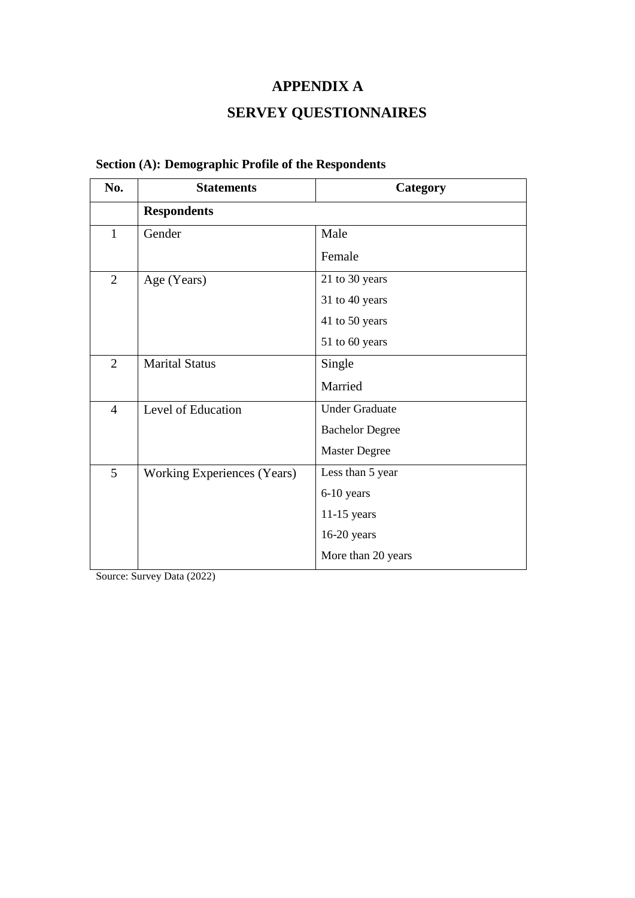# APPENDIX A

# SERVEY QUESTIONNAIRES

**Section (A): Demographic Profile of the Respondents**

| No. | Statements | Category |
|---|---|---|
| | **Respondents** | |
| 1 | Gender | Male |
| | | Female |
| 2 | Age (Years) | 21 to 30 years |
| | | 31 to 40 years |
| | | 41 to 50 years |
| | | 51 to 60 years |
| 2 | Marital Status | Single |
| | | Married |
| 4 | Level of Education | Under Graduate |
| | | Bachelor Degree |
| | | Master Degree |
| 5 | Working Experiences (Years) | Less than 5 year |
| | | 6-10 years |
| | | 11-15 years |
| | | 16-20 years |
| | | More than 20 years |

Source: Survey Data (2022)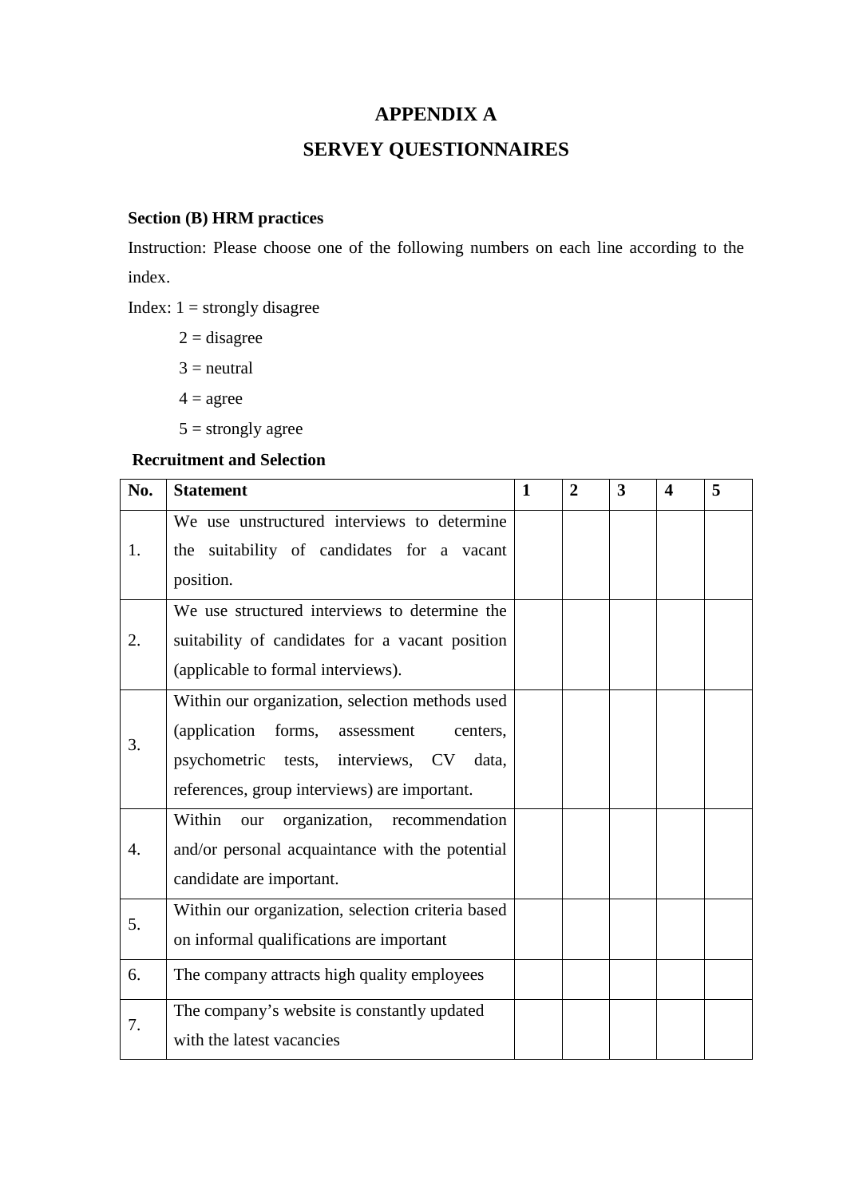# APPENDIX A

# SERVEY QUESTIONNAIRES

**Section (B) HRM practices**

Instruction: Please choose one of the following numbers on each line according to the index.

Index: 1 = strongly disagree

2 = disagree

3 = neutral

4 = agree

5 = strongly agree

**Recruitment and Selection**

| No. | Statement | 1 | 2 | 3 | 4 | 5 |
|---|---|---|---|---|---|---|
| 1. | We use unstructured interviews to determine the suitability of candidates for a vacant position. | | | | | |
| 2. | We use structured interviews to determine the suitability of candidates for a vacant position (applicable to formal interviews). | | | | | |
| 3. | Within our organization, selection methods used (application forms, assessment centers, psychometric tests, interviews, CV data, references, group interviews) are important. | | | | | |
| 4. | Within our organization, recommendation and/or personal acquaintance with the potential candidate are important. | | | | | |
| 5. | Within our organization, selection criteria based on informal qualifications are important | | | | | |
| 6. | The company attracts high quality employees | | | | | |
| 7. | The company's website is constantly updated with the latest vacancies | | | | | |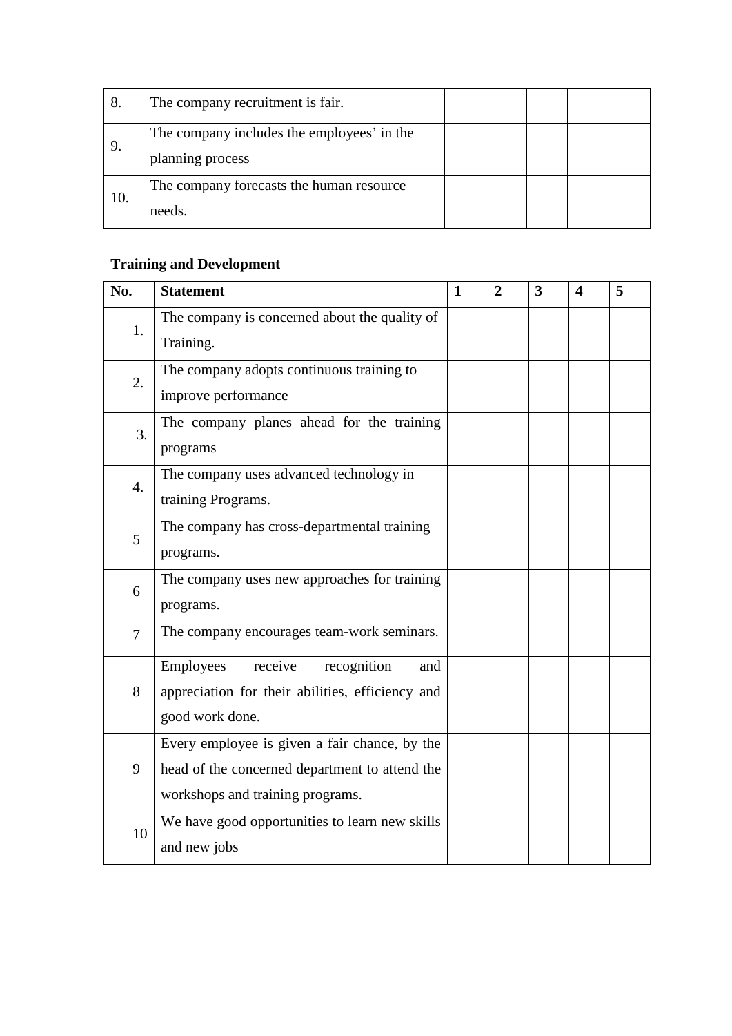| | | | | | | |
|---|---|---|---|---|---|---|
| 8. | The company recruitment is fair. | | | | | |
| 9. | The company includes the employees' in the planning process | | | | | |
| 10. | The company forecasts the human resource needs. | | | | | |

**Training and Development**

| No. | Statement | 1 | 2 | 3 | 4 | 5 |
|---|---|---|---|---|---|---|
| 1. | The company is concerned about the quality of Training. | | | | | |
| 2. | The company adopts continuous training to improve performance | | | | | |
| 3. | The company planes ahead for the training programs | | | | | |
| 4. | The company uses advanced technology in training Programs. | | | | | |
| 5 | The company has cross-departmental training programs. | | | | | |
| 6 | The company uses new approaches for training programs. | | | | | |
| 7 | The company encourages team-work seminars. | | | | | |
| 8 | Employees receive recognition and appreciation for their abilities, efficiency and good work done. | | | | | |
| 9 | Every employee is given a fair chance, by the head of the concerned department to attend the workshops and training programs. | | | | | |
| 10 | We have good opportunities to learn new skills and new jobs | | | | | |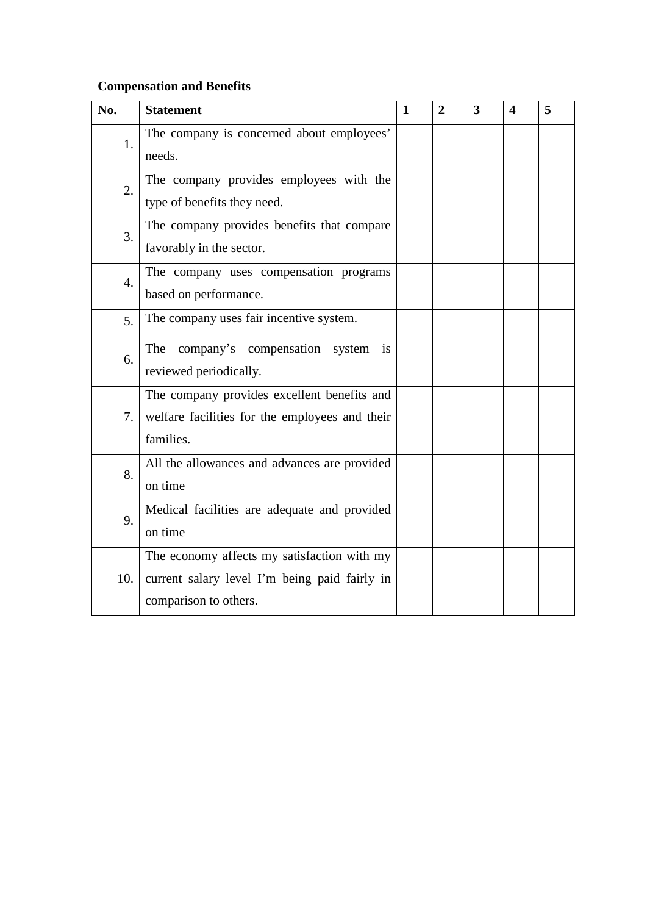**Compensation and Benefits**

| No. | Statement | 1 | 2 | 3 | 4 | 5 |
|---|---|---|---|---|---|---|
| 1. | The company is concerned about employees' needs. | | | | | |
| 2. | The company provides employees with the type of benefits they need. | | | | | |
| 3. | The company provides benefits that compare favorably in the sector. | | | | | |
| 4. | The company uses compensation programs based on performance. | | | | | |
| 5. | The company uses fair incentive system. | | | | | |
| 6. | The company's compensation system is reviewed periodically. | | | | | |
| 7. | The company provides excellent benefits and welfare facilities for the employees and their families. | | | | | |
| 8. | All the allowances and advances are provided on time | | | | | |
| 9. | Medical facilities are adequate and provided on time | | | | | |
| 10. | The economy affects my satisfaction with my current salary level I'm being paid fairly in comparison to others. | | | | | |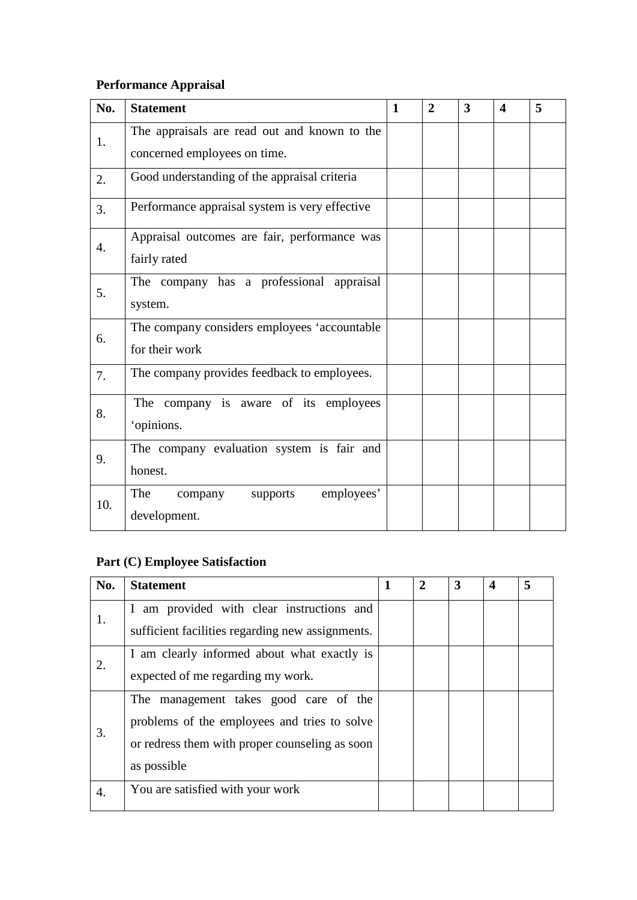**Performance Appraisal**

| No. | Statement | 1 | 2 | 3 | 4 | 5 |
|---|---|---|---|---|---|---|
| 1. | The appraisals are read out and known to the concerned employees on time. | | | | | |
| 2. | Good understanding of the appraisal criteria | | | | | |
| 3. | Performance appraisal system is very effective | | | | | |
| 4. | Appraisal outcomes are fair, performance was fairly rated | | | | | |
| 5. | The company has a professional appraisal system. | | | | | |
| 6. | The company considers employees 'accountable for their work | | | | | |
| 7. | The company provides feedback to employees. | | | | | |
| 8. | The company is aware of its employees 'opinions. | | | | | |
| 9. | The company evaluation system is fair and honest. | | | | | |
| 10. | The company supports employees' development. | | | | | |

**Part (C) Employee Satisfaction**

| No. | Statement | 1 | 2 | 3 | 4 | 5 |
|---|---|---|---|---|---|---|
| 1. | I am provided with clear instructions and sufficient facilities regarding new assignments. | | | | | |
| 2. | I am clearly informed about what exactly is expected of me regarding my work. | | | | | |
| 3. | The management takes good care of the problems of the employees and tries to solve or redress them with proper counseling as soon as possible | | | | | |
| 4. | You are satisfied with your work | | | | | |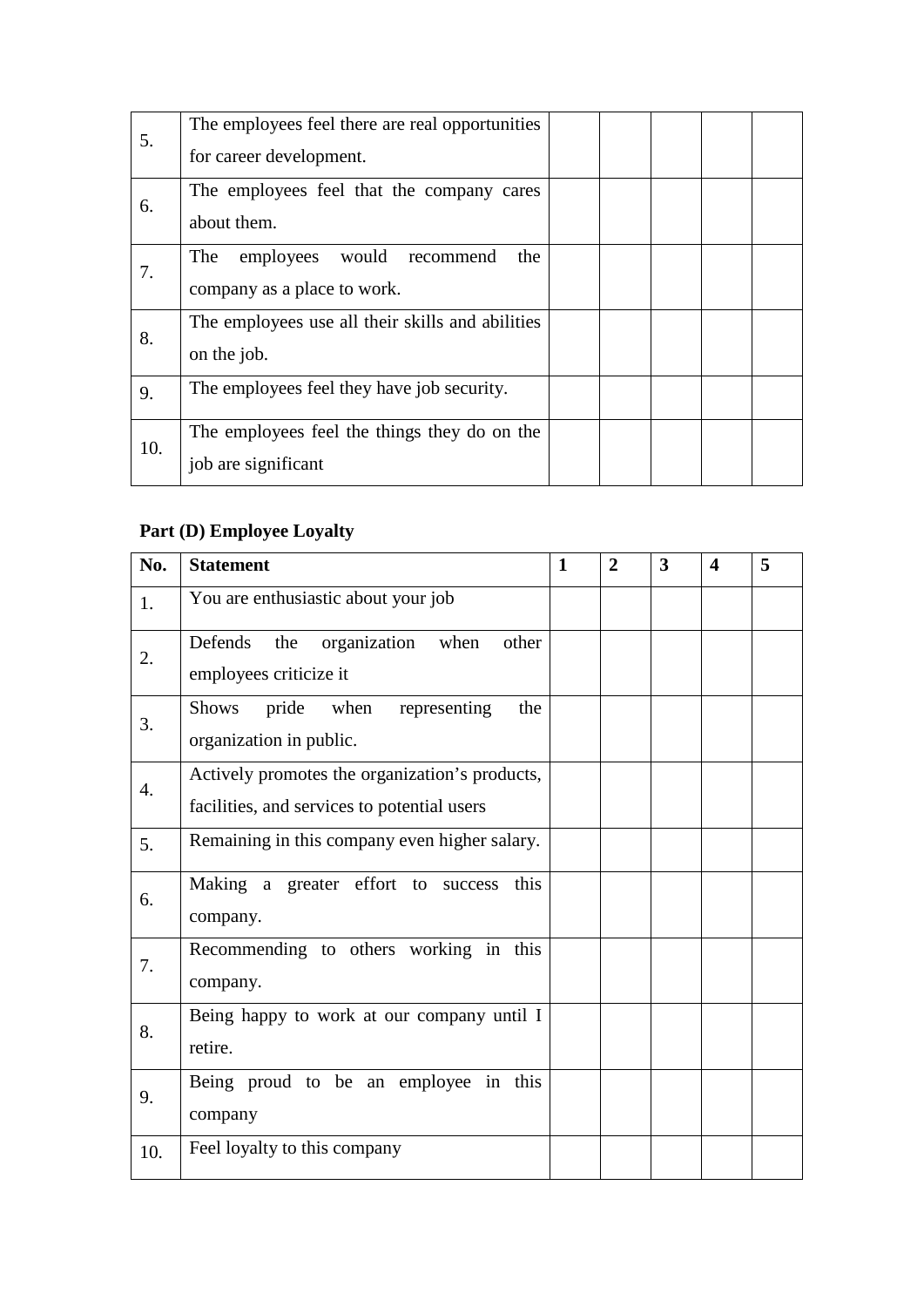| | | | | | | |
|---|---|---|---|---|---|---|
| 5. | The employees feel there are real opportunities for career development. | | | | | |
| 6. | The employees feel that the company cares about them. | | | | | |
| 7. | The employees would recommend the company as a place to work. | | | | | |
| 8. | The employees use all their skills and abilities on the job. | | | | | |
| 9. | The employees feel they have job security. | | | | | |
| 10. | The employees feel the things they do on the job are significant | | | | | |

**Part (D) Employee Loyalty**

| **No.** | **Statement** | **1** | **2** | **3** | **4** | **5** |
|---|---|---|---|---|---|---|
| 1. | You are enthusiastic about your job | | | | | |
| 2. | Defends the organization when other employees criticize it | | | | | |
| 3. | Shows pride when representing the organization in public. | | | | | |
| 4. | Actively promotes the organization's products, facilities, and services to potential users | | | | | |
| 5. | Remaining in this company even higher salary. | | | | | |
| 6. | Making a greater effort to success this company. | | | | | |
| 7. | Recommending to others working in this company. | | | | | |
| 8. | Being happy to work at our company until I retire. | | | | | |
| 9. | Being proud to be an employee in this company | | | | | |
| 10. | Feel loyalty to this company | | | | | |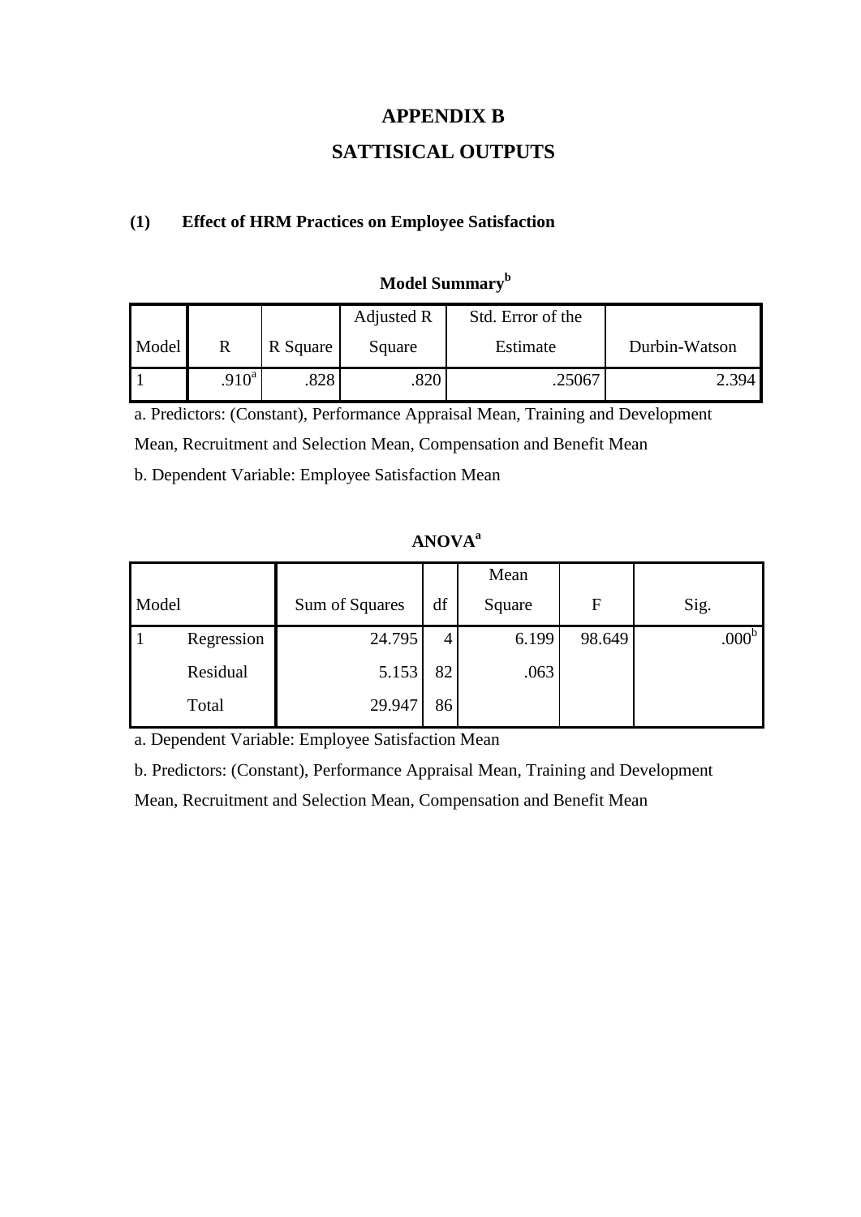# APPENDIX B

# SATTISICAL OUTPUTS

**(1) Effect of HRM Practices on Employee Satisfaction**

**Model Summary[b]**

| Model | R | R Square | Adjusted R Square | Std. Error of the Estimate | Durbin-Watson |
|---|---|---|---|---|---|
| 1 | .910[a] | .828 | .820 | .25067 | 2.394 |

a. Predictors: (Constant), Performance Appraisal Mean, Training and Development Mean, Recruitment and Selection Mean, Compensation and Benefit Mean

b. Dependent Variable: Employee Satisfaction Mean

**ANOVA[a]**

| Model | | Sum of Squares | df | Mean Square | F | Sig. |
|---|---|---|---|---|---|---|
| 1 | Regression | 24.795 | 4 | 6.199 | 98.649 | .000[b] |
| | Residual | 5.153 | 82 | .063 | | |
| | Total | 29.947 | 86 | | | |

a. Dependent Variable: Employee Satisfaction Mean

b. Predictors: (Constant), Performance Appraisal Mean, Training and Development Mean, Recruitment and Selection Mean, Compensation and Benefit Mean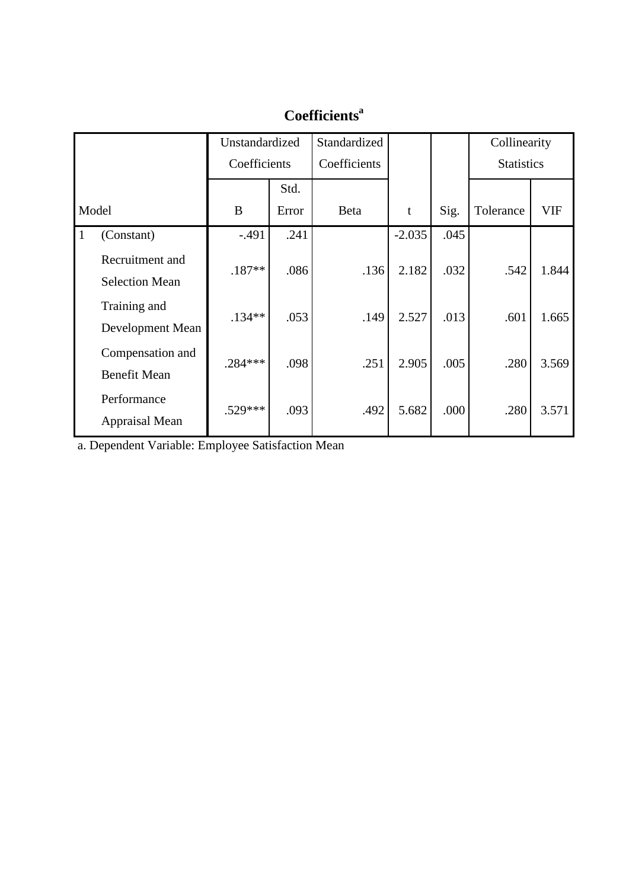**Coefficients[a]**

| Model | | Unstandardized Coefficients | | Standardized Coefficients | t | Sig. | Collinearity Statistics | |
|---|---|---|---|---|---|---|---|---|
| | | B | Std. Error | Beta | | | Tolerance | VIF |
| 1 | (Constant) | -.491 | .241 | | -2.035 | .045 | | |
| | Recruitment and Selection Mean | .187** | .086 | .136 | 2.182 | .032 | .542 | 1.844 |
| | Training and Development Mean | .134** | .053 | .149 | 2.527 | .013 | .601 | 1.665 |
| | Compensation and Benefit Mean | .284*** | .098 | .251 | 2.905 | .005 | .280 | 3.569 |
| | Performance Appraisal Mean | .529*** | .093 | .492 | 5.682 | .000 | .280 | 3.571 |

a. Dependent Variable: Employee Satisfaction Mean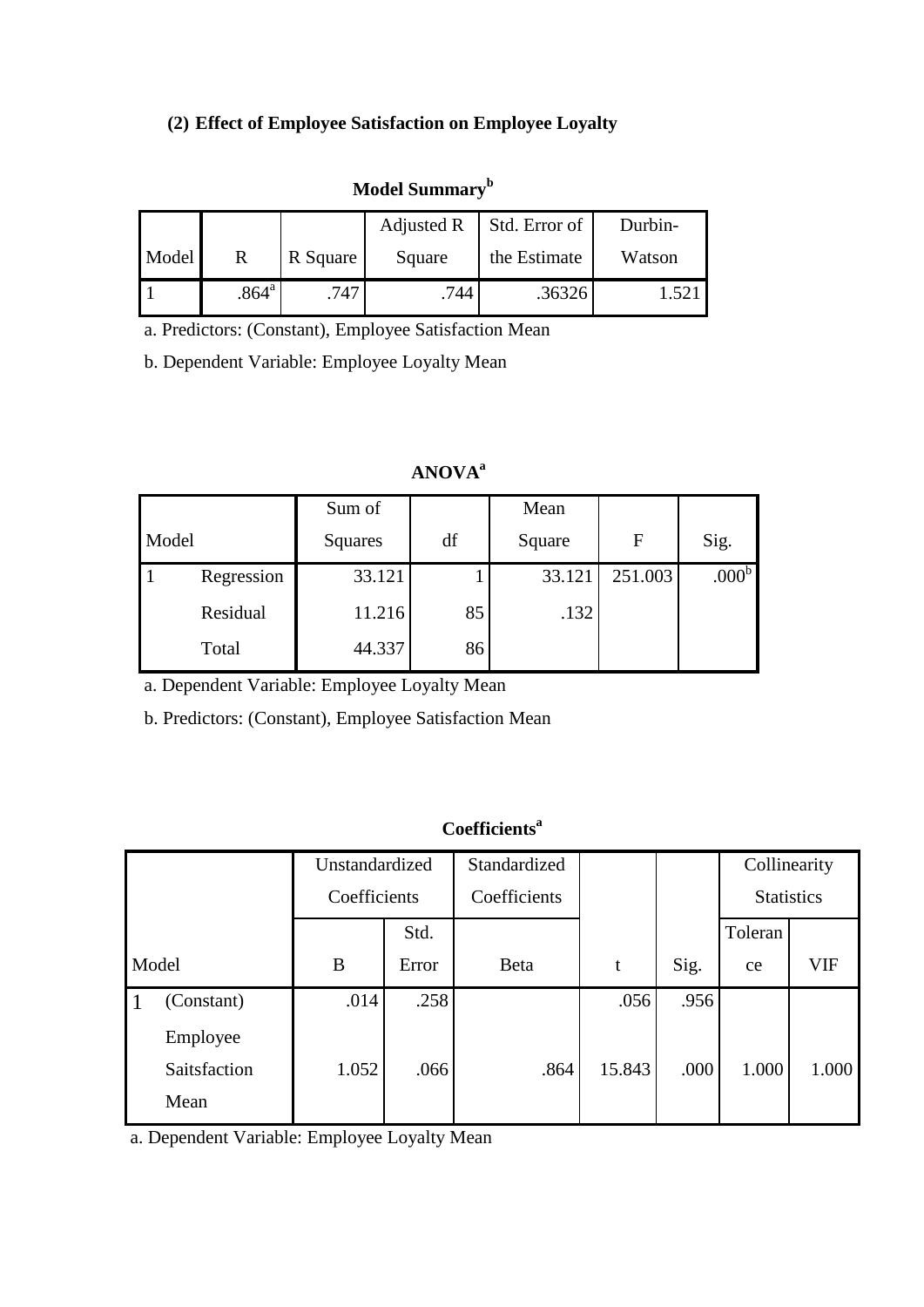### (2) Effect of Employee Satisfaction on Employee Loyalty

**Model Summary[b]**

| Model | R | R Square | Adjusted R Square | Std. Error of the Estimate | Durbin-Watson |
|---|---|---|---|---|---|
| 1 | .864[a] | .747 | .744 | .36326 | 1.521 |

a. Predictors: (Constant), Employee Satisfaction Mean

b. Dependent Variable: Employee Loyalty Mean

**ANOVA[a]**

| Model | | Sum of Squares | df | Mean Square | F | Sig. |
|---|---|---|---|---|---|---|
| 1 | Regression | 33.121 | 1 | 33.121 | 251.003 | .000[b] |
| | Residual | 11.216 | 85 | .132 | | |
| | Total | 44.337 | 86 | | | |

a. Dependent Variable: Employee Loyalty Mean

b. Predictors: (Constant), Employee Satisfaction Mean

**Coefficients[a]**

| Model | | Unstandardized Coefficients | | Standardized Coefficients | t | Sig. | Collinearity Statistics | |
|---|---|---|---|---|---|---|---|---|
| | | B | Std. Error | Beta | | | Tolerance | VIF |
| 1 | (Constant) | .014 | .258 | | .056 | .956 | | |
| | Employee Saitsfaction Mean | 1.052 | .066 | .864 | 15.843 | .000 | 1.000 | 1.000 |

a. Dependent Variable: Employee Loyalty Mean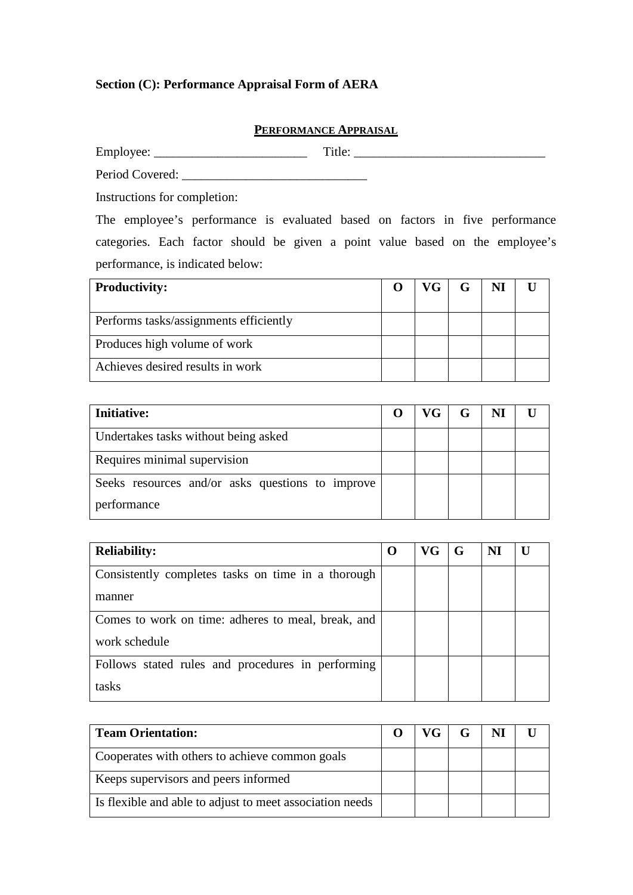**Section (C): Performance Appraisal Form of AERA**

**PERFORMANCE APPRAISAL**

Employee: ________________________ Title: ______________________________

Period Covered: _____________________________

Instructions for completion:

The employee's performance is evaluated based on factors in five performance categories. Each factor should be given a point value based on the employee's performance, is indicated below:

| **Productivity:** | **O** | **VG** | **G** | **NI** | **U** |
|---|---|---|---|---|---|
| Performs tasks/assignments efficiently | | | | | |
| Produces high volume of work | | | | | |
| Achieves desired results in work | | | | | |

| **Initiative:** | **O** | **VG** | **G** | **NI** | **U** |
|---|---|---|---|---|---|
| Undertakes tasks without being asked | | | | | |
| Requires minimal supervision | | | | | |
| Seeks resources and/or asks questions to improve performance | | | | | |

| **Reliability:** | **O** | **VG** | **G** | **NI** | **U** |
|---|---|---|---|---|---|
| Consistently completes tasks on time in a thorough manner | | | | | |
| Comes to work on time: adheres to meal, break, and work schedule | | | | | |
| Follows stated rules and procedures in performing tasks | | | | | |

| **Team Orientation:** | **O** | **VG** | **G** | **NI** | **U** |
|---|---|---|---|---|---|
| Cooperates with others to achieve common goals | | | | | |
| Keeps supervisors and peers informed | | | | | |
| Is flexible and able to adjust to meet association needs | | | | | |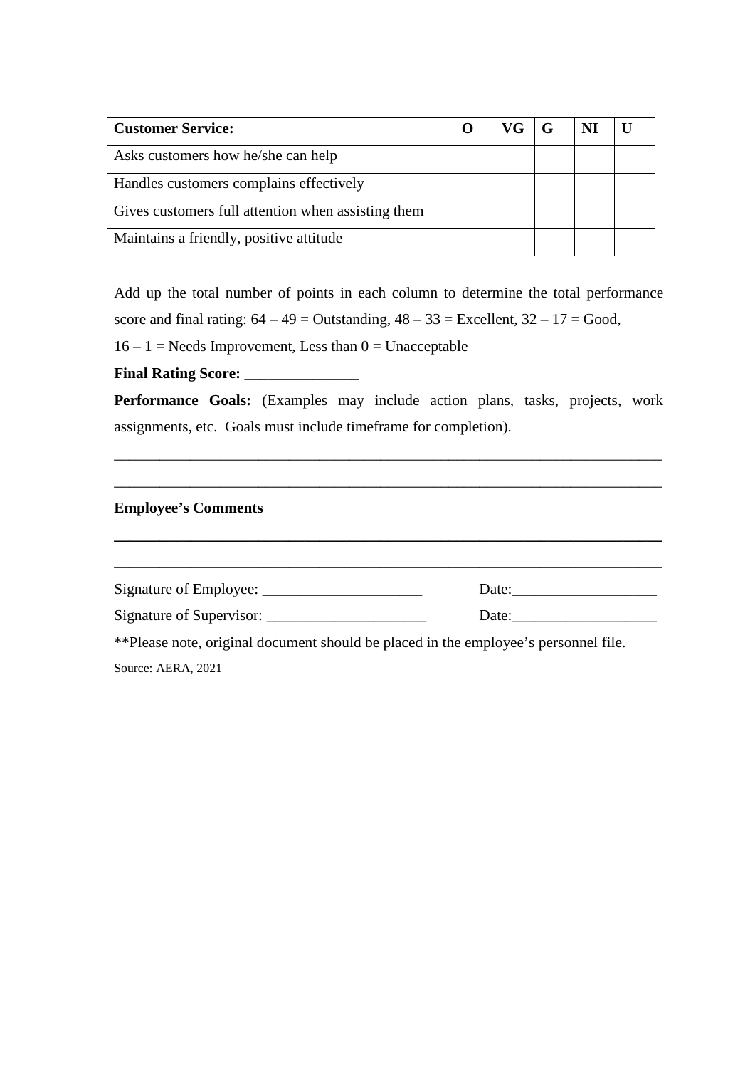| **Customer Service:** | **O** | **VG** | **G** | **NI** | **U** |
|---|---|---|---|---|---|
| Asks customers how he/she can help | | | | | |
| Handles customers complains effectively | | | | | |
| Gives customers full attention when assisting them | | | | | |
| Maintains a friendly, positive attitude | | | | | |

Add up the total number of points in each column to determine the total performance score and final rating: 64 – 49 = Outstanding, 48 – 33 = Excellent, 32 – 17 = Good, 16 – 1 = Needs Improvement, Less than 0 = Unacceptable

**Final Rating Score:** _______________

**Performance Goals:** (Examples may include action plans, tasks, projects, work assignments, etc. Goals must include timeframe for completion).

___________________________________________________________________________

___________________________________________________________________________

**Employee's Comments**

___________________________________________________________________________

___________________________________________________________________________

Signature of Employee: _____________________ Date:___________________

Signature of Supervisor: _____________________ Date:___________________

**Please note, original document should be placed in the employee's personnel file.

Source: AERA, 2021